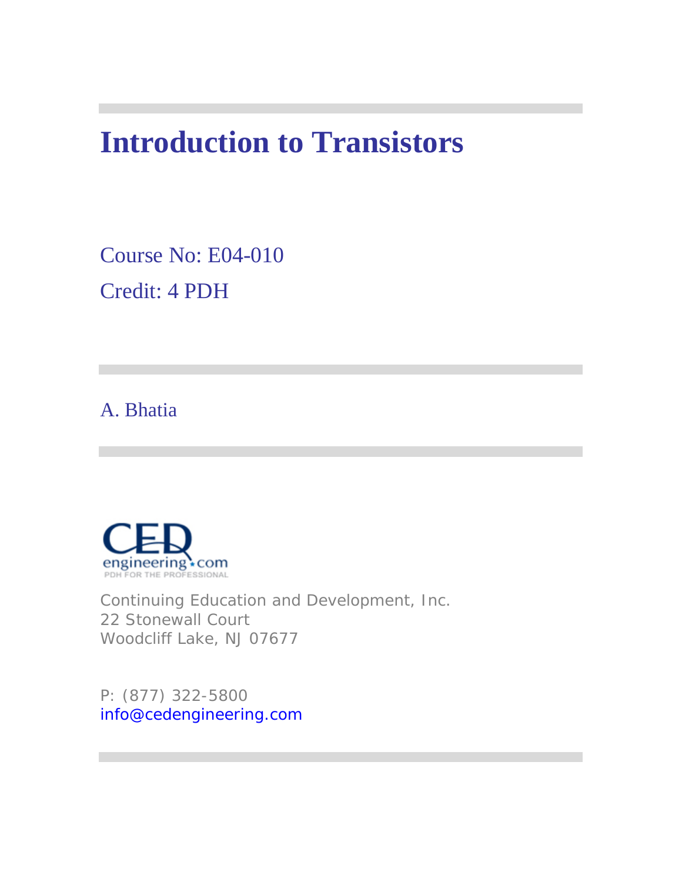# Introduction to Transistors

Course No: E04-010

Credit: 4 PDH

A. Bhatia

Continuing Education and Development, Inc.
22 Stonewall Court
Woodcliff Lake, NJ 07677

P: (877) 322-5800
info@cedengineering.com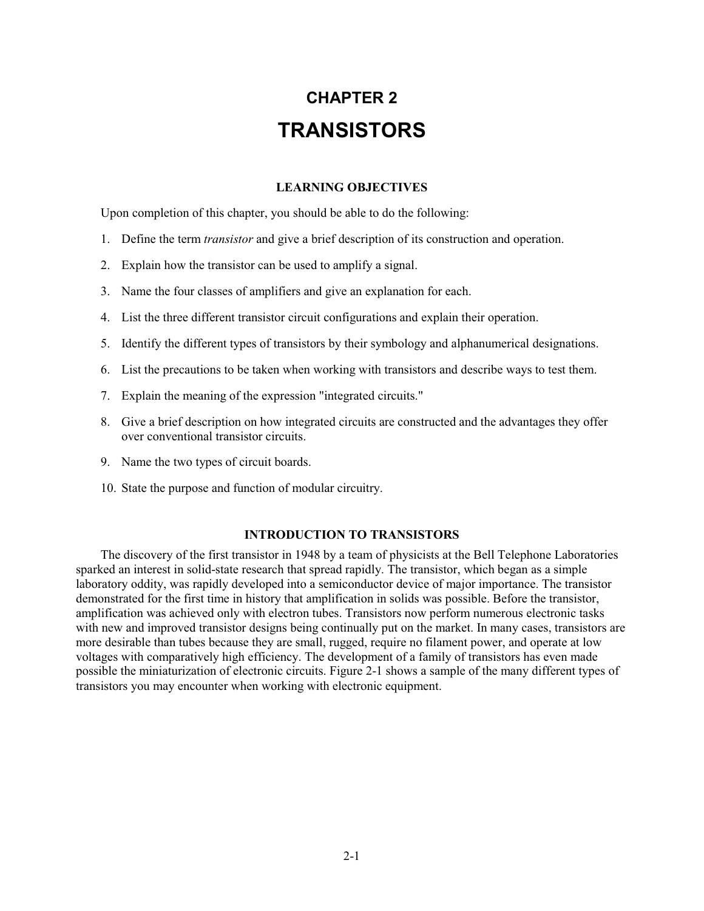# CHAPTER 2

# TRANSISTORS

## LEARNING OBJECTIVES

Upon completion of this chapter, you should be able to do the following:

1. Define the term *transistor* and give a brief description of its construction and operation.
2. Explain how the transistor can be used to amplify a signal.
3. Name the four classes of amplifiers and give an explanation for each.
4. List the three different transistor circuit configurations and explain their operation.
5. Identify the different types of transistors by their symbology and alphanumerical designations.
6. List the precautions to be taken when working with transistors and describe ways to test them.
7. Explain the meaning of the expression "integrated circuits."
8. Give a brief description on how integrated circuits are constructed and the advantages they offer over conventional transistor circuits.
9. Name the two types of circuit boards.
10. State the purpose and function of modular circuitry.

## INTRODUCTION TO TRANSISTORS

The discovery of the first transistor in 1948 by a team of physicists at the Bell Telephone Laboratories sparked an interest in solid-state research that spread rapidly. The transistor, which began as a simple laboratory oddity, was rapidly developed into a semiconductor device of major importance. The transistor demonstrated for the first time in history that amplification in solids was possible. Before the transistor, amplification was achieved only with electron tubes. Transistors now perform numerous electronic tasks with new and improved transistor designs being continually put on the market. In many cases, transistors are more desirable than tubes because they are small, rugged, require no filament power, and operate at low voltages with comparatively high efficiency. The development of a family of transistors has even made possible the miniaturization of electronic circuits. Figure 2-1 shows a sample of the many different types of transistors you may encounter when working with electronic equipment.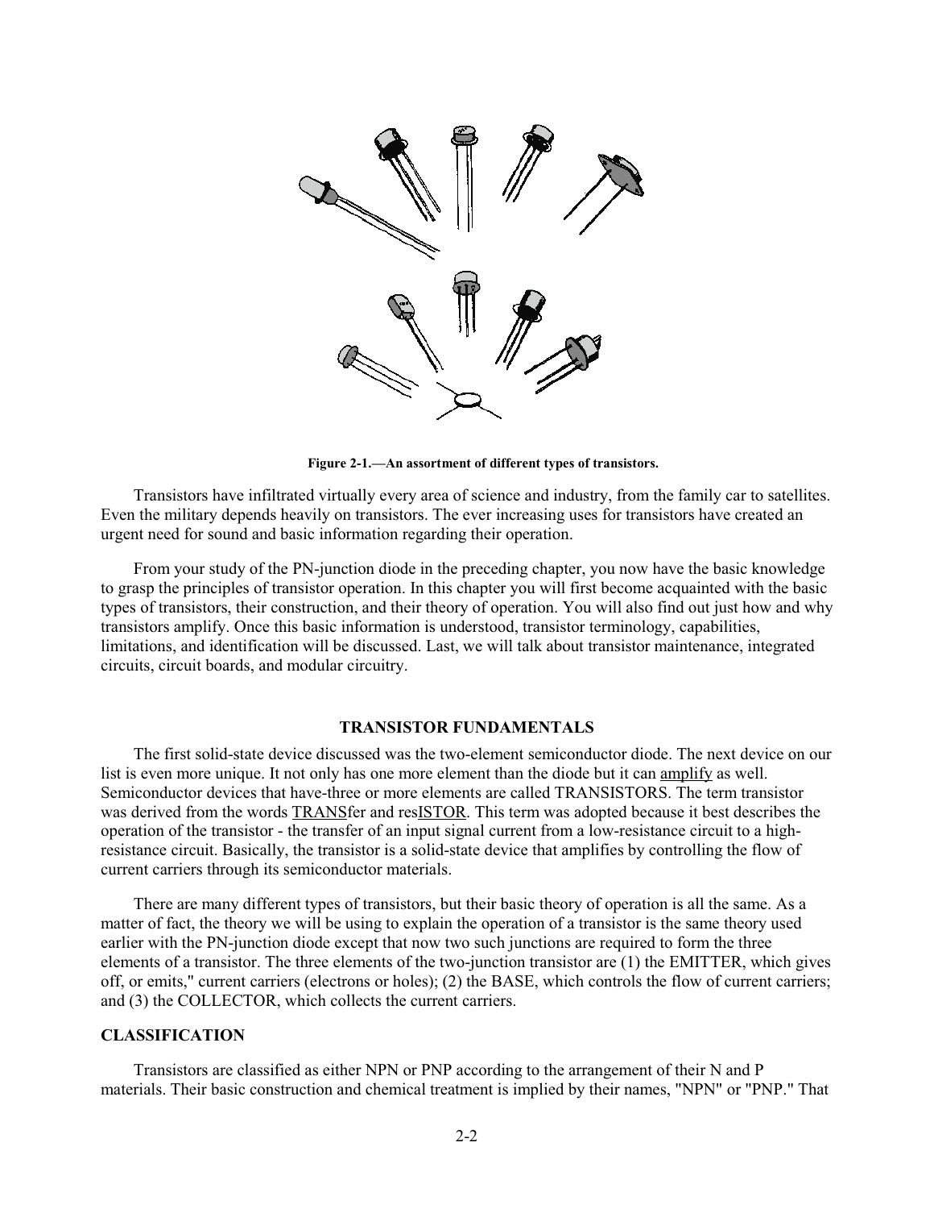Figure 2-1.—An assortment of different types of transistors.

Transistors have infiltrated virtually every area of science and industry, from the family car to satellites. Even the military depends heavily on transistors. The ever increasing uses for transistors have created an urgent need for sound and basic information regarding their operation.

From your study of the PN-junction diode in the preceding chapter, you now have the basic knowledge to grasp the principles of transistor operation. In this chapter you will first become acquainted with the basic types of transistors, their construction, and their theory of operation. You will also find out just how and why transistors amplify. Once this basic information is understood, transistor terminology, capabilities, limitations, and identification will be discussed. Last, we will talk about transistor maintenance, integrated circuits, circuit boards, and modular circuitry.

## TRANSISTOR FUNDAMENTALS

The first solid-state device discussed was the two-element semiconductor diode. The next device on our list is even more unique. It not only has one more element than the diode but it can amplify as well. Semiconductor devices that have-three or more elements are called TRANSISTORS. The term transistor was derived from the words TRANSfer and resISTOR. This term was adopted because it best describes the operation of the transistor - the transfer of an input signal current from a low-resistance circuit to a high-resistance circuit. Basically, the transistor is a solid-state device that amplifies by controlling the flow of current carriers through its semiconductor materials.

There are many different types of transistors, but their basic theory of operation is all the same. As a matter of fact, the theory we will be using to explain the operation of a transistor is the same theory used earlier with the PN-junction diode except that now two such junctions are required to form the three elements of a transistor. The three elements of the two-junction transistor are (1) the EMITTER, which gives off, or emits," current carriers (electrons or holes); (2) the BASE, which controls the flow of current carriers; and (3) the COLLECTOR, which collects the current carriers.

### CLASSIFICATION

Transistors are classified as either NPN or PNP according to the arrangement of their N and P materials. Their basic construction and chemical treatment is implied by their names, "NPN" or "PNP." That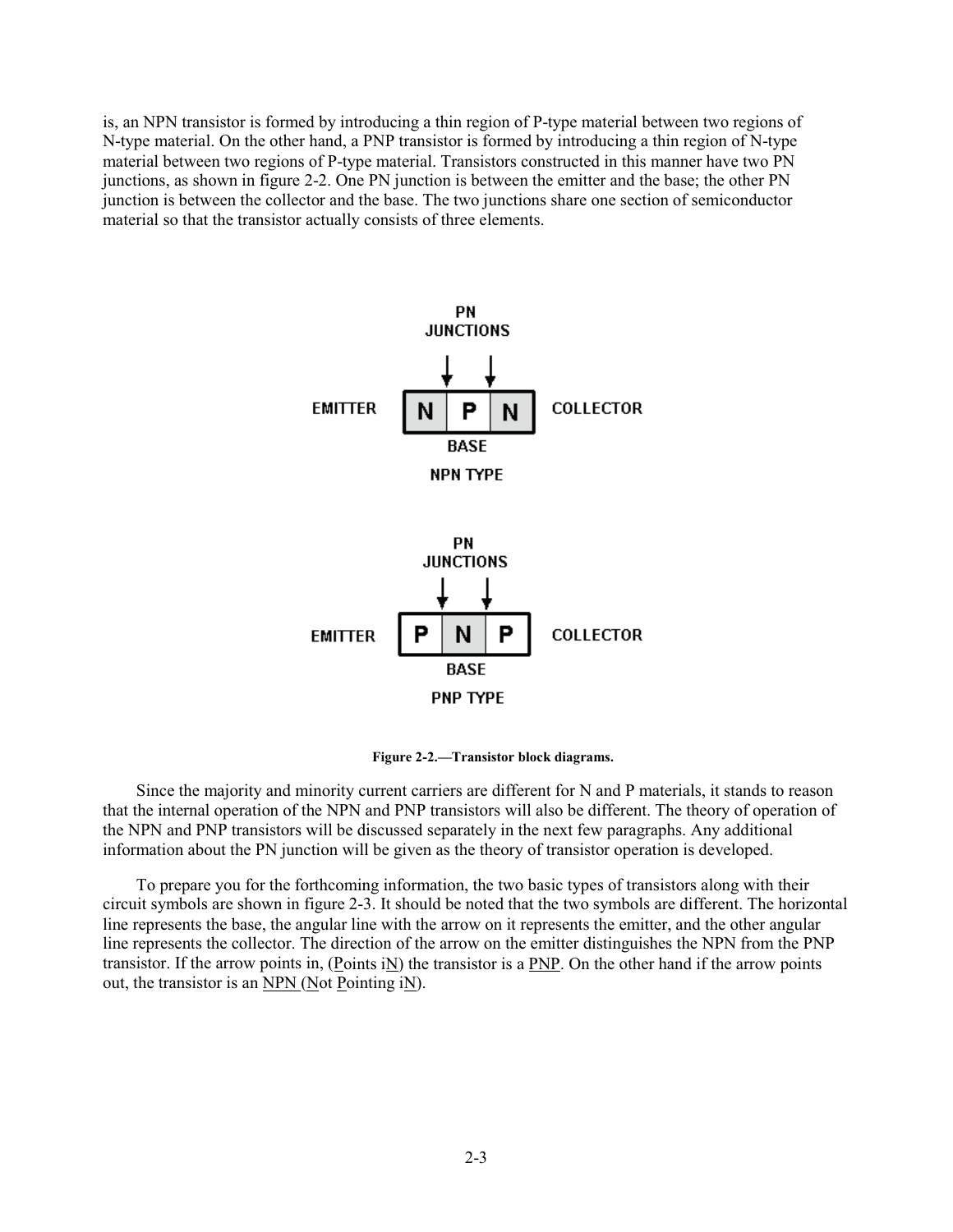is, an NPN transistor is formed by introducing a thin region of P-type material between two regions of N-type material. On the other hand, a PNP transistor is formed by introducing a thin region of N-type material between two regions of P-type material. Transistors constructed in this manner have two PN junctions, as shown in figure 2-2. One PN junction is between the emitter and the base; the other PN junction is between the collector and the base. The two junctions share one section of semiconductor material so that the transistor actually consists of three elements.

**Figure 2-2.—Transistor block diagrams.**

Since the majority and minority current carriers are different for N and P materials, it stands to reason that the internal operation of the NPN and PNP transistors will also be different. The theory of operation of the NPN and PNP transistors will be discussed separately in the next few paragraphs. Any additional information about the PN junction will be given as the theory of transistor operation is developed.

To prepare you for the forthcoming information, the two basic types of transistors along with their circuit symbols are shown in figure 2-3. It should be noted that the two symbols are different. The horizontal line represents the base, the angular line with the arrow on it represents the emitter, and the other angular line represents the collector. The direction of the arrow on the emitter distinguishes the NPN from the PNP transistor. If the arrow points in, (Points iN) the transistor is a PNP. On the other hand if the arrow points out, the transistor is an NPN (Not Pointing iN).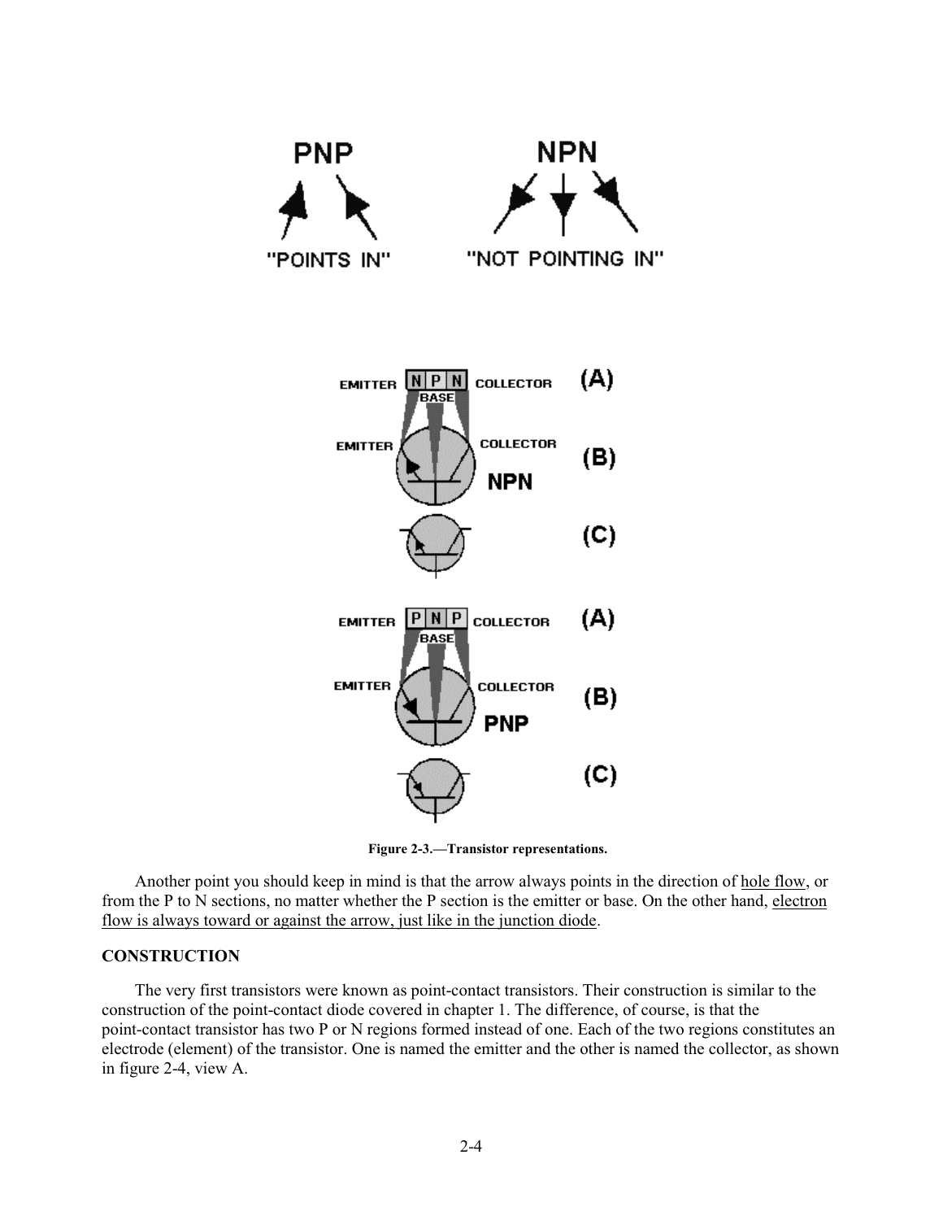Figure 2-3.—Transistor representations.

Another point you should keep in mind is that the arrow always points in the direction of hole flow, or from the P to N sections, no matter whether the P section is the emitter or base. On the other hand, electron flow is always toward or against the arrow, just like in the junction diode.

### CONSTRUCTION

The very first transistors were known as point-contact transistors. Their construction is similar to the construction of the point-contact diode covered in chapter 1. The difference, of course, is that the point-contact transistor has two P or N regions formed instead of one. Each of the two regions constitutes an electrode (element) of the transistor. One is named the emitter and the other is named the collector, as shown in figure 2-4, view A.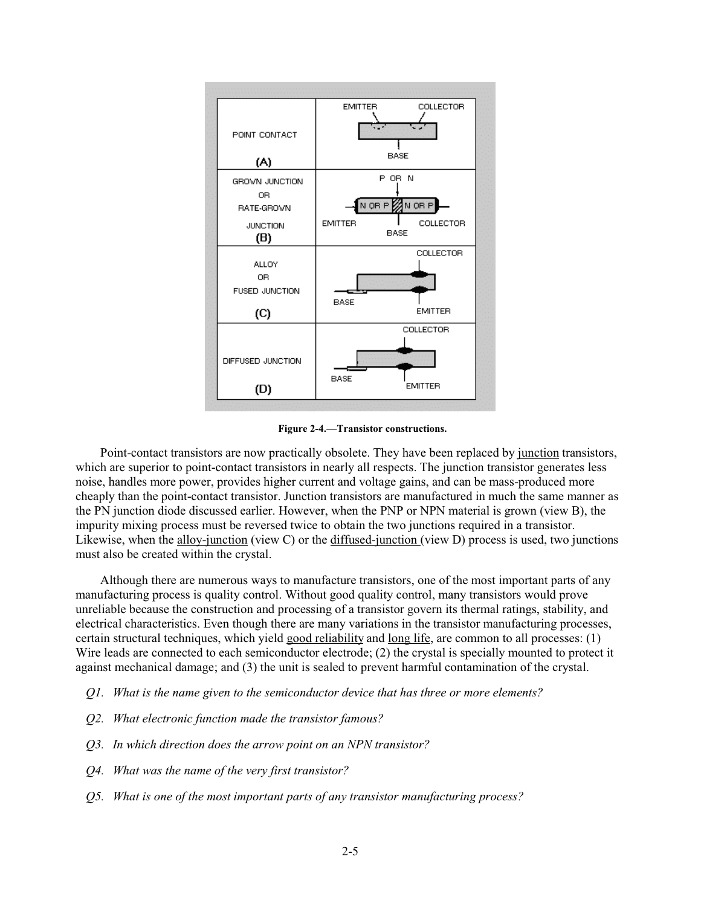Figure 2-4.—Transistor constructions.

Point-contact transistors are now practically obsolete. They have been replaced by junction transistors, which are superior to point-contact transistors in nearly all respects. The junction transistor generates less noise, handles more power, provides higher current and voltage gains, and can be mass-produced more cheaply than the point-contact transistor. Junction transistors are manufactured in much the same manner as the PN junction diode discussed earlier. However, when the PNP or NPN material is grown (view B), the impurity mixing process must be reversed twice to obtain the two junctions required in a transistor. Likewise, when the alloy-junction (view C) or the diffused-junction (view D) process is used, two junctions must also be created within the crystal.

Although there are numerous ways to manufacture transistors, one of the most important parts of any manufacturing process is quality control. Without good quality control, many transistors would prove unreliable because the construction and processing of a transistor govern its thermal ratings, stability, and electrical characteristics. Even though there are many variations in the transistor manufacturing processes, certain structural techniques, which yield good reliability and long life, are common to all processes: (1) Wire leads are connected to each semiconductor electrode; (2) the crystal is specially mounted to protect it against mechanical damage; and (3) the unit is sealed to prevent harmful contamination of the crystal.

*Q1. What is the name given to the semiconductor device that has three or more elements?*

*Q2. What electronic function made the transistor famous?*

*Q3. In which direction does the arrow point on an NPN transistor?*

*Q4. What was the name of the very first transistor?*

*Q5. What is one of the most important parts of any transistor manufacturing process?*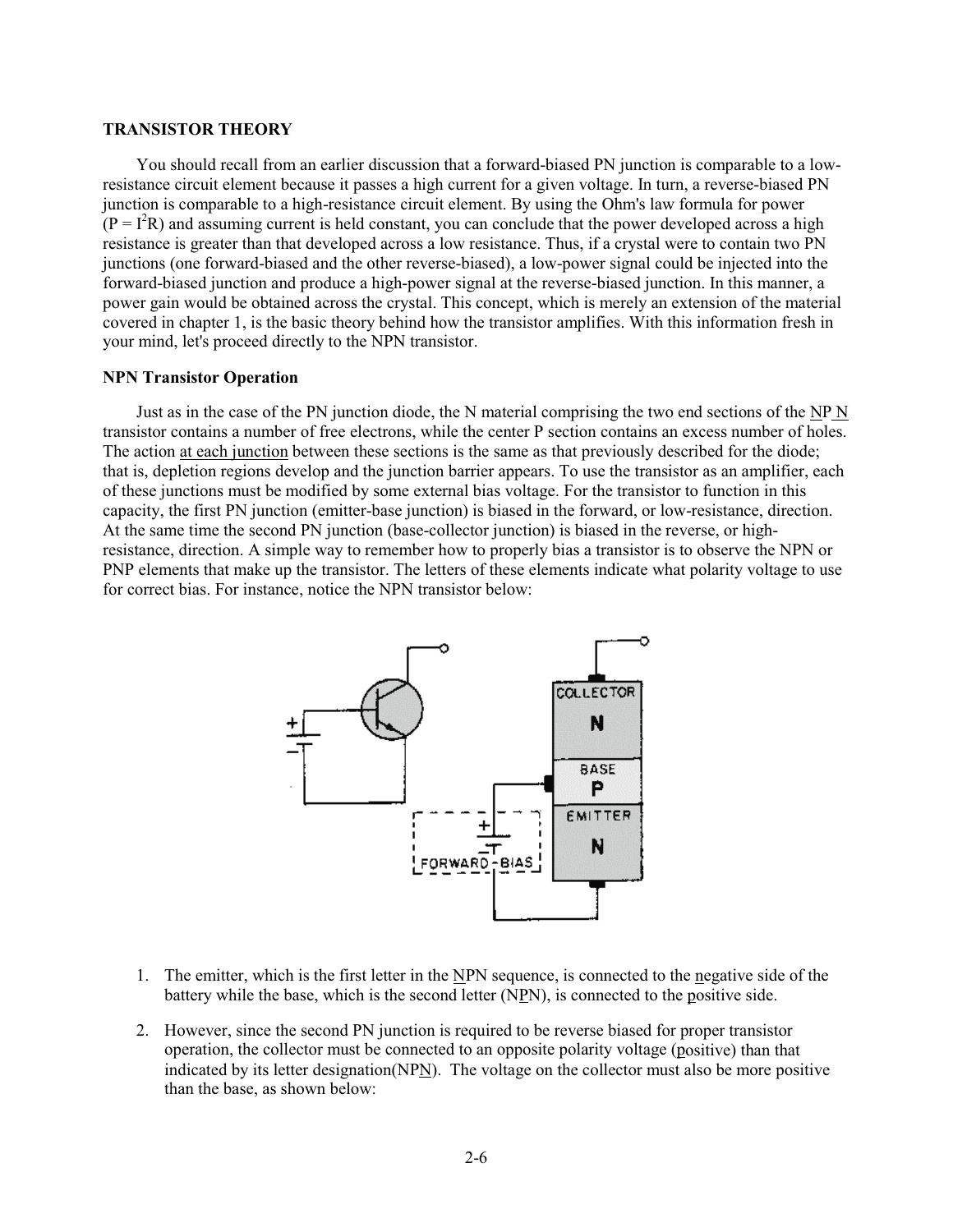### TRANSISTOR THEORY

You should recall from an earlier discussion that a forward-biased PN junction is comparable to a low-resistance circuit element because it passes a high current for a given voltage. In turn, a reverse-biased PN junction is comparable to a high-resistance circuit element. By using the Ohm's law formula for power ($P = I^2R$) and assuming current is held constant, you can conclude that the power developed across a high resistance is greater than that developed across a low resistance. Thus, if a crystal were to contain two PN junctions (one forward-biased and the other reverse-biased), a low-power signal could be injected into the forward-biased junction and produce a high-power signal at the reverse-biased junction. In this manner, a power gain would be obtained across the crystal. This concept, which is merely an extension of the material covered in chapter 1, is the basic theory behind how the transistor amplifies. With this information fresh in your mind, let's proceed directly to the NPN transistor.

#### NPN Transistor Operation

Just as in the case of the PN junction diode, the N material comprising the two end sections of the NP N transistor contains a number of free electrons, while the center P section contains an excess number of holes. The action at each junction between these sections is the same as that previously described for the diode; that is, depletion regions develop and the junction barrier appears. To use the transistor as an amplifier, each of these junctions must be modified by some external bias voltage. For the transistor to function in this capacity, the first PN junction (emitter-base junction) is biased in the forward, or low-resistance, direction. At the same time the second PN junction (base-collector junction) is biased in the reverse, or high-resistance, direction. A simple way to remember how to properly bias a transistor is to observe the NPN or PNP elements that make up the transistor. The letters of these elements indicate what polarity voltage to use for correct bias. For instance, notice the NPN transistor below:

1. The emitter, which is the first letter in the NPN sequence, is connected to the negative side of the battery while the base, which is the second letter (NPN), is connected to the positive side.

2. However, since the second PN junction is required to be reverse biased for proper transistor operation, the collector must be connected to an opposite polarity voltage (positive) than that indicated by its letter designation(NPN). The voltage on the collector must also be more positive than the base, as shown below: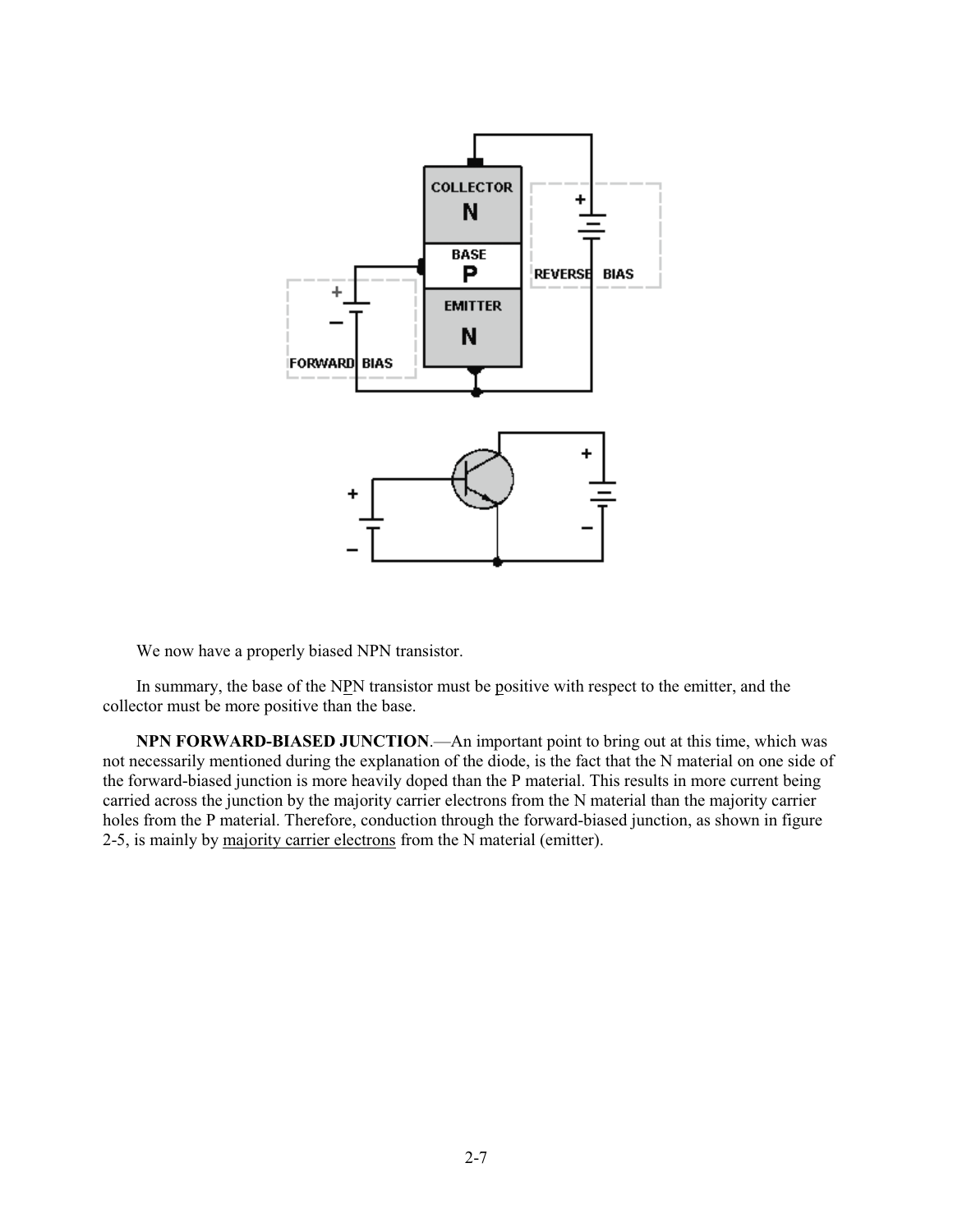We now have a properly biased NPN transistor.

In summary, the base of the NPN transistor must be positive with respect to the emitter, and the collector must be more positive than the base.

**NPN FORWARD-BIASED JUNCTION**.—An important point to bring out at this time, which was not necessarily mentioned during the explanation of the diode, is the fact that the N material on one side of the forward-biased junction is more heavily doped than the P material. This results in more current being carried across the junction by the majority carrier electrons from the N material than the majority carrier holes from the P material. Therefore, conduction through the forward-biased junction, as shown in figure 2-5, is mainly by majority carrier electrons from the N material (emitter).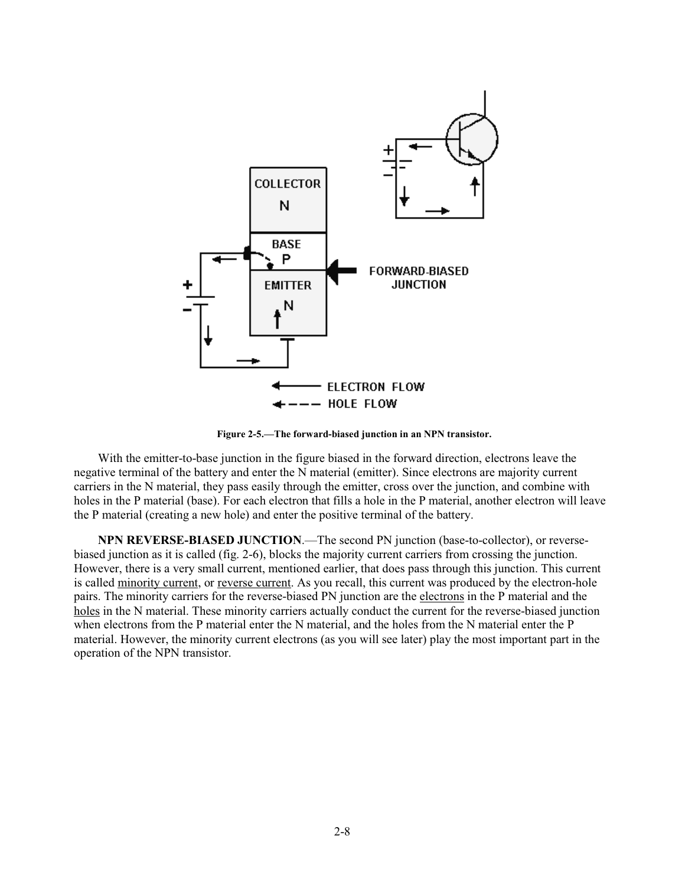Figure 2-5.—The forward-biased junction in an NPN transistor.

With the emitter-to-base junction in the figure biased in the forward direction, electrons leave the negative terminal of the battery and enter the N material (emitter). Since electrons are majority current carriers in the N material, they pass easily through the emitter, cross over the junction, and combine with holes in the P material (base). For each electron that fills a hole in the P material, another electron will leave the P material (creating a new hole) and enter the positive terminal of the battery.

**NPN REVERSE-BIASED JUNCTION**.—The second PN junction (base-to-collector), or reverse-biased junction as it is called (fig. 2-6), blocks the majority current carriers from crossing the junction. However, there is a very small current, mentioned earlier, that does pass through this junction. This current is called minority current, or reverse current. As you recall, this current was produced by the electron-hole pairs. The minority carriers for the reverse-biased PN junction are the electrons in the P material and the holes in the N material. These minority carriers actually conduct the current for the reverse-biased junction when electrons from the P material enter the N material, and the holes from the N material enter the P material. However, the minority current electrons (as you will see later) play the most important part in the operation of the NPN transistor.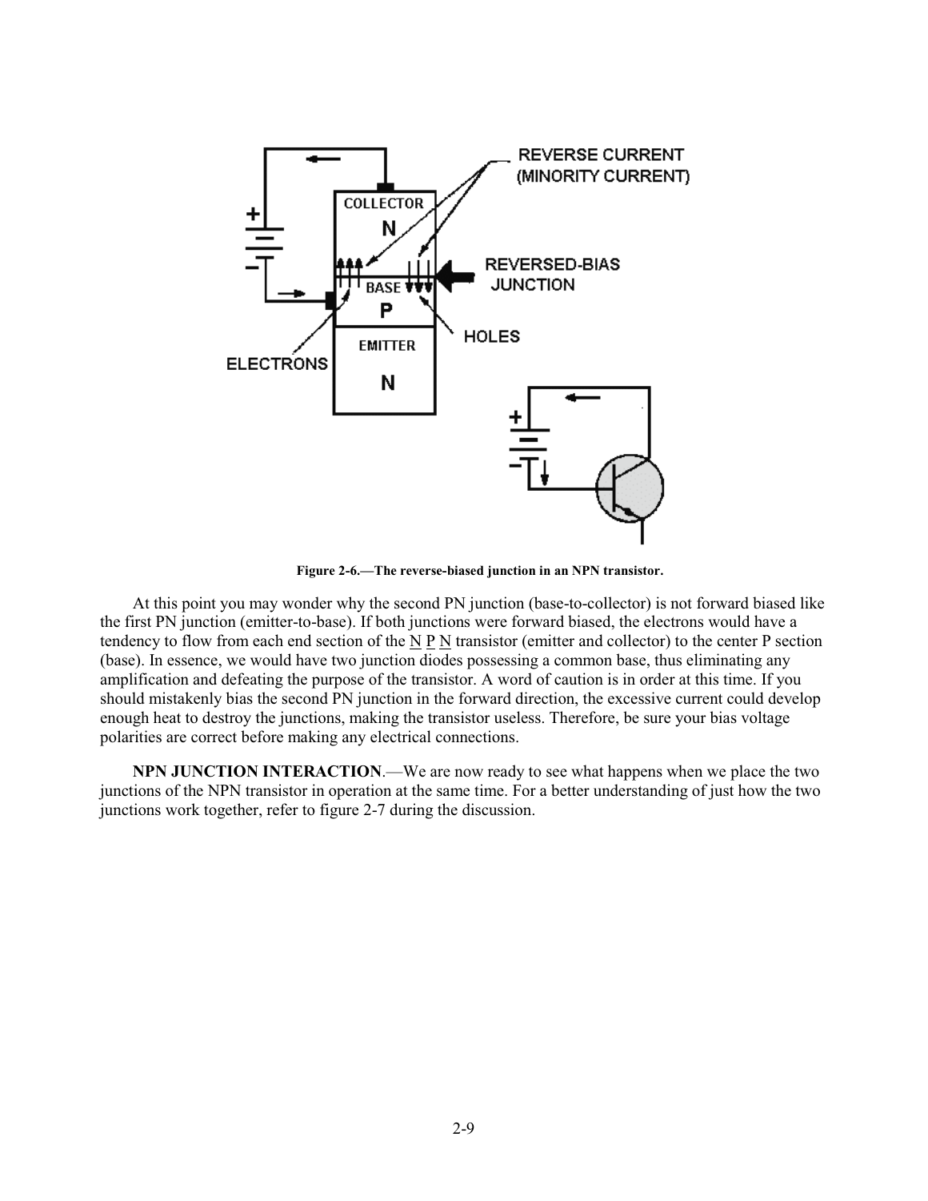Figure 2-6.—The reverse-biased junction in an NPN transistor.

At this point you may wonder why the second PN junction (base-to-collector) is not forward biased like the first PN junction (emitter-to-base). If both junctions were forward biased, the electrons would have a tendency to flow from each end section of the N P N transistor (emitter and collector) to the center P section (base). In essence, we would have two junction diodes possessing a common base, thus eliminating any amplification and defeating the purpose of the transistor. A word of caution is in order at this time. If you should mistakenly bias the second PN junction in the forward direction, the excessive current could develop enough heat to destroy the junctions, making the transistor useless. Therefore, be sure your bias voltage polarities are correct before making any electrical connections.

**NPN JUNCTION INTERACTION**.—We are now ready to see what happens when we place the two junctions of the NPN transistor in operation at the same time. For a better understanding of just how the two junctions work together, refer to figure 2-7 during the discussion.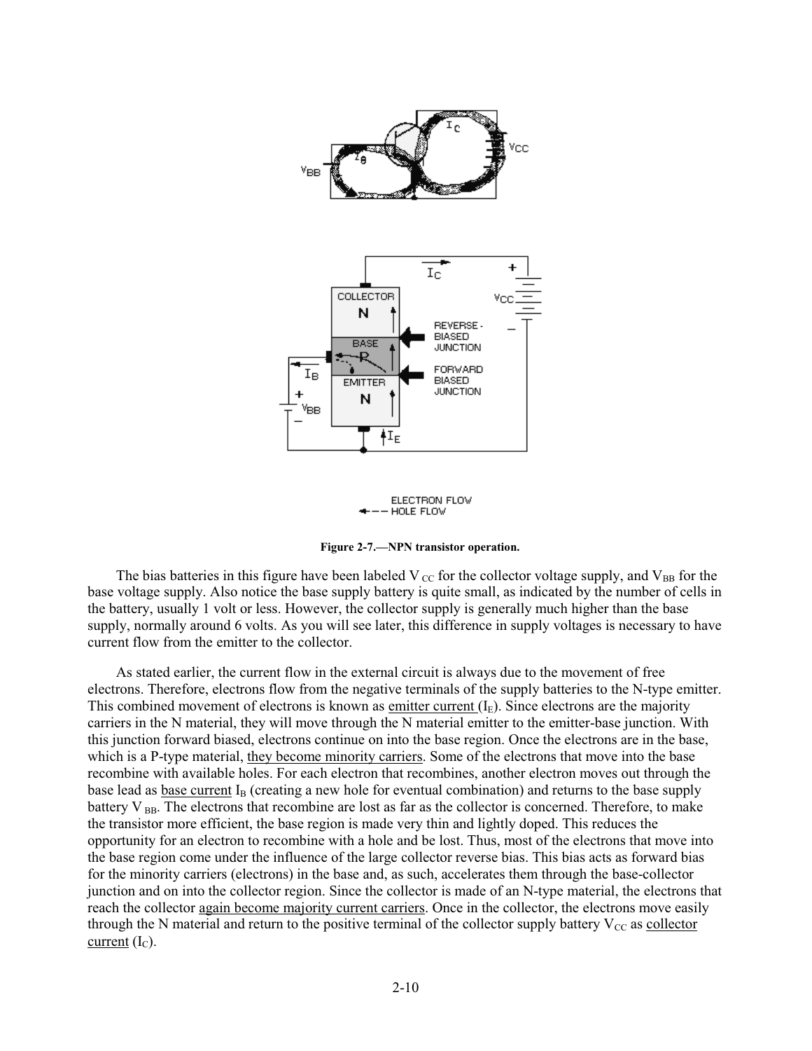Figure 2-7.—NPN transistor operation.

The bias batteries in this figure have been labeled $V_{CC}$ for the collector voltage supply, and $V_{BB}$ for the base voltage supply. Also notice the base supply battery is quite small, as indicated by the number of cells in the battery, usually 1 volt or less. However, the collector supply is generally much higher than the base supply, normally around 6 volts. As you will see later, this difference in supply voltages is necessary to have current flow from the emitter to the collector.

As stated earlier, the current flow in the external circuit is always due to the movement of free electrons. Therefore, electrons flow from the negative terminals of the supply batteries to the N-type emitter. This combined movement of electrons is known as emitter current ($I_E$). Since electrons are the majority carriers in the N material, they will move through the N material emitter to the emitter-base junction. With this junction forward biased, electrons continue on into the base region. Once the electrons are in the base, which is a P-type material, they become minority carriers. Some of the electrons that move into the base recombine with available holes. For each electron that recombines, another electron moves out through the base lead as base current $I_B$ (creating a new hole for eventual combination) and returns to the base supply battery $V_{BB}$. The electrons that recombine are lost as far as the collector is concerned. Therefore, to make the transistor more efficient, the base region is made very thin and lightly doped. This reduces the opportunity for an electron to recombine with a hole and be lost. Thus, most of the electrons that move into the base region come under the influence of the large collector reverse bias. This bias acts as forward bias for the minority carriers (electrons) in the base and, as such, accelerates them through the base-collector junction and on into the collector region. Since the collector is made of an N-type material, the electrons that reach the collector again become majority current carriers. Once in the collector, the electrons move easily through the N material and return to the positive terminal of the collector supply battery $V_{CC}$ as collector current ($I_C$).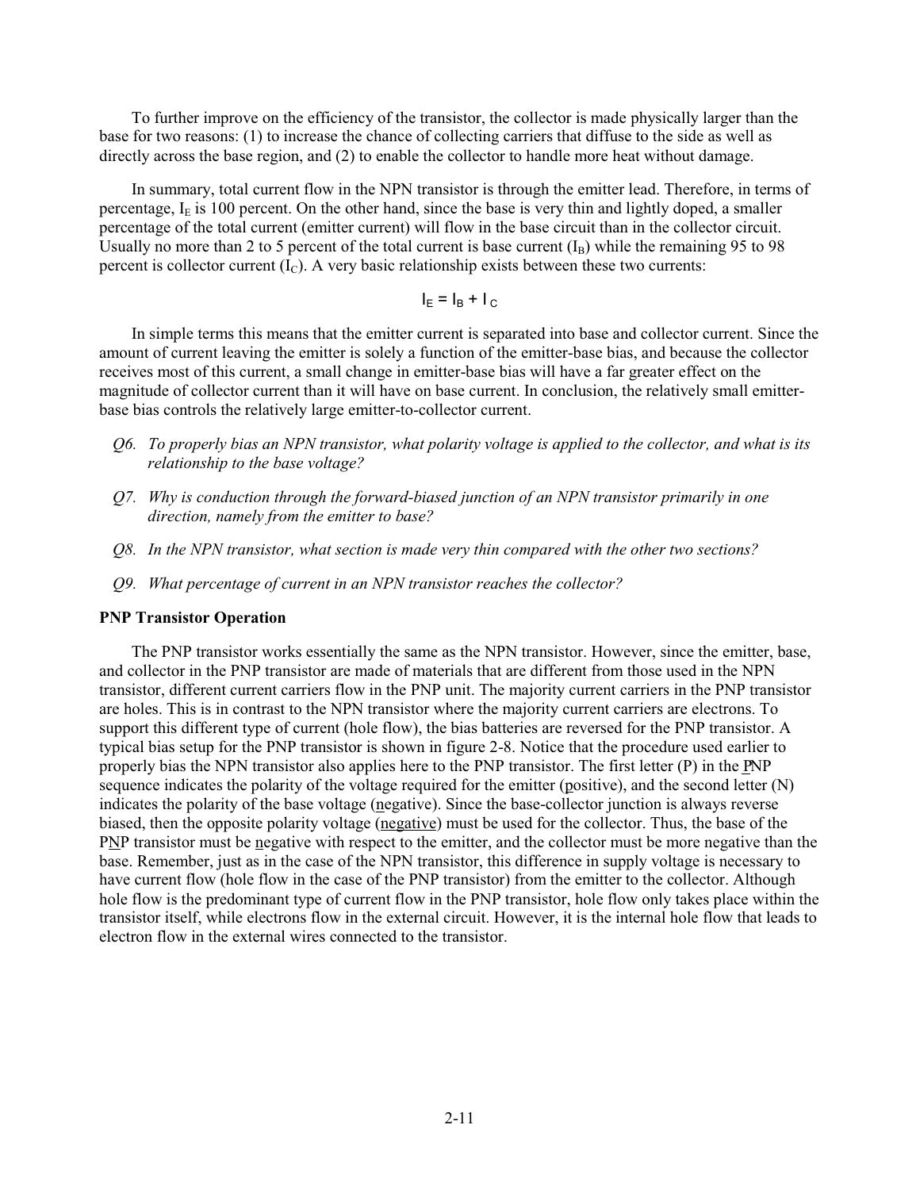To further improve on the efficiency of the transistor, the collector is made physically larger than the base for two reasons: (1) to increase the chance of collecting carriers that diffuse to the side as well as directly across the base region, and (2) to enable the collector to handle more heat without damage.

In summary, total current flow in the NPN transistor is through the emitter lead. Therefore, in terms of percentage, $I_E$ is 100 percent. On the other hand, since the base is very thin and lightly doped, a smaller percentage of the total current (emitter current) will flow in the base circuit than in the collector circuit. Usually no more than 2 to 5 percent of the total current is base current ($I_B$) while the remaining 95 to 98 percent is collector current ($I_C$). A very basic relationship exists between these two currents:

$$I_E = I_B + I_C$$

In simple terms this means that the emitter current is separated into base and collector current. Since the amount of current leaving the emitter is solely a function of the emitter-base bias, and because the collector receives most of this current, a small change in emitter-base bias will have a far greater effect on the magnitude of collector current than it will have on base current. In conclusion, the relatively small emitter-base bias controls the relatively large emitter-to-collector current.

*Q6. To properly bias an NPN transistor, what polarity voltage is applied to the collector, and what is its relationship to the base voltage?*

*Q7. Why is conduction through the forward-biased junction of an NPN transistor primarily in one direction, namely from the emitter to base?*

*Q8. In the NPN transistor, what section is made very thin compared with the other two sections?*

*Q9. What percentage of current in an NPN transistor reaches the collector?*

**PNP Transistor Operation**

The PNP transistor works essentially the same as the NPN transistor. However, since the emitter, base, and collector in the PNP transistor are made of materials that are different from those used in the NPN transistor, different current carriers flow in the PNP unit. The majority current carriers in the PNP transistor are holes. This is in contrast to the NPN transistor where the majority current carriers are electrons. To support this different type of current (hole flow), the bias batteries are reversed for the PNP transistor. A typical bias setup for the PNP transistor is shown in figure 2-8. Notice that the procedure used earlier to properly bias the NPN transistor also applies here to the PNP transistor. The first letter (P) in the PNP sequence indicates the polarity of the voltage required for the emitter (positive), and the second letter (N) indicates the polarity of the base voltage (negative). Since the base-collector junction is always reverse biased, then the opposite polarity voltage (negative) must be used for the collector. Thus, the base of the PNP transistor must be negative with respect to the emitter, and the collector must be more negative than the base. Remember, just as in the case of the NPN transistor, this difference in supply voltage is necessary to have current flow (hole flow in the case of the PNP transistor) from the emitter to the collector. Although hole flow is the predominant type of current flow in the PNP transistor, hole flow only takes place within the transistor itself, while electrons flow in the external circuit. However, it is the internal hole flow that leads to electron flow in the external wires connected to the transistor.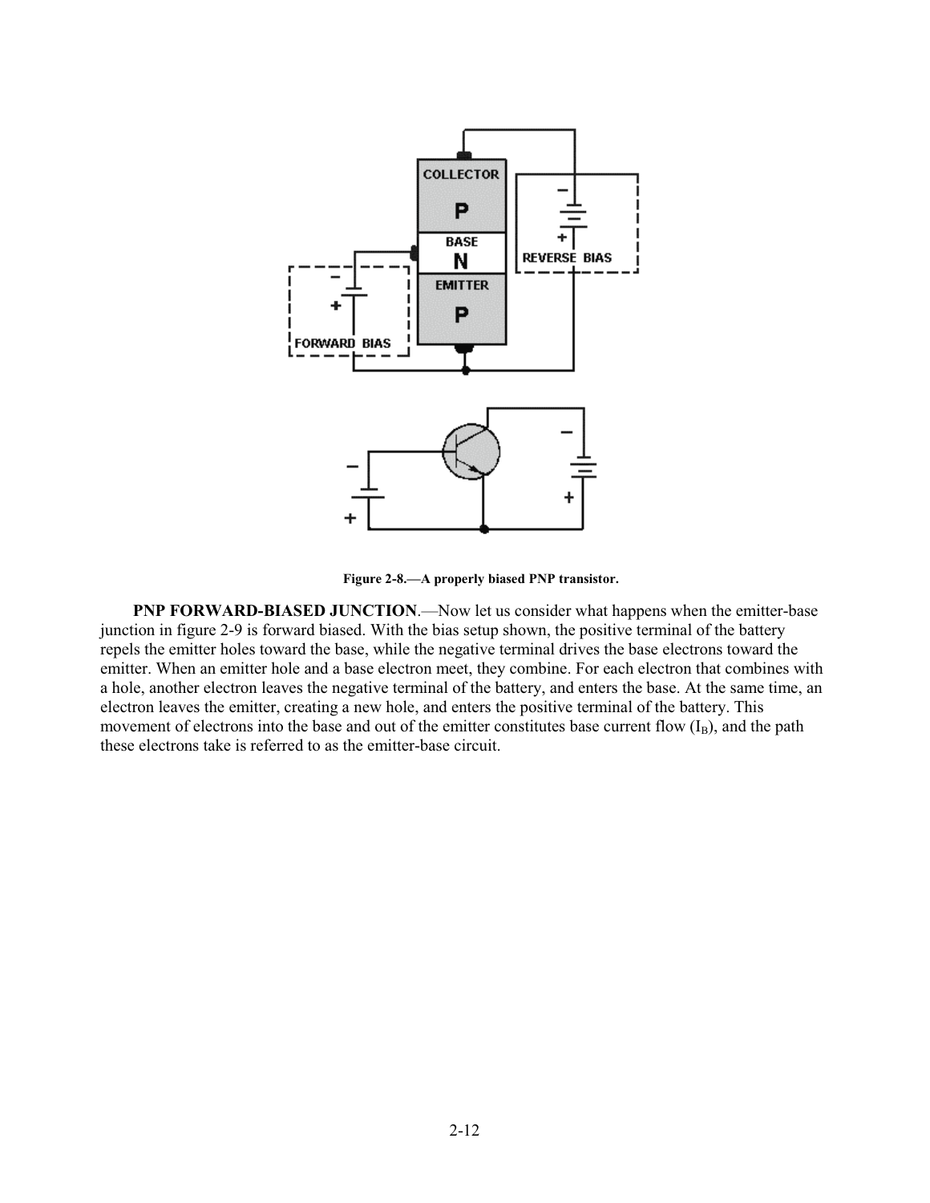Figure 2-8.—A properly biased PNP transistor.

**PNP FORWARD-BIASED JUNCTION**.—Now let us consider what happens when the emitter-base junction in figure 2-9 is forward biased. With the bias setup shown, the positive terminal of the battery repels the emitter holes toward the base, while the negative terminal drives the base electrons toward the emitter. When an emitter hole and a base electron meet, they combine. For each electron that combines with a hole, another electron leaves the negative terminal of the battery, and enters the base. At the same time, an electron leaves the emitter, creating a new hole, and enters the positive terminal of the battery. This movement of electrons into the base and out of the emitter constitutes base current flow ($I_B$), and the path these electrons take is referred to as the emitter-base circuit.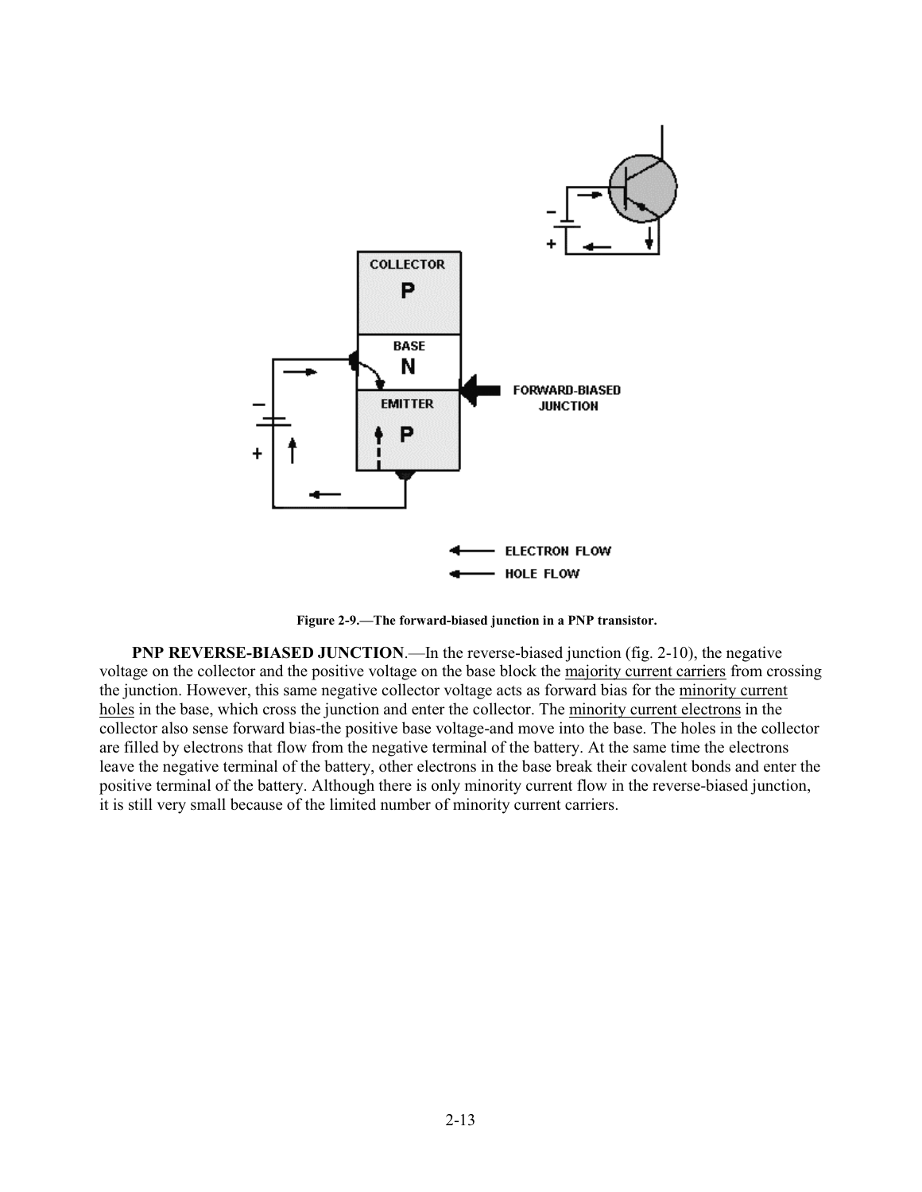Figure 2-9.—The forward-biased junction in a PNP transistor.

**PNP REVERSE-BIASED JUNCTION**.—In the reverse-biased junction (fig. 2-10), the negative voltage on the collector and the positive voltage on the base block the majority current carriers from crossing the junction. However, this same negative collector voltage acts as forward bias for the minority current holes in the base, which cross the junction and enter the collector. The minority current electrons in the collector also sense forward bias-the positive base voltage-and move into the base. The holes in the collector are filled by electrons that flow from the negative terminal of the battery. At the same time the electrons leave the negative terminal of the battery, other electrons in the base break their covalent bonds and enter the positive terminal of the battery. Although there is only minority current flow in the reverse-biased junction, it is still very small because of the limited number of minority current carriers.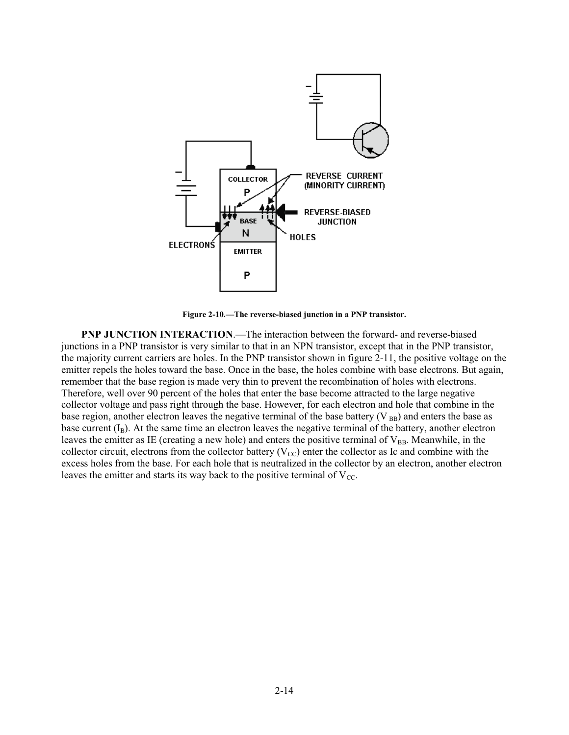Figure 2-10.—The reverse-biased junction in a PNP transistor.

**PNP JUNCTION INTERACTION**.—The interaction between the forward- and reverse-biased junctions in a PNP transistor is very similar to that in an NPN transistor, except that in the PNP transistor, the majority current carriers are holes. In the PNP transistor shown in figure 2-11, the positive voltage on the emitter repels the holes toward the base. Once in the base, the holes combine with base electrons. But again, remember that the base region is made very thin to prevent the recombination of holes with electrons. Therefore, well over 90 percent of the holes that enter the base become attracted to the large negative collector voltage and pass right through the base. However, for each electron and hole that combine in the base region, another electron leaves the negative terminal of the base battery ($V_{BB}$) and enters the base as base current ($I_B$). At the same time an electron leaves the negative terminal of the battery, another electron leaves the emitter as IE (creating a new hole) and enters the positive terminal of $V_{BB}$. Meanwhile, in the collector circuit, electrons from the collector battery ($V_{CC}$) enter the collector as Ic and combine with the excess holes from the base. For each hole that is neutralized in the collector by an electron, another electron leaves the emitter and starts its way back to the positive terminal of $V_{CC}$.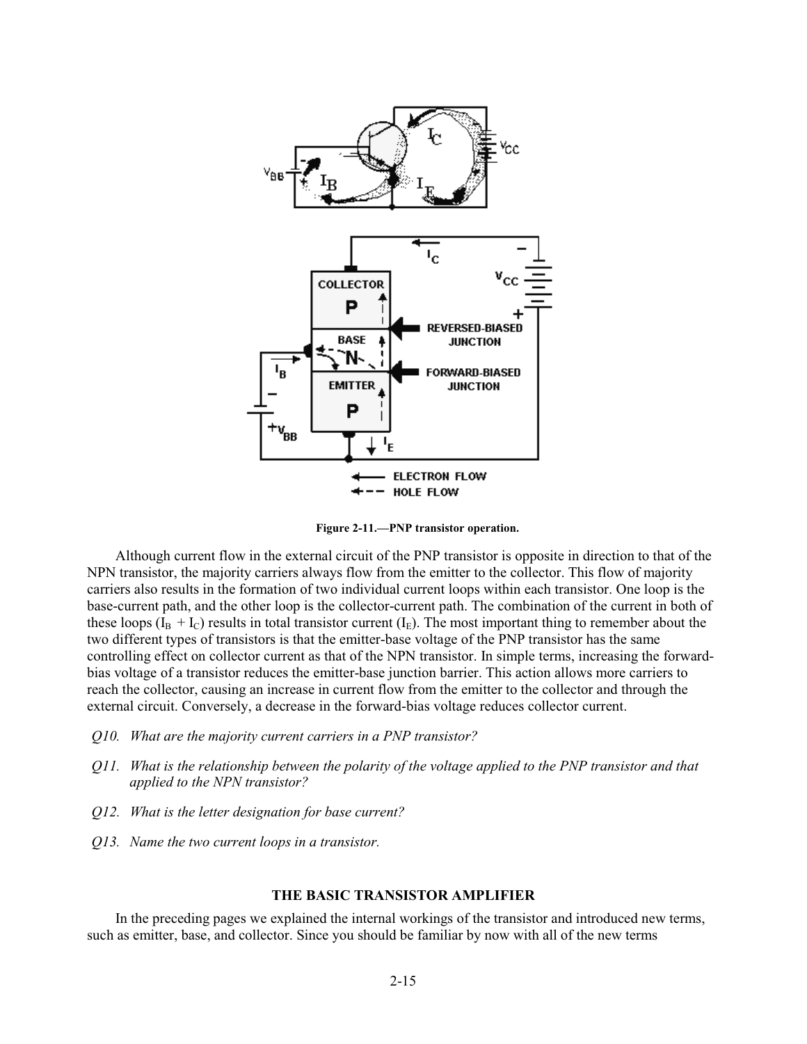Figure 2-11.—PNP transistor operation.

Although current flow in the external circuit of the PNP transistor is opposite in direction to that of the NPN transistor, the majority carriers always flow from the emitter to the collector. This flow of majority carriers also results in the formation of two individual current loops within each transistor. One loop is the base-current path, and the other loop is the collector-current path. The combination of the current in both of these loops ($I_B + I_C$) results in total transistor current ($I_E$). The most important thing to remember about the two different types of transistors is that the emitter-base voltage of the PNP transistor has the same controlling effect on collector current as that of the NPN transistor. In simple terms, increasing the forward-bias voltage of a transistor reduces the emitter-base junction barrier. This action allows more carriers to reach the collector, causing an increase in current flow from the emitter to the collector and through the external circuit. Conversely, a decrease in the forward-bias voltage reduces collector current.

*Q10. What are the majority current carriers in a PNP transistor?*

*Q11. What is the relationship between the polarity of the voltage applied to the PNP transistor and that applied to the NPN transistor?*

*Q12. What is the letter designation for base current?*

*Q13. Name the two current loops in a transistor.*

## THE BASIC TRANSISTOR AMPLIFIER

In the preceding pages we explained the internal workings of the transistor and introduced new terms, such as emitter, base, and collector. Since you should be familiar by now with all of the new terms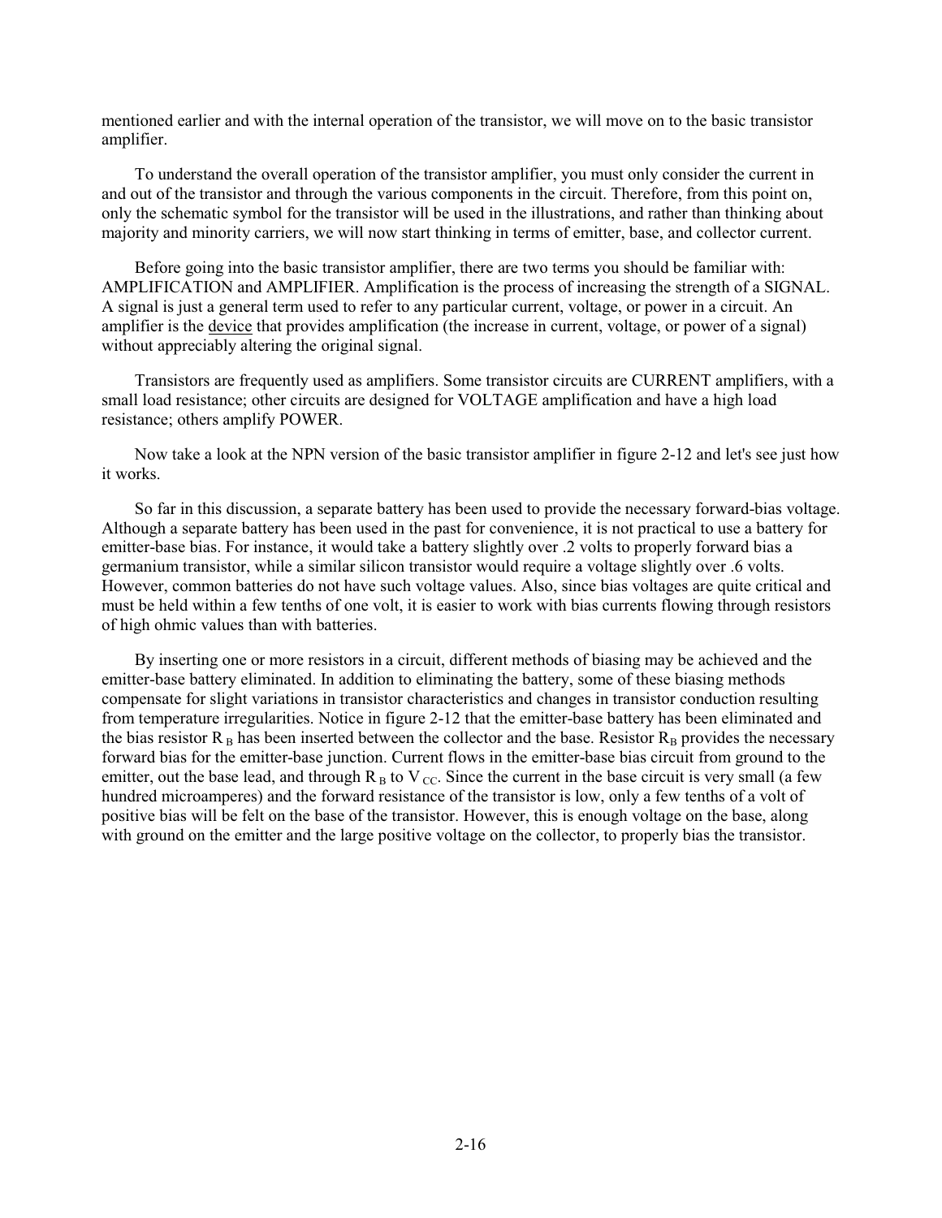mentioned earlier and with the internal operation of the transistor, we will move on to the basic transistor amplifier.

To understand the overall operation of the transistor amplifier, you must only consider the current in and out of the transistor and through the various components in the circuit. Therefore, from this point on, only the schematic symbol for the transistor will be used in the illustrations, and rather than thinking about majority and minority carriers, we will now start thinking in terms of emitter, base, and collector current.

Before going into the basic transistor amplifier, there are two terms you should be familiar with: AMPLIFICATION and AMPLIFIER. Amplification is the process of increasing the strength of a SIGNAL. A signal is just a general term used to refer to any particular current, voltage, or power in a circuit. An amplifier is the device that provides amplification (the increase in current, voltage, or power of a signal) without appreciably altering the original signal.

Transistors are frequently used as amplifiers. Some transistor circuits are CURRENT amplifiers, with a small load resistance; other circuits are designed for VOLTAGE amplification and have a high load resistance; others amplify POWER.

Now take a look at the NPN version of the basic transistor amplifier in figure 2-12 and let's see just how it works.

So far in this discussion, a separate battery has been used to provide the necessary forward-bias voltage. Although a separate battery has been used in the past for convenience, it is not practical to use a battery for emitter-base bias. For instance, it would take a battery slightly over .2 volts to properly forward bias a germanium transistor, while a similar silicon transistor would require a voltage slightly over .6 volts. However, common batteries do not have such voltage values. Also, since bias voltages are quite critical and must be held within a few tenths of one volt, it is easier to work with bias currents flowing through resistors of high ohmic values than with batteries.

By inserting one or more resistors in a circuit, different methods of biasing may be achieved and the emitter-base battery eliminated. In addition to eliminating the battery, some of these biasing methods compensate for slight variations in transistor characteristics and changes in transistor conduction resulting from temperature irregularities. Notice in figure 2-12 that the emitter-base battery has been eliminated and the bias resistor $R_B$ has been inserted between the collector and the base. Resistor $R_B$ provides the necessary forward bias for the emitter-base junction. Current flows in the emitter-base bias circuit from ground to the emitter, out the base lead, and through $R_B$ to $V_{CC}$. Since the current in the base circuit is very small (a few hundred microamperes) and the forward resistance of the transistor is low, only a few tenths of a volt of positive bias will be felt on the base of the transistor. However, this is enough voltage on the base, along with ground on the emitter and the large positive voltage on the collector, to properly bias the transistor.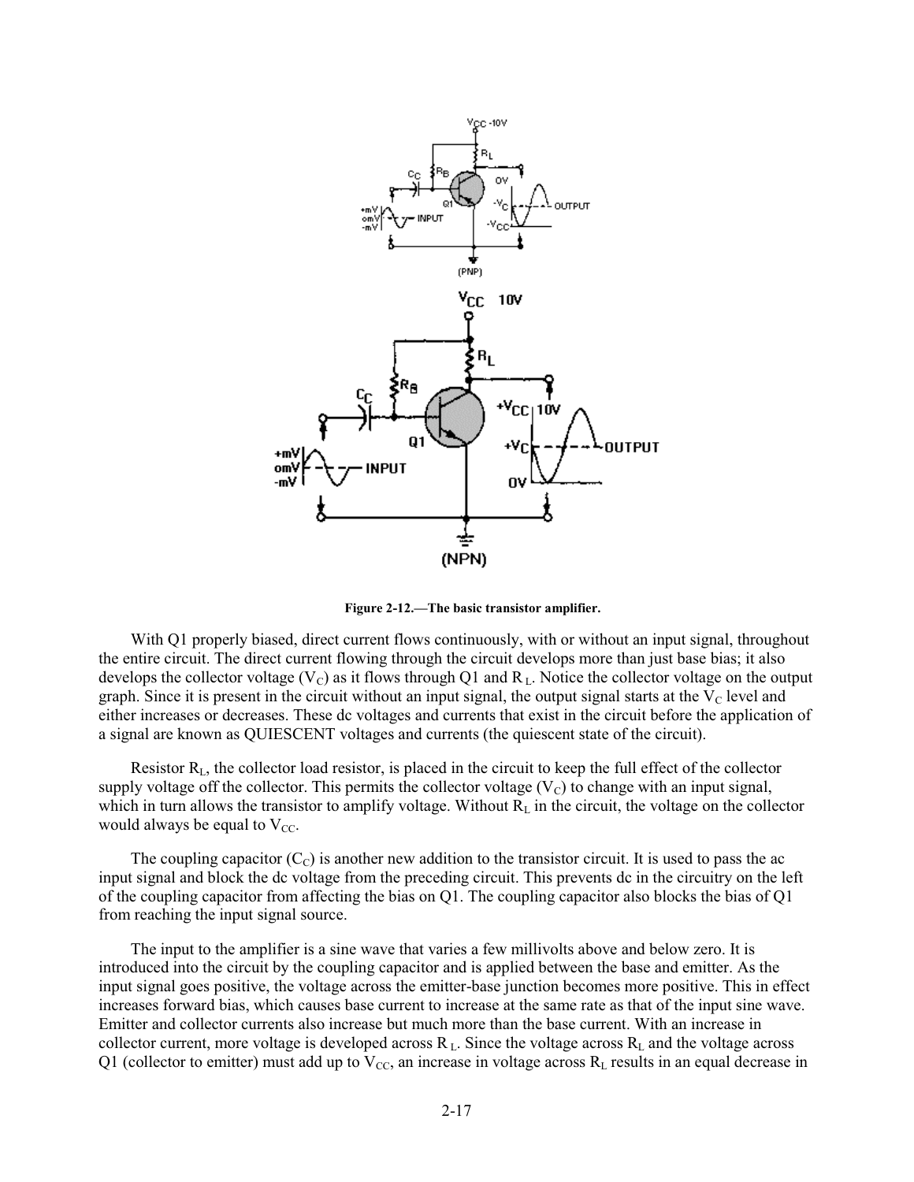Figure 2-12.—The basic transistor amplifier.

With Q1 properly biased, direct current flows continuously, with or without an input signal, throughout the entire circuit. The direct current flowing through the circuit develops more than just base bias; it also develops the collector voltage ($V_C$) as it flows through Q1 and $R_L$. Notice the collector voltage on the output graph. Since it is present in the circuit without an input signal, the output signal starts at the $V_C$ level and either increases or decreases. These dc voltages and currents that exist in the circuit before the application of a signal are known as QUIESCENT voltages and currents (the quiescent state of the circuit).

Resistor $R_L$, the collector load resistor, is placed in the circuit to keep the full effect of the collector supply voltage off the collector. This permits the collector voltage ($V_C$) to change with an input signal, which in turn allows the transistor to amplify voltage. Without $R_L$ in the circuit, the voltage on the collector would always be equal to $V_{CC}$.

The coupling capacitor ($C_C$) is another new addition to the transistor circuit. It is used to pass the ac input signal and block the dc voltage from the preceding circuit. This prevents dc in the circuitry on the left of the coupling capacitor from affecting the bias on Q1. The coupling capacitor also blocks the bias of Q1 from reaching the input signal source.

The input to the amplifier is a sine wave that varies a few millivolts above and below zero. It is introduced into the circuit by the coupling capacitor and is applied between the base and emitter. As the input signal goes positive, the voltage across the emitter-base junction becomes more positive. This in effect increases forward bias, which causes base current to increase at the same rate as that of the input sine wave. Emitter and collector currents also increase but much more than the base current. With an increase in collector current, more voltage is developed across $R_L$. Since the voltage across $R_L$ and the voltage across Q1 (collector to emitter) must add up to $V_{CC}$, an increase in voltage across $R_L$ results in an equal decrease in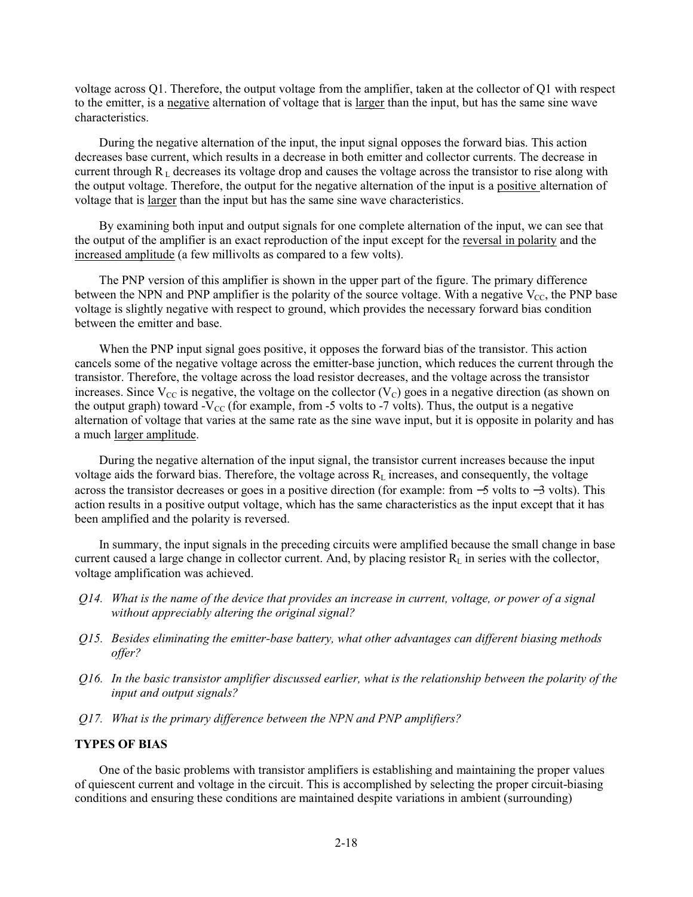voltage across Q1. Therefore, the output voltage from the amplifier, taken at the collector of Q1 with respect to the emitter, is a negative alternation of voltage that is larger than the input, but has the same sine wave characteristics.

During the negative alternation of the input, the input signal opposes the forward bias. This action decreases base current, which results in a decrease in both emitter and collector currents. The decrease in current through $R_L$ decreases its voltage drop and causes the voltage across the transistor to rise along with the output voltage. Therefore, the output for the negative alternation of the input is a positive alternation of voltage that is larger than the input but has the same sine wave characteristics.

By examining both input and output signals for one complete alternation of the input, we can see that the output of the amplifier is an exact reproduction of the input except for the reversal in polarity and the increased amplitude (a few millivolts as compared to a few volts).

The PNP version of this amplifier is shown in the upper part of the figure. The primary difference between the NPN and PNP amplifier is the polarity of the source voltage. With a negative $V_{CC}$, the PNP base voltage is slightly negative with respect to ground, which provides the necessary forward bias condition between the emitter and base.

When the PNP input signal goes positive, it opposes the forward bias of the transistor. This action cancels some of the negative voltage across the emitter-base junction, which reduces the current through the transistor. Therefore, the voltage across the load resistor decreases, and the voltage across the transistor increases. Since $V_{CC}$ is negative, the voltage on the collector ($V_C$) goes in a negative direction (as shown on the output graph) toward $-V_{CC}$ (for example, from -5 volts to -7 volts). Thus, the output is a negative alternation of voltage that varies at the same rate as the sine wave input, but it is opposite in polarity and has a much larger amplitude.

During the negative alternation of the input signal, the transistor current increases because the input voltage aids the forward bias. Therefore, the voltage across $R_L$ increases, and consequently, the voltage across the transistor decreases or goes in a positive direction (for example: from −5 volts to −3 volts). This action results in a positive output voltage, which has the same characteristics as the input except that it has been amplified and the polarity is reversed.

In summary, the input signals in the preceding circuits were amplified because the small change in base current caused a large change in collector current. And, by placing resistor $R_L$ in series with the collector, voltage amplification was achieved.

*Q14. What is the name of the device that provides an increase in current, voltage, or power of a signal without appreciably altering the original signal?*

*Q15. Besides eliminating the emitter-base battery, what other advantages can different biasing methods offer?*

*Q16. In the basic transistor amplifier discussed earlier, what is the relationship between the polarity of the input and output signals?*

*Q17. What is the primary difference between the NPN and PNP amplifiers?*

**TYPES OF BIAS**

One of the basic problems with transistor amplifiers is establishing and maintaining the proper values of quiescent current and voltage in the circuit. This is accomplished by selecting the proper circuit-biasing conditions and ensuring these conditions are maintained despite variations in ambient (surrounding)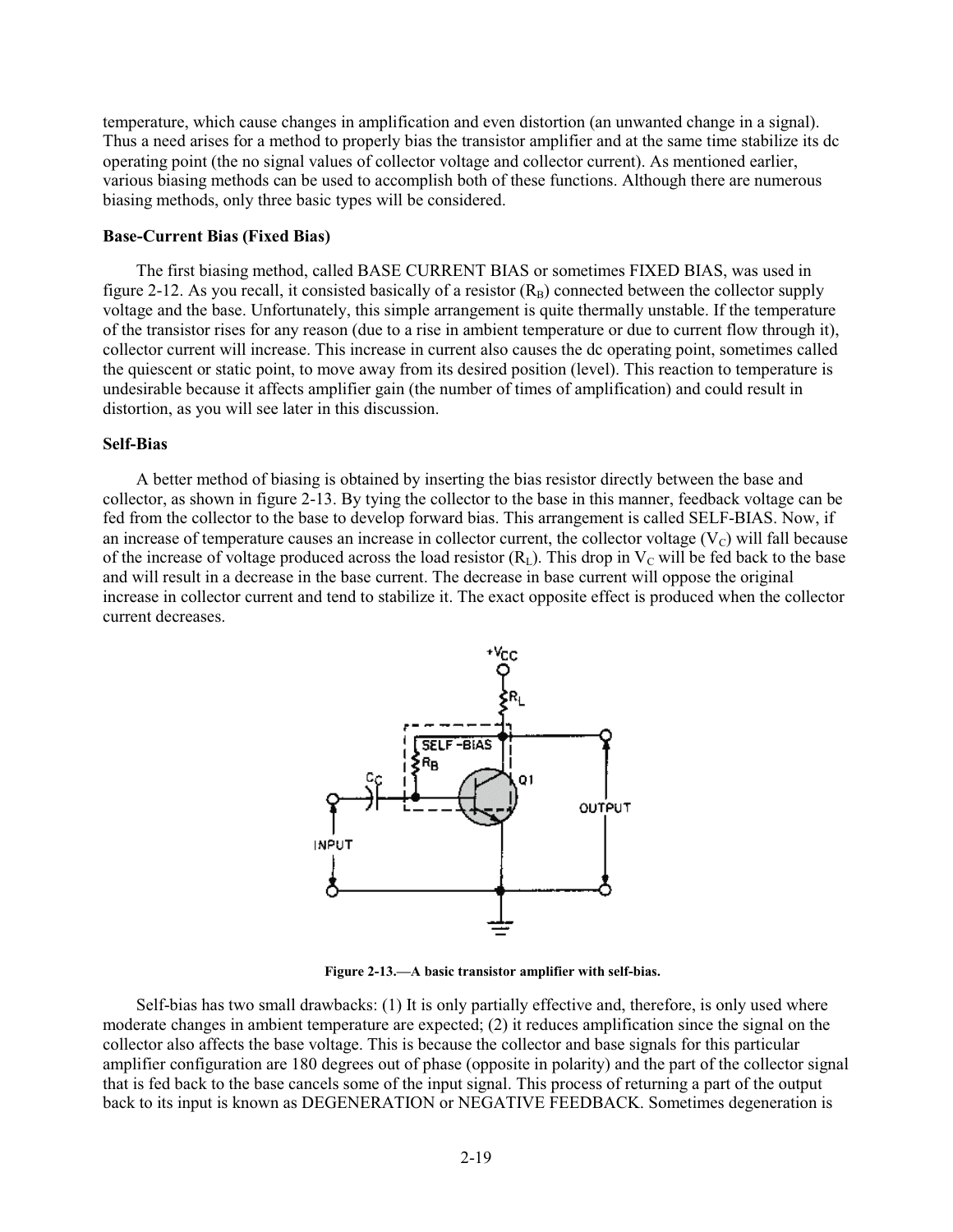temperature, which cause changes in amplification and even distortion (an unwanted change in a signal). Thus a need arises for a method to properly bias the transistor amplifier and at the same time stabilize its dc operating point (the no signal values of collector voltage and collector current). As mentioned earlier, various biasing methods can be used to accomplish both of these functions. Although there are numerous biasing methods, only three basic types will be considered.

### Base-Current Bias (Fixed Bias)

The first biasing method, called BASE CURRENT BIAS or sometimes FIXED BIAS, was used in figure 2-12. As you recall, it consisted basically of a resistor ($R_B$) connected between the collector supply voltage and the base. Unfortunately, this simple arrangement is quite thermally unstable. If the temperature of the transistor rises for any reason (due to a rise in ambient temperature or due to current flow through it), collector current will increase. This increase in current also causes the dc operating point, sometimes called the quiescent or static point, to move away from its desired position (level). This reaction to temperature is undesirable because it affects amplifier gain (the number of times of amplification) and could result in distortion, as you will see later in this discussion.

### Self-Bias

A better method of biasing is obtained by inserting the bias resistor directly between the base and collector, as shown in figure 2-13. By tying the collector to the base in this manner, feedback voltage can be fed from the collector to the base to develop forward bias. This arrangement is called SELF-BIAS. Now, if an increase of temperature causes an increase in collector current, the collector voltage ($V_C$) will fall because of the increase of voltage produced across the load resistor ($R_L$). This drop in $V_C$ will be fed back to the base and will result in a decrease in the base current. The decrease in base current will oppose the original increase in collector current and tend to stabilize it. The exact opposite effect is produced when the collector current decreases.

**Figure 2-13.—A basic transistor amplifier with self-bias.**

Self-bias has two small drawbacks: (1) It is only partially effective and, therefore, is only used where moderate changes in ambient temperature are expected; (2) it reduces amplification since the signal on the collector also affects the base voltage. This is because the collector and base signals for this particular amplifier configuration are 180 degrees out of phase (opposite in polarity) and the part of the collector signal that is fed back to the base cancels some of the input signal. This process of returning a part of the output back to its input is known as DEGENERATION or NEGATIVE FEEDBACK. Sometimes degeneration is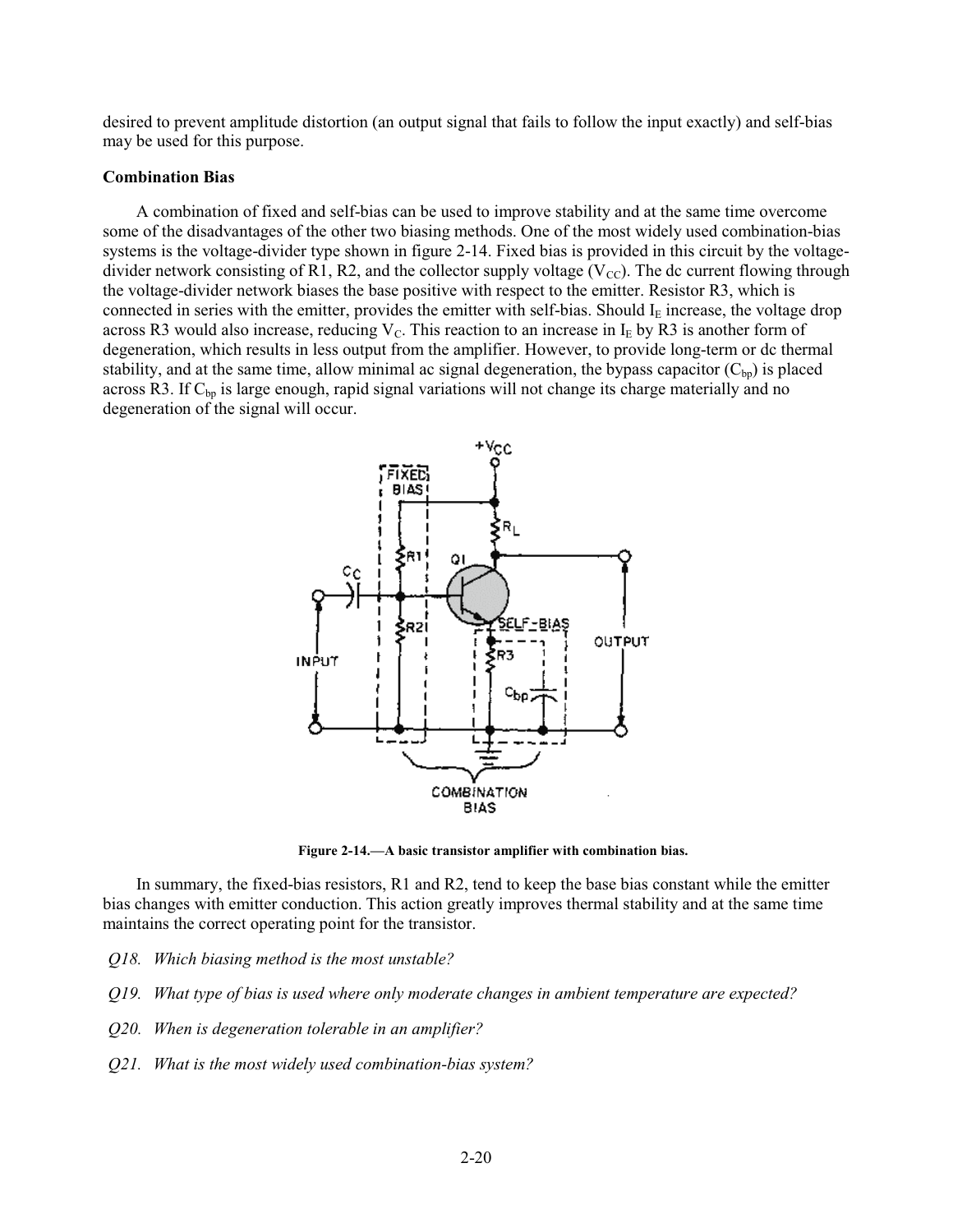desired to prevent amplitude distortion (an output signal that fails to follow the input exactly) and self-bias may be used for this purpose.

**Combination Bias**

A combination of fixed and self-bias can be used to improve stability and at the same time overcome some of the disadvantages of the other two biasing methods. One of the most widely used combination-bias systems is the voltage-divider type shown in figure 2-14. Fixed bias is provided in this circuit by the voltage-divider network consisting of R1, R2, and the collector supply voltage ($V_{CC}$). The dc current flowing through the voltage-divider network biases the base positive with respect to the emitter. Resistor R3, which is connected in series with the emitter, provides the emitter with self-bias. Should $I_E$ increase, the voltage drop across R3 would also increase, reducing $V_C$. This reaction to an increase in $I_E$ by R3 is another form of degeneration, which results in less output from the amplifier. However, to provide long-term or dc thermal stability, and at the same time, allow minimal ac signal degeneration, the bypass capacitor ($C_{bp}$) is placed across R3. If $C_{bp}$ is large enough, rapid signal variations will not change its charge materially and no degeneration of the signal will occur.

**Figure 2-14.—A basic transistor amplifier with combination bias.**

In summary, the fixed-bias resistors, R1 and R2, tend to keep the base bias constant while the emitter bias changes with emitter conduction. This action greatly improves thermal stability and at the same time maintains the correct operating point for the transistor.

*Q18. Which biasing method is the most unstable?*

*Q19. What type of bias is used where only moderate changes in ambient temperature are expected?*

*Q20. When is degeneration tolerable in an amplifier?*

*Q21. What is the most widely used combination-bias system?*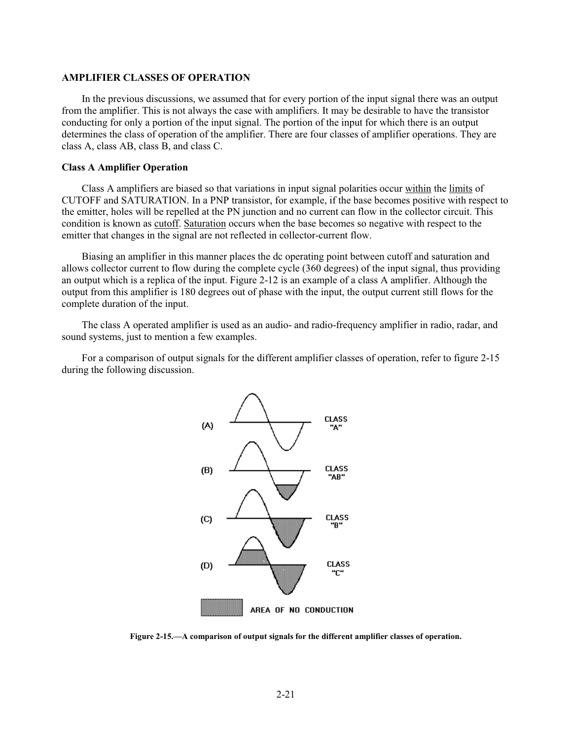## AMPLIFIER CLASSES OF OPERATION

In the previous discussions, we assumed that for every portion of the input signal there was an output from the amplifier. This is not always the case with amplifiers. It may be desirable to have the transistor conducting for only a portion of the input signal. The portion of the input for which there is an output determines the class of operation of the amplifier. There are four classes of amplifier operations. They are class A, class AB, class B, and class C.

### Class A Amplifier Operation

Class A amplifiers are biased so that variations in input signal polarities occur within the limits of CUTOFF and SATURATION. In a PNP transistor, for example, if the base becomes positive with respect to the emitter, holes will be repelled at the PN junction and no current can flow in the collector circuit. This condition is known as cutoff. Saturation occurs when the base becomes so negative with respect to the emitter that changes in the signal are not reflected in collector-current flow.

Biasing an amplifier in this manner places the dc operating point between cutoff and saturation and allows collector current to flow during the complete cycle (360 degrees) of the input signal, thus providing an output which is a replica of the input. Figure 2-12 is an example of a class A amplifier. Although the output from this amplifier is 180 degrees out of phase with the input, the output current still flows for the complete duration of the input.

The class A operated amplifier is used as an audio- and radio-frequency amplifier in radio, radar, and sound systems, just to mention a few examples.

For a comparison of output signals for the different amplifier classes of operation, refer to figure 2-15 during the following discussion.

**Figure 2-15.—A comparison of output signals for the different amplifier classes of operation.**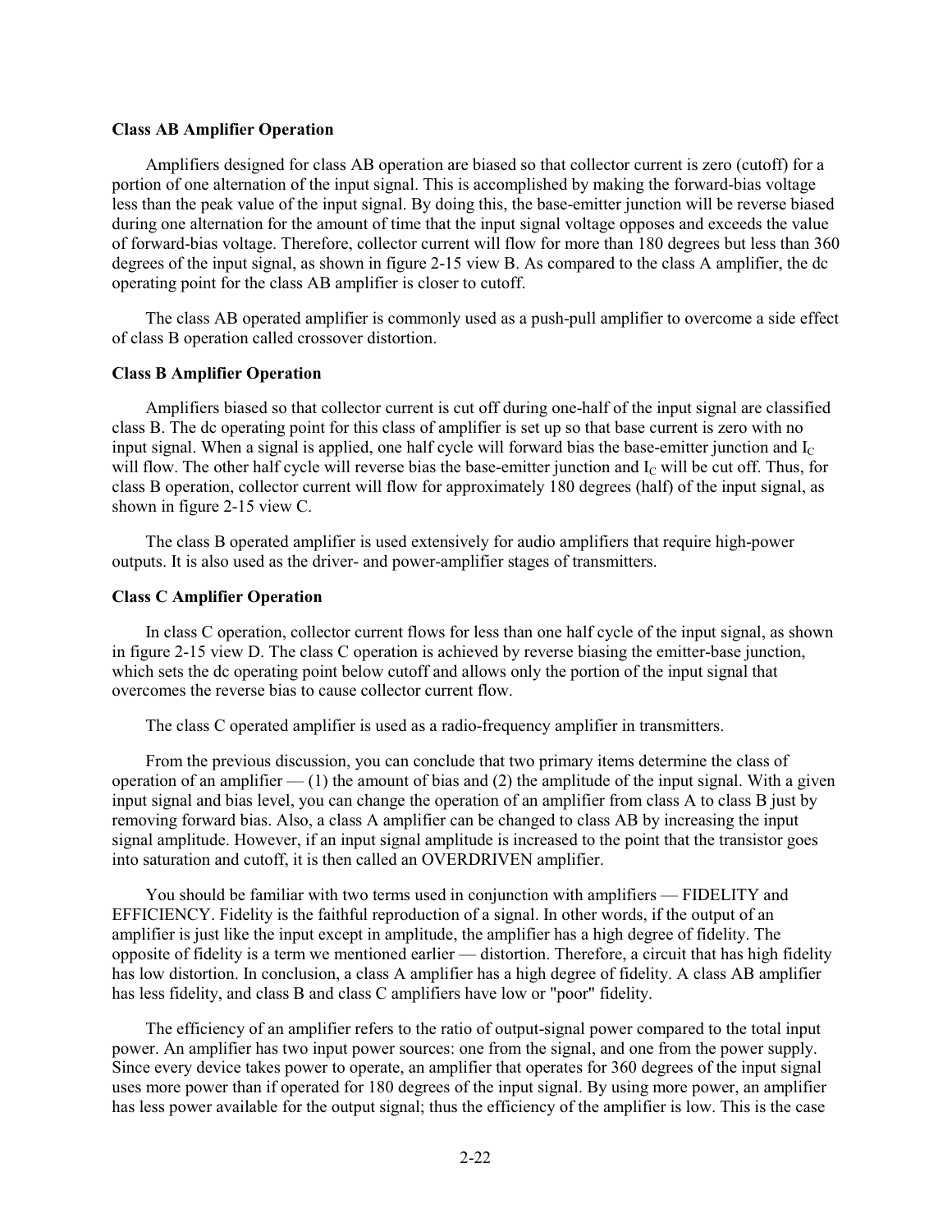### Class AB Amplifier Operation

Amplifiers designed for class AB operation are biased so that collector current is zero (cutoff) for a portion of one alternation of the input signal. This is accomplished by making the forward-bias voltage less than the peak value of the input signal. By doing this, the base-emitter junction will be reverse biased during one alternation for the amount of time that the input signal voltage opposes and exceeds the value of forward-bias voltage. Therefore, collector current will flow for more than 180 degrees but less than 360 degrees of the input signal, as shown in figure 2-15 view B. As compared to the class A amplifier, the dc operating point for the class AB amplifier is closer to cutoff.

The class AB operated amplifier is commonly used as a push-pull amplifier to overcome a side effect of class B operation called crossover distortion.

### Class B Amplifier Operation

Amplifiers biased so that collector current is cut off during one-half of the input signal are classified class B. The dc operating point for this class of amplifier is set up so that base current is zero with no input signal. When a signal is applied, one half cycle will forward bias the base-emitter junction and $I_C$ will flow. The other half cycle will reverse bias the base-emitter junction and $I_C$ will be cut off. Thus, for class B operation, collector current will flow for approximately 180 degrees (half) of the input signal, as shown in figure 2-15 view C.

The class B operated amplifier is used extensively for audio amplifiers that require high-power outputs. It is also used as the driver- and power-amplifier stages of transmitters.

### Class C Amplifier Operation

In class C operation, collector current flows for less than one half cycle of the input signal, as shown in figure 2-15 view D. The class C operation is achieved by reverse biasing the emitter-base junction, which sets the dc operating point below cutoff and allows only the portion of the input signal that overcomes the reverse bias to cause collector current flow.

The class C operated amplifier is used as a radio-frequency amplifier in transmitters.

From the previous discussion, you can conclude that two primary items determine the class of operation of an amplifier — (1) the amount of bias and (2) the amplitude of the input signal. With a given input signal and bias level, you can change the operation of an amplifier from class A to class B just by removing forward bias. Also, a class A amplifier can be changed to class AB by increasing the input signal amplitude. However, if an input signal amplitude is increased to the point that the transistor goes into saturation and cutoff, it is then called an OVERDRIVEN amplifier.

You should be familiar with two terms used in conjunction with amplifiers — FIDELITY and EFFICIENCY. Fidelity is the faithful reproduction of a signal. In other words, if the output of an amplifier is just like the input except in amplitude, the amplifier has a high degree of fidelity. The opposite of fidelity is a term we mentioned earlier — distortion. Therefore, a circuit that has high fidelity has low distortion. In conclusion, a class A amplifier has a high degree of fidelity. A class AB amplifier has less fidelity, and class B and class C amplifiers have low or "poor" fidelity.

The efficiency of an amplifier refers to the ratio of output-signal power compared to the total input power. An amplifier has two input power sources: one from the signal, and one from the power supply. Since every device takes power to operate, an amplifier that operates for 360 degrees of the input signal uses more power than if operated for 180 degrees of the input signal. By using more power, an amplifier has less power available for the output signal; thus the efficiency of the amplifier is low. This is the case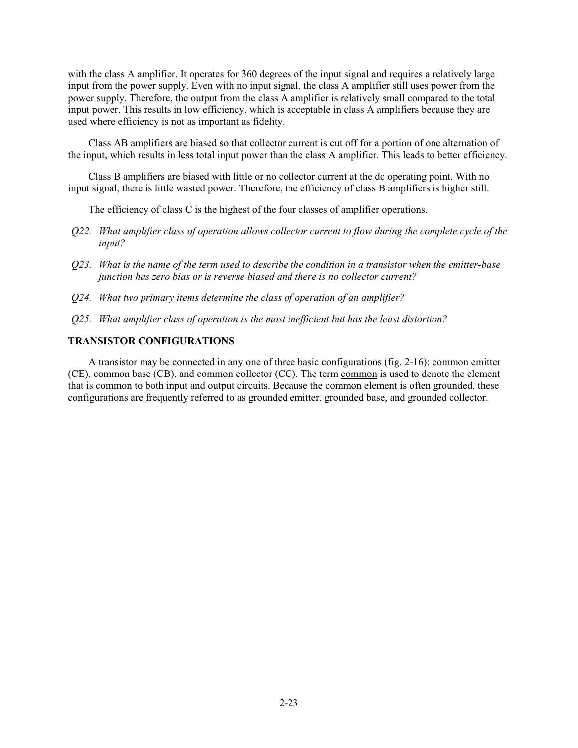with the class A amplifier. It operates for 360 degrees of the input signal and requires a relatively large input from the power supply. Even with no input signal, the class A amplifier still uses power from the power supply. Therefore, the output from the class A amplifier is relatively small compared to the total input power. This results in low efficiency, which is acceptable in class A amplifiers because they are used where efficiency is not as important as fidelity.

Class AB amplifiers are biased so that collector current is cut off for a portion of one alternation of the input, which results in less total input power than the class A amplifier. This leads to better efficiency.

Class B amplifiers are biased with little or no collector current at the dc operating point. With no input signal, there is little wasted power. Therefore, the efficiency of class B amplifiers is higher still.

The efficiency of class C is the highest of the four classes of amplifier operations.

*Q22. What amplifier class of operation allows collector current to flow during the complete cycle of the input?*

*Q23. What is the name of the term used to describe the condition in a transistor when the emitter-base junction has zero bias or is reverse biased and there is no collector current?*

*Q24. What two primary items determine the class of operation of an amplifier?*

*Q25. What amplifier class of operation is the most inefficient but has the least distortion?*

## TRANSISTOR CONFIGURATIONS

A transistor may be connected in any one of three basic configurations (fig. 2-16): common emitter (CE), common base (CB), and common collector (CC). The term common is used to denote the element that is common to both input and output circuits. Because the common element is often grounded, these configurations are frequently referred to as grounded emitter, grounded base, and grounded collector.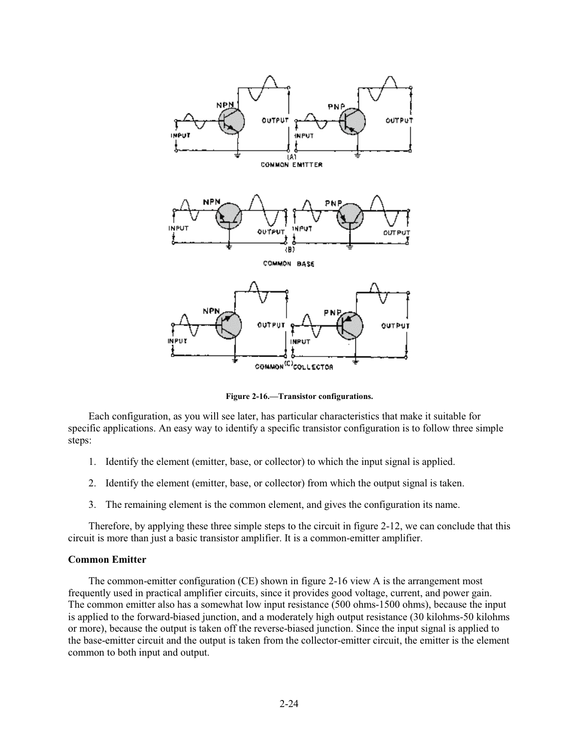Figure 2-16.—Transistor configurations.

Each configuration, as you will see later, has particular characteristics that make it suitable for specific applications. An easy way to identify a specific transistor configuration is to follow three simple steps:

1. Identify the element (emitter, base, or collector) to which the input signal is applied.
2. Identify the element (emitter, base, or collector) from which the output signal is taken.
3. The remaining element is the common element, and gives the configuration its name.

Therefore, by applying these three simple steps to the circuit in figure 2-12, we can conclude that this circuit is more than just a basic transistor amplifier. It is a common-emitter amplifier.

**Common Emitter**

The common-emitter configuration (CE) shown in figure 2-16 view A is the arrangement most frequently used in practical amplifier circuits, since it provides good voltage, current, and power gain. The common emitter also has a somewhat low input resistance (500 ohms-1500 ohms), because the input is applied to the forward-biased junction, and a moderately high output resistance (30 kilohms-50 kilohms or more), because the output is taken off the reverse-biased junction. Since the input signal is applied to the base-emitter circuit and the output is taken from the collector-emitter circuit, the emitter is the element common to both input and output.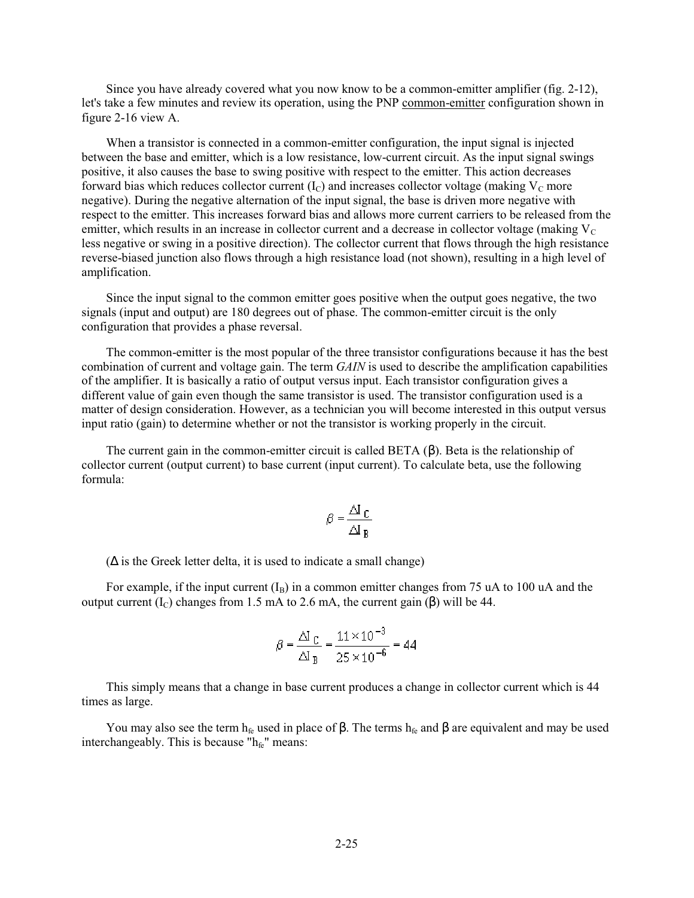Since you have already covered what you now know to be a common-emitter amplifier (fig. 2-12), let's take a few minutes and review its operation, using the PNP common-emitter configuration shown in figure 2-16 view A.

When a transistor is connected in a common-emitter configuration, the input signal is injected between the base and emitter, which is a low resistance, low-current circuit. As the input signal swings positive, it also causes the base to swing positive with respect to the emitter. This action decreases forward bias which reduces collector current ($I_C$) and increases collector voltage (making $V_C$ more negative). During the negative alternation of the input signal, the base is driven more negative with respect to the emitter. This increases forward bias and allows more current carriers to be released from the emitter, which results in an increase in collector current and a decrease in collector voltage (making $V_C$ less negative or swing in a positive direction). The collector current that flows through the high resistance reverse-biased junction also flows through a high resistance load (not shown), resulting in a high level of amplification.

Since the input signal to the common emitter goes positive when the output goes negative, the two signals (input and output) are 180 degrees out of phase. The common-emitter circuit is the only configuration that provides a phase reversal.

The common-emitter is the most popular of the three transistor configurations because it has the best combination of current and voltage gain. The term *GAIN* is used to describe the amplification capabilities of the amplifier. It is basically a ratio of output versus input. Each transistor configuration gives a different value of gain even though the same transistor is used. The transistor configuration used is a matter of design consideration. However, as a technician you will become interested in this output versus input ratio (gain) to determine whether or not the transistor is working properly in the circuit.

The current gain in the common-emitter circuit is called BETA ($\beta$). Beta is the relationship of collector current (output current) to base current (input current). To calculate beta, use the following formula:

$$\beta = \frac{\Delta I_C}{\Delta I_B}$$

($\Delta$ is the Greek letter delta, it is used to indicate a small change)

For example, if the input current ($I_B$) in a common emitter changes from 75 uA to 100 uA and the output current ($I_C$) changes from 1.5 mA to 2.6 mA, the current gain ($\beta$) will be 44.

$$\beta = \frac{\Delta I_C}{\Delta I_B} = \frac{11 \times 10^{-3}}{25 \times 10^{-6}} = 44$$

This simply means that a change in base current produces a change in collector current which is 44 times as large.

You may also see the term $h_{fe}$ used in place of $\beta$. The terms $h_{fe}$ and $\beta$ are equivalent and may be used interchangeably. This is because "$h_{fe}$" means: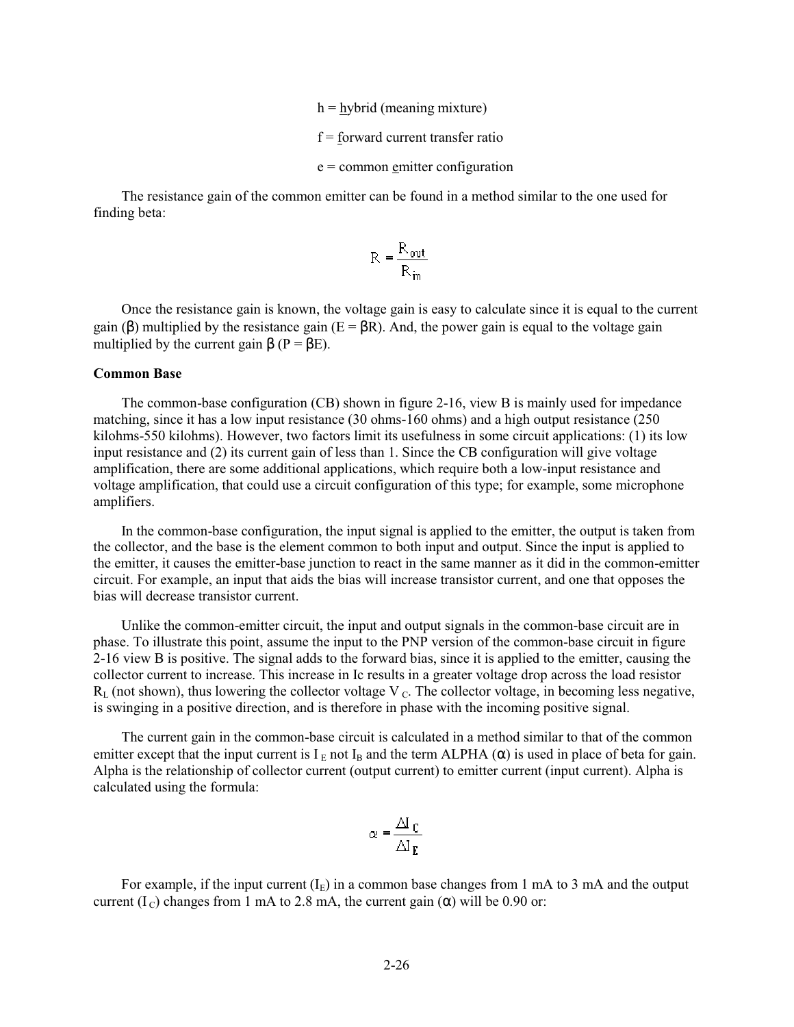h = hybrid (meaning mixture)

f = forward current transfer ratio

e = common emitter configuration

The resistance gain of the common emitter can be found in a method similar to the one used for finding beta:

$$R = \frac{R_{out}}{R_{in}}$$

Once the resistance gain is known, the voltage gain is easy to calculate since it is equal to the current gain (β) multiplied by the resistance gain ($E = \beta R$). And, the power gain is equal to the voltage gain multiplied by the current gain β ($P = \beta E$).

**Common Base**

The common-base configuration (CB) shown in figure 2-16, view B is mainly used for impedance matching, since it has a low input resistance (30 ohms-160 ohms) and a high output resistance (250 kilohms-550 kilohms). However, two factors limit its usefulness in some circuit applications: (1) its low input resistance and (2) its current gain of less than 1. Since the CB configuration will give voltage amplification, there are some additional applications, which require both a low-input resistance and voltage amplification, that could use a circuit configuration of this type; for example, some microphone amplifiers.

In the common-base configuration, the input signal is applied to the emitter, the output is taken from the collector, and the base is the element common to both input and output. Since the input is applied to the emitter, it causes the emitter-base junction to react in the same manner as it did in the common-emitter circuit. For example, an input that aids the bias will increase transistor current, and one that opposes the bias will decrease transistor current.

Unlike the common-emitter circuit, the input and output signals in the common-base circuit are in phase. To illustrate this point, assume the input to the PNP version of the common-base circuit in figure 2-16 view B is positive. The signal adds to the forward bias, since it is applied to the emitter, causing the collector current to increase. This increase in Ic results in a greater voltage drop across the load resistor $R_L$ (not shown), thus lowering the collector voltage $V_C$. The collector voltage, in becoming less negative, is swinging in a positive direction, and is therefore in phase with the incoming positive signal.

The current gain in the common-base circuit is calculated in a method similar to that of the common emitter except that the input current is $I_E$ not $I_B$ and the term ALPHA (α) is used in place of beta for gain. Alpha is the relationship of collector current (output current) to emitter current (input current). Alpha is calculated using the formula:

$$\alpha = \frac{\Delta I_C}{\Delta I_E}$$

For example, if the input current ($I_E$) in a common base changes from 1 mA to 3 mA and the output current ($I_C$) changes from 1 mA to 2.8 mA, the current gain (α) will be 0.90 or: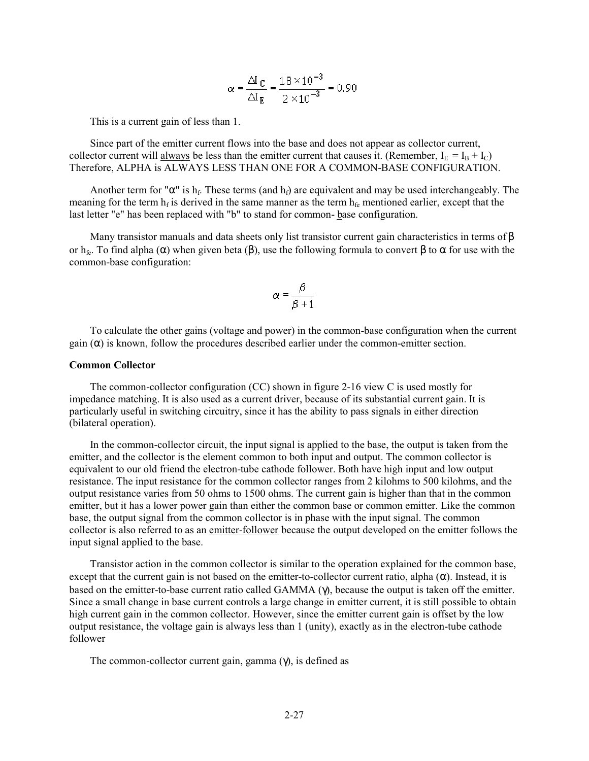$$\alpha = \frac{\Delta I_C}{\Delta I_E} = \frac{18 \times 10^{-3}}{2 \times 10^{-3}} = 0.90$$

This is a current gain of less than 1.

Since part of the emitter current flows into the base and does not appear as collector current, collector current will always be less than the emitter current that causes it. (Remember, $I_E = I_B + I_C$) Therefore, ALPHA is ALWAYS LESS THAN ONE FOR A COMMON-BASE CONFIGURATION.

Another term for "α" is $h_f$. These terms (and $h_f$) are equivalent and may be used interchangeably. The meaning for the term $h_f$ is derived in the same manner as the term $h_{fe}$ mentioned earlier, except that the last letter "e" has been replaced with "b" to stand for common- base configuration.

Many transistor manuals and data sheets only list transistor current gain characteristics in terms of β or $h_{fe}$. To find alpha (α) when given beta (β), use the following formula to convert β to α for use with the common-base configuration:

$$\alpha = \frac{\beta}{\beta + 1}$$

To calculate the other gains (voltage and power) in the common-base configuration when the current gain (α) is known, follow the procedures described earlier under the common-emitter section.

**Common Collector**

The common-collector configuration (CC) shown in figure 2-16 view C is used mostly for impedance matching. It is also used as a current driver, because of its substantial current gain. It is particularly useful in switching circuitry, since it has the ability to pass signals in either direction (bilateral operation).

In the common-collector circuit, the input signal is applied to the base, the output is taken from the emitter, and the collector is the element common to both input and output. The common collector is equivalent to our old friend the electron-tube cathode follower. Both have high input and low output resistance. The input resistance for the common collector ranges from 2 kilohms to 500 kilohms, and the output resistance varies from 50 ohms to 1500 ohms. The current gain is higher than that in the common emitter, but it has a lower power gain than either the common base or common emitter. Like the common base, the output signal from the common collector is in phase with the input signal. The common collector is also referred to as an emitter-follower because the output developed on the emitter follows the input signal applied to the base.

Transistor action in the common collector is similar to the operation explained for the common base, except that the current gain is not based on the emitter-to-collector current ratio, alpha (α). Instead, it is based on the emitter-to-base current ratio called GAMMA (γ), because the output is taken off the emitter. Since a small change in base current controls a large change in emitter current, it is still possible to obtain high current gain in the common collector. However, since the emitter current gain is offset by the low output resistance, the voltage gain is always less than 1 (unity), exactly as in the electron-tube cathode follower

The common-collector current gain, gamma (γ), is defined as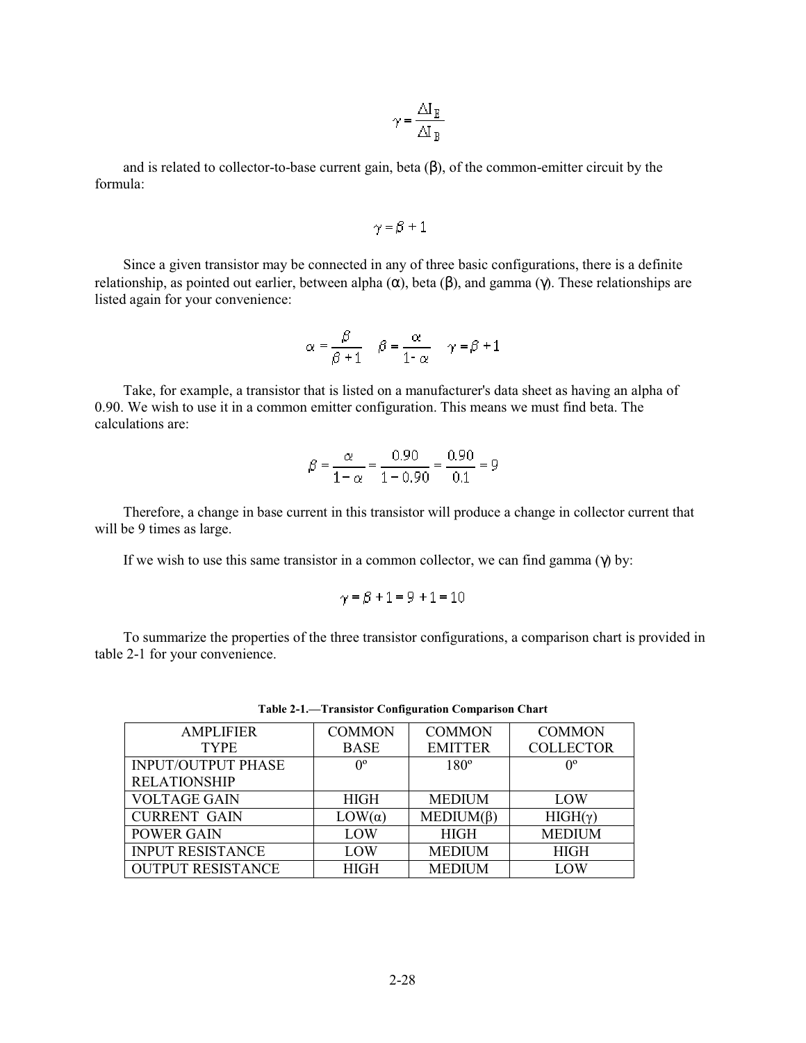$$\gamma = \frac{\Delta I_E}{\Delta I_B}$$

and is related to collector-to-base current gain, beta (β), of the common-emitter circuit by the formula:

$$\gamma = \beta + 1$$

Since a given transistor may be connected in any of three basic configurations, there is a definite relationship, as pointed out earlier, between alpha (α), beta (β), and gamma (γ). These relationships are listed again for your convenience:

$$\alpha = \frac{\beta}{\beta + 1} \quad \beta = \frac{\alpha}{1 - \alpha} \quad \gamma = \beta + 1$$

Take, for example, a transistor that is listed on a manufacturer's data sheet as having an alpha of 0.90. We wish to use it in a common emitter configuration. This means we must find beta. The calculations are:

$$\beta = \frac{\alpha}{1 - \alpha} = \frac{0.90}{1 - 0.90} = \frac{0.90}{0.1} = 9$$

Therefore, a change in base current in this transistor will produce a change in collector current that will be 9 times as large.

If we wish to use this same transistor in a common collector, we can find gamma (γ) by:

$$\gamma = \beta + 1 = 9 + 1 = 10$$

To summarize the properties of the three transistor configurations, a comparison chart is provided in table 2-1 for your convenience.

**Table 2-1.—Transistor Configuration Comparison Chart**

| AMPLIFIER TYPE | COMMON BASE | COMMON EMITTER | COMMON COLLECTOR |
|---|---|---|---|
| INPUT/OUTPUT PHASE RELATIONSHIP | 0º | 180º | 0º |
| VOLTAGE GAIN | HIGH | MEDIUM | LOW |
| CURRENT GAIN | LOW(α) | MEDIUM(β) | HIGH(γ) |
| POWER GAIN | LOW | HIGH | MEDIUM |
| INPUT RESISTANCE | LOW | MEDIUM | HIGH |
| OUTPUT RESISTANCE | HIGH | MEDIUM | LOW |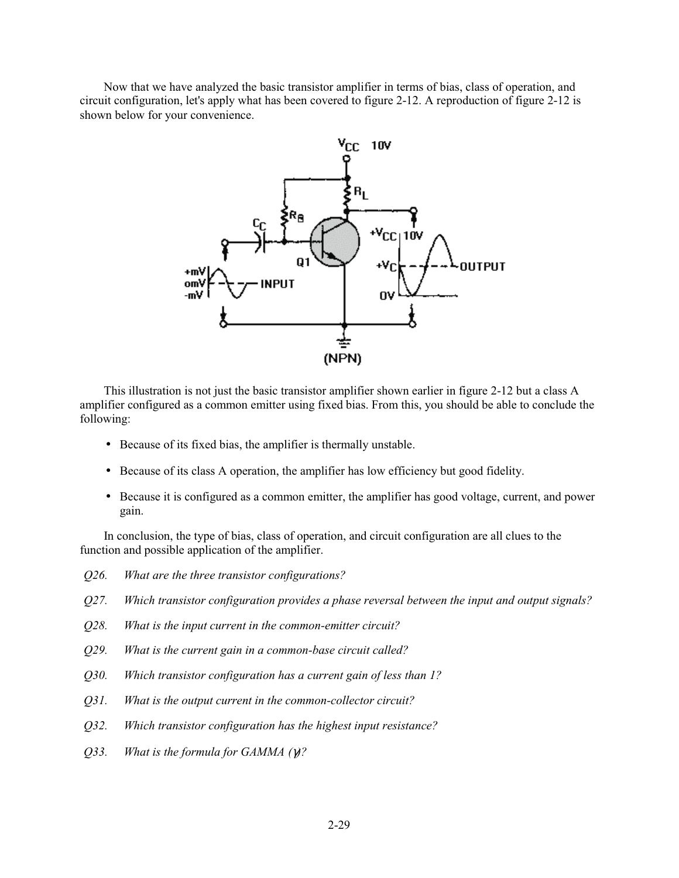Now that we have analyzed the basic transistor amplifier in terms of bias, class of operation, and circuit configuration, let's apply what has been covered to figure 2-12. A reproduction of figure 2-12 is shown below for your convenience.

This illustration is not just the basic transistor amplifier shown earlier in figure 2-12 but a class A amplifier configured as a common emitter using fixed bias. From this, you should be able to conclude the following:

- Because of its fixed bias, the amplifier is thermally unstable.
- Because of its class A operation, the amplifier has low efficiency but good fidelity.
- Because it is configured as a common emitter, the amplifier has good voltage, current, and power gain.

In conclusion, the type of bias, class of operation, and circuit configuration are all clues to the function and possible application of the amplifier.

*Q26. What are the three transistor configurations?*

*Q27. Which transistor configuration provides a phase reversal between the input and output signals?*

*Q28. What is the input current in the common-emitter circuit?*

*Q29. What is the current gain in a common-base circuit called?*

*Q30. Which transistor configuration has a current gain of less than 1?*

*Q31. What is the output current in the common-collector circuit?*

*Q32. Which transistor configuration has the highest input resistance?*

*Q33. What is the formula for GAMMA ($\gamma$)?*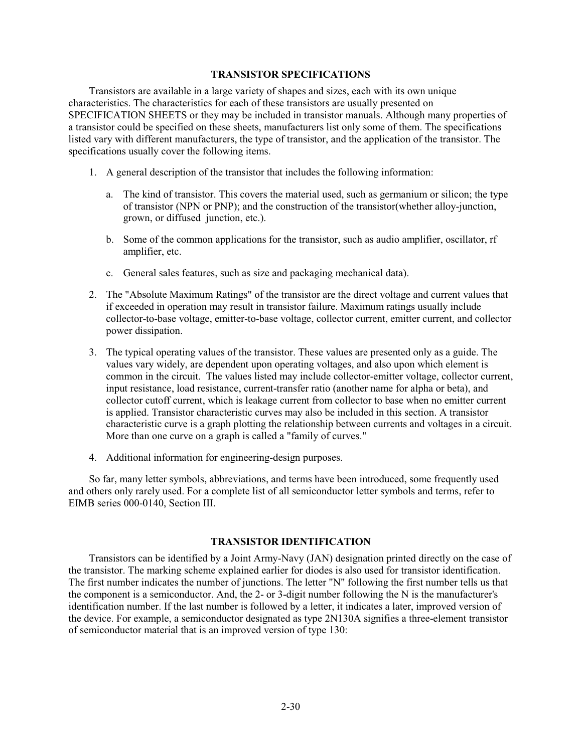## TRANSISTOR SPECIFICATIONS

Transistors are available in a large variety of shapes and sizes, each with its own unique characteristics. The characteristics for each of these transistors are usually presented on SPECIFICATION SHEETS or they may be included in transistor manuals. Although many properties of a transistor could be specified on these sheets, manufacturers list only some of them. The specifications listed vary with different manufacturers, the type of transistor, and the application of the transistor. The specifications usually cover the following items.

1. A general description of the transistor that includes the following information:

   a. The kind of transistor. This covers the material used, such as germanium or silicon; the type of transistor (NPN or PNP); and the construction of the transistor(whether alloy-junction, grown, or diffused junction, etc.).

   b. Some of the common applications for the transistor, such as audio amplifier, oscillator, rf amplifier, etc.

   c. General sales features, such as size and packaging mechanical data).

2. The "Absolute Maximum Ratings" of the transistor are the direct voltage and current values that if exceeded in operation may result in transistor failure. Maximum ratings usually include collector-to-base voltage, emitter-to-base voltage, collector current, emitter current, and collector power dissipation.

3. The typical operating values of the transistor. These values are presented only as a guide. The values vary widely, are dependent upon operating voltages, and also upon which element is common in the circuit. The values listed may include collector-emitter voltage, collector current, input resistance, load resistance, current-transfer ratio (another name for alpha or beta), and collector cutoff current, which is leakage current from collector to base when no emitter current is applied. Transistor characteristic curves may also be included in this section. A transistor characteristic curve is a graph plotting the relationship between currents and voltages in a circuit. More than one curve on a graph is called a "family of curves."

4. Additional information for engineering-design purposes.

So far, many letter symbols, abbreviations, and terms have been introduced, some frequently used and others only rarely used. For a complete list of all semiconductor letter symbols and terms, refer to EIMB series 000-0140, Section III.

## TRANSISTOR IDENTIFICATION

Transistors can be identified by a Joint Army-Navy (JAN) designation printed directly on the case of the transistor. The marking scheme explained earlier for diodes is also used for transistor identification. The first number indicates the number of junctions. The letter "N" following the first number tells us that the component is a semiconductor. And, the 2- or 3-digit number following the N is the manufacturer's identification number. If the last number is followed by a letter, it indicates a later, improved version of the device. For example, a semiconductor designated as type 2N130A signifies a three-element transistor of semiconductor material that is an improved version of type 130: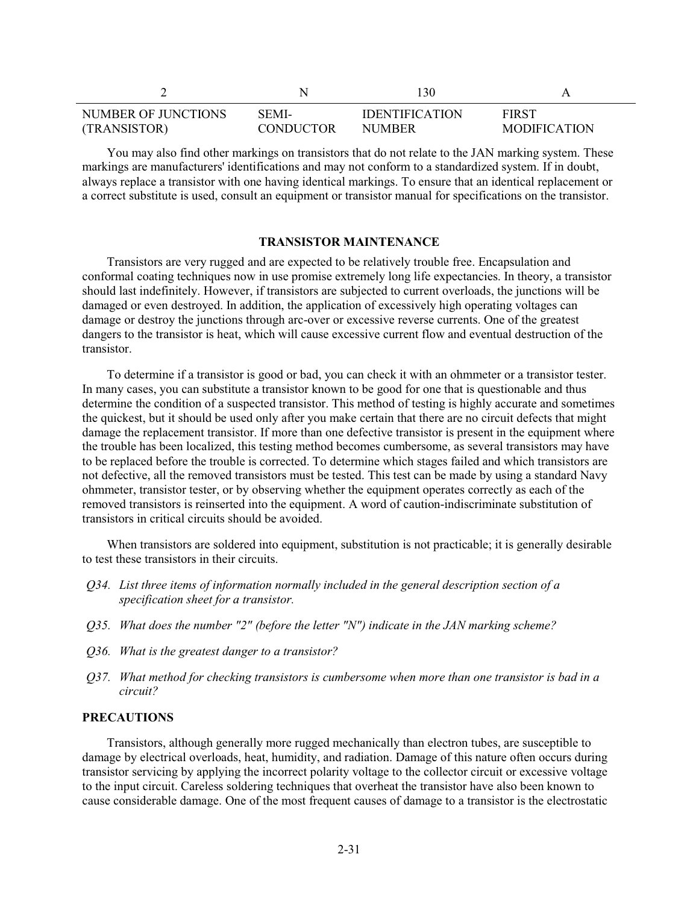| 2 | N | 130 | A |
| --- | --- | --- | --- |
| NUMBER OF JUNCTIONS (TRANSISTOR) | SEMI-CONDUCTOR | IDENTIFICATION NUMBER | FIRST MODIFICATION |

You may also find other markings on transistors that do not relate to the JAN marking system. These markings are manufacturers' identifications and may not conform to a standardized system. If in doubt, always replace a transistor with one having identical markings. To ensure that an identical replacement or a correct substitute is used, consult an equipment or transistor manual for specifications on the transistor.

## TRANSISTOR MAINTENANCE

Transistors are very rugged and are expected to be relatively trouble free. Encapsulation and conformal coating techniques now in use promise extremely long life expectancies. In theory, a transistor should last indefinitely. However, if transistors are subjected to current overloads, the junctions will be damaged or even destroyed. In addition, the application of excessively high operating voltages can damage or destroy the junctions through arc-over or excessive reverse currents. One of the greatest dangers to the transistor is heat, which will cause excessive current flow and eventual destruction of the transistor.

To determine if a transistor is good or bad, you can check it with an ohmmeter or a transistor tester. In many cases, you can substitute a transistor known to be good for one that is questionable and thus determine the condition of a suspected transistor. This method of testing is highly accurate and sometimes the quickest, but it should be used only after you make certain that there are no circuit defects that might damage the replacement transistor. If more than one defective transistor is present in the equipment where the trouble has been localized, this testing method becomes cumbersome, as several transistors may have to be replaced before the trouble is corrected. To determine which stages failed and which transistors are not defective, all the removed transistors must be tested. This test can be made by using a standard Navy ohmmeter, transistor tester, or by observing whether the equipment operates correctly as each of the removed transistors is reinserted into the equipment. A word of caution-indiscriminate substitution of transistors in critical circuits should be avoided.

When transistors are soldered into equipment, substitution is not practicable; it is generally desirable to test these transistors in their circuits.

*Q34. List three items of information normally included in the general description section of a specification sheet for a transistor.*

*Q35. What does the number "2" (before the letter "N") indicate in the JAN marking scheme?*

*Q36. What is the greatest danger to a transistor?*

*Q37. What method for checking transistors is cumbersome when more than one transistor is bad in a circuit?*

### PRECAUTIONS

Transistors, although generally more rugged mechanically than electron tubes, are susceptible to damage by electrical overloads, heat, humidity, and radiation. Damage of this nature often occurs during transistor servicing by applying the incorrect polarity voltage to the collector circuit or excessive voltage to the input circuit. Careless soldering techniques that overheat the transistor have also been known to cause considerable damage. One of the most frequent causes of damage to a transistor is the electrostatic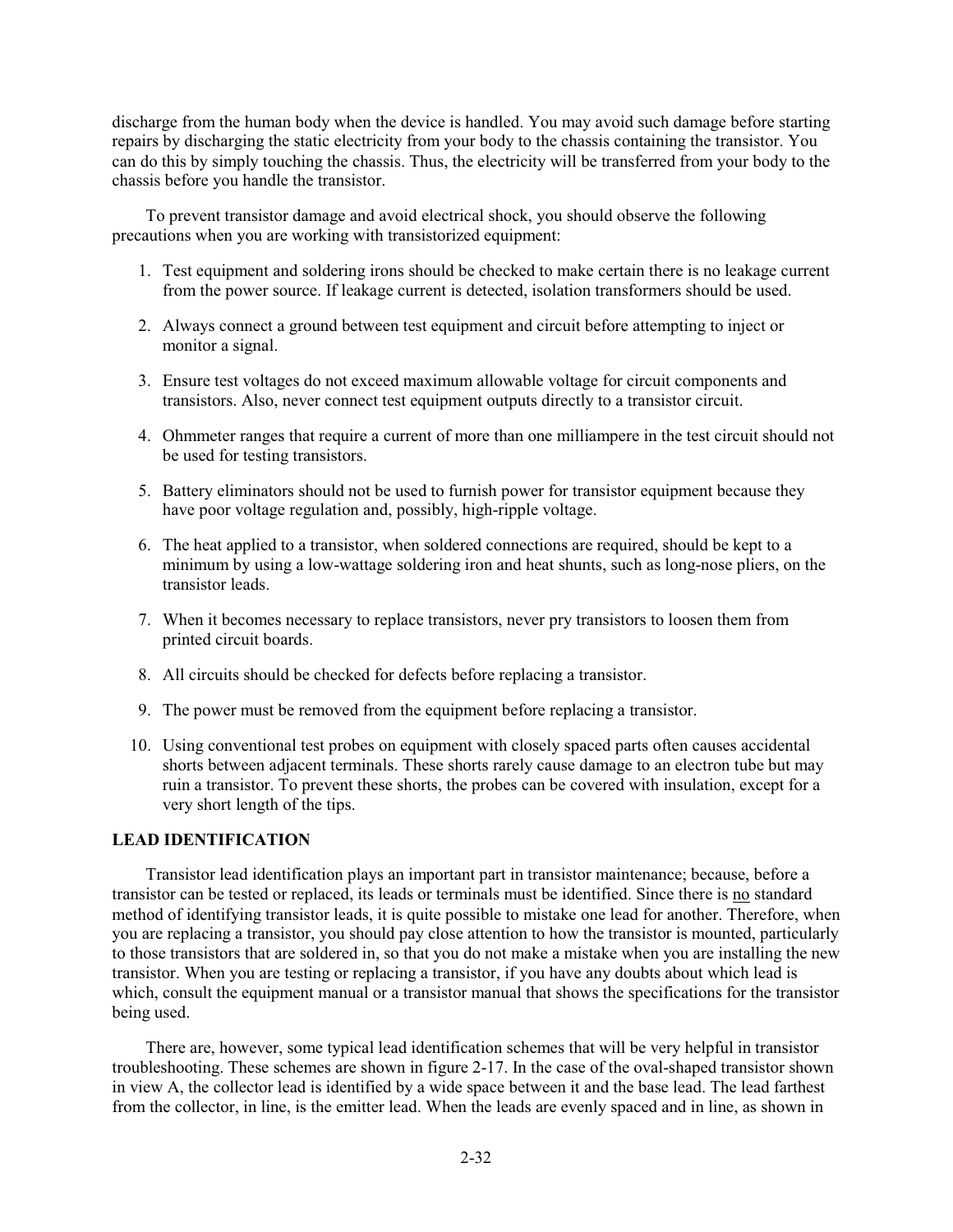discharge from the human body when the device is handled. You may avoid such damage before starting repairs by discharging the static electricity from your body to the chassis containing the transistor. You can do this by simply touching the chassis. Thus, the electricity will be transferred from your body to the chassis before you handle the transistor.

To prevent transistor damage and avoid electrical shock, you should observe the following precautions when you are working with transistorized equipment:

1. Test equipment and soldering irons should be checked to make certain there is no leakage current from the power source. If leakage current is detected, isolation transformers should be used.
2. Always connect a ground between test equipment and circuit before attempting to inject or monitor a signal.
3. Ensure test voltages do not exceed maximum allowable voltage for circuit components and transistors. Also, never connect test equipment outputs directly to a transistor circuit.
4. Ohmmeter ranges that require a current of more than one milliampere in the test circuit should not be used for testing transistors.
5. Battery eliminators should not be used to furnish power for transistor equipment because they have poor voltage regulation and, possibly, high-ripple voltage.
6. The heat applied to a transistor, when soldered connections are required, should be kept to a minimum by using a low-wattage soldering iron and heat shunts, such as long-nose pliers, on the transistor leads.
7. When it becomes necessary to replace transistors, never pry transistors to loosen them from printed circuit boards.
8. All circuits should be checked for defects before replacing a transistor.
9. The power must be removed from the equipment before replacing a transistor.
10. Using conventional test probes on equipment with closely spaced parts often causes accidental shorts between adjacent terminals. These shorts rarely cause damage to an electron tube but may ruin a transistor. To prevent these shorts, the probes can be covered with insulation, except for a very short length of the tips.

## LEAD IDENTIFICATION

Transistor lead identification plays an important part in transistor maintenance; because, before a transistor can be tested or replaced, its leads or terminals must be identified. Since there is no standard method of identifying transistor leads, it is quite possible to mistake one lead for another. Therefore, when you are replacing a transistor, you should pay close attention to how the transistor is mounted, particularly to those transistors that are soldered in, so that you do not make a mistake when you are installing the new transistor. When you are testing or replacing a transistor, if you have any doubts about which lead is which, consult the equipment manual or a transistor manual that shows the specifications for the transistor being used.

There are, however, some typical lead identification schemes that will be very helpful in transistor troubleshooting. These schemes are shown in figure 2-17. In the case of the oval-shaped transistor shown in view A, the collector lead is identified by a wide space between it and the base lead. The lead farthest from the collector, in line, is the emitter lead. When the leads are evenly spaced and in line, as shown in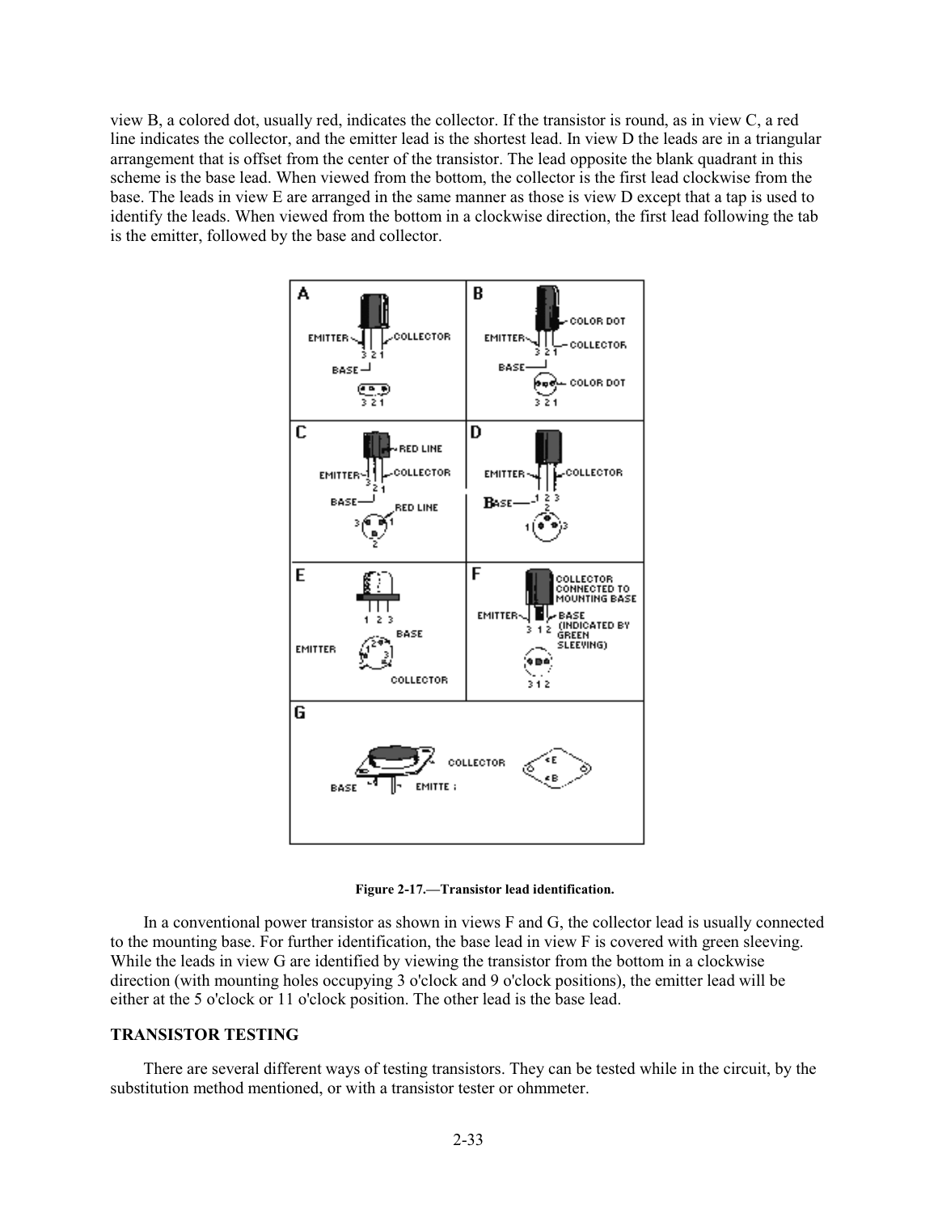view B, a colored dot, usually red, indicates the collector. If the transistor is round, as in view C, a red line indicates the collector, and the emitter lead is the shortest lead. In view D the leads are in a triangular arrangement that is offset from the center of the transistor. The lead opposite the blank quadrant in this scheme is the base lead. When viewed from the bottom, the collector is the first lead clockwise from the base. The leads in view E are arranged in the same manner as those is view D except that a tap is used to identify the leads. When viewed from the bottom in a clockwise direction, the first lead following the tab is the emitter, followed by the base and collector.

**Figure 2-17.—Transistor lead identification.**

In a conventional power transistor as shown in views F and G, the collector lead is usually connected to the mounting base. For further identification, the base lead in view F is covered with green sleeving. While the leads in view G are identified by viewing the transistor from the bottom in a clockwise direction (with mounting holes occupying 3 o'clock and 9 o'clock positions), the emitter lead will be either at the 5 o'clock or 11 o'clock position. The other lead is the base lead.

## TRANSISTOR TESTING

There are several different ways of testing transistors. They can be tested while in the circuit, by the substitution method mentioned, or with a transistor tester or ohmmeter.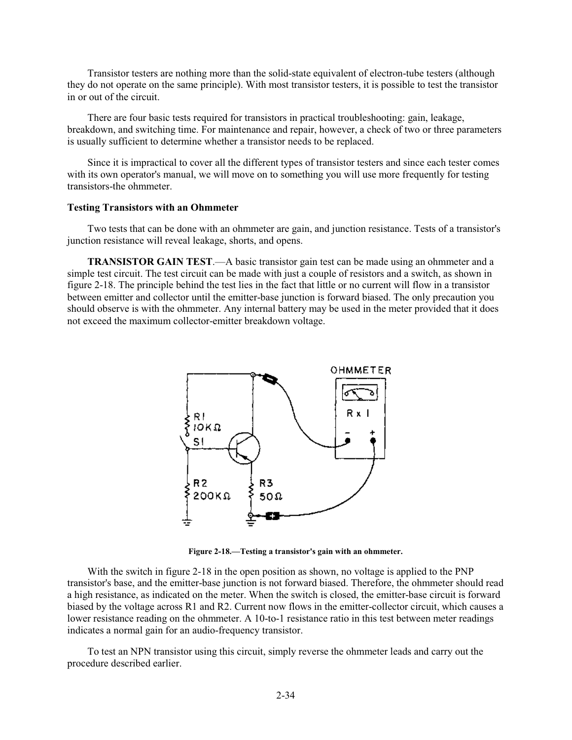Transistor testers are nothing more than the solid-state equivalent of electron-tube testers (although they do not operate on the same principle). With most transistor testers, it is possible to test the transistor in or out of the circuit.

There are four basic tests required for transistors in practical troubleshooting: gain, leakage, breakdown, and switching time. For maintenance and repair, however, a check of two or three parameters is usually sufficient to determine whether a transistor needs to be replaced.

Since it is impractical to cover all the different types of transistor testers and since each tester comes with its own operator's manual, we will move on to something you will use more frequently for testing transistors-the ohmmeter.

### Testing Transistors with an Ohmmeter

Two tests that can be done with an ohmmeter are gain, and junction resistance. Tests of a transistor's junction resistance will reveal leakage, shorts, and opens.

**TRANSISTOR GAIN TEST**.—A basic transistor gain test can be made using an ohmmeter and a simple test circuit. The test circuit can be made with just a couple of resistors and a switch, as shown in figure 2-18. The principle behind the test lies in the fact that little or no current will flow in a transistor between emitter and collector until the emitter-base junction is forward biased. The only precaution you should observe is with the ohmmeter. Any internal battery may be used in the meter provided that it does not exceed the maximum collector-emitter breakdown voltage.

**Figure 2-18.—Testing a transistor's gain with an ohmmeter.**

With the switch in figure 2-18 in the open position as shown, no voltage is applied to the PNP transistor's base, and the emitter-base junction is not forward biased. Therefore, the ohmmeter should read a high resistance, as indicated on the meter. When the switch is closed, the emitter-base circuit is forward biased by the voltage across R1 and R2. Current now flows in the emitter-collector circuit, which causes a lower resistance reading on the ohmmeter. A 10-to-1 resistance ratio in this test between meter readings indicates a normal gain for an audio-frequency transistor.

To test an NPN transistor using this circuit, simply reverse the ohmmeter leads and carry out the procedure described earlier.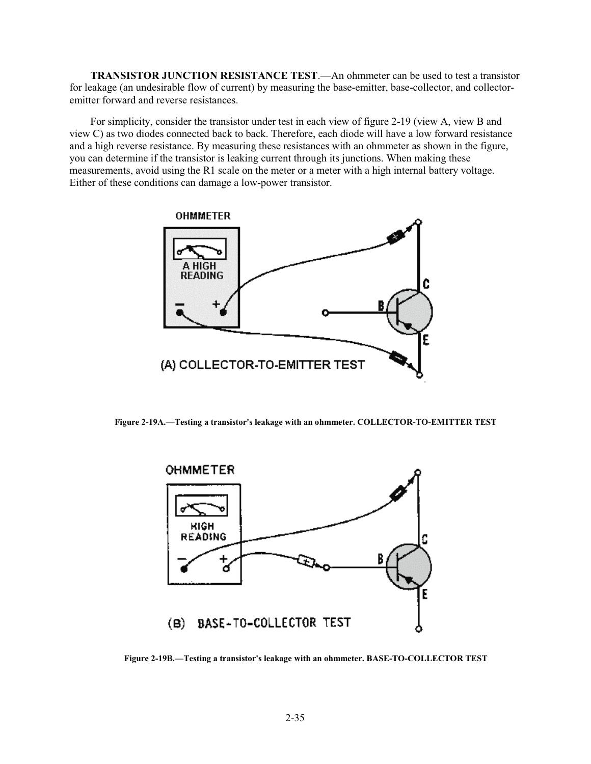**TRANSISTOR JUNCTION RESISTANCE TEST**.—An ohmmeter can be used to test a transistor for leakage (an undesirable flow of current) by measuring the base-emitter, base-collector, and collector-emitter forward and reverse resistances.

For simplicity, consider the transistor under test in each view of figure 2-19 (view A, view B and view C) as two diodes connected back to back. Therefore, each diode will have a low forward resistance and a high reverse resistance. By measuring these resistances with an ohmmeter as shown in the figure, you can determine if the transistor is leaking current through its junctions. When making these measurements, avoid using the R1 scale on the meter or a meter with a high internal battery voltage. Either of these conditions can damage a low-power transistor.

**Figure 2-19A.—Testing a transistor's leakage with an ohmmeter. COLLECTOR-TO-EMITTER TEST**

**Figure 2-19B.—Testing a transistor's leakage with an ohmmeter. BASE-TO-COLLECTOR TEST**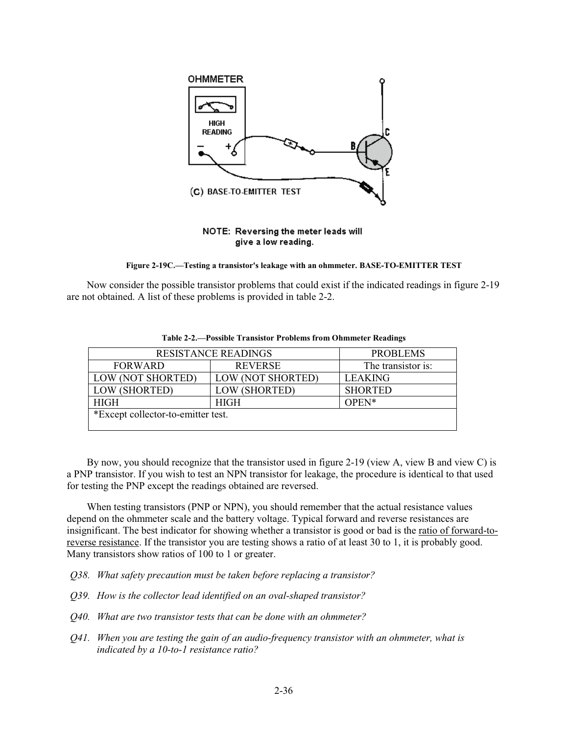Figure 2-19C.—Testing a transistor's leakage with an ohmmeter. BASE-TO-EMITTER TEST

Now consider the possible transistor problems that could exist if the indicated readings in figure 2-19 are not obtained. A list of these problems is provided in table 2-2.

Table 2-2.—Possible Transistor Problems from Ohmmeter Readings

| RESISTANCE READINGS | | PROBLEMS |
|---|---|---|
| FORWARD | REVERSE | The transistor is: |
| LOW (NOT SHORTED) | LOW (NOT SHORTED) | LEAKING |
| LOW (SHORTED) | LOW (SHORTED) | SHORTED |
| HIGH | HIGH | OPEN* |
| *Except collector-to-emitter test. | | |

By now, you should recognize that the transistor used in figure 2-19 (view A, view B and view C) is a PNP transistor. If you wish to test an NPN transistor for leakage, the procedure is identical to that used for testing the PNP except the readings obtained are reversed.

When testing transistors (PNP or NPN), you should remember that the actual resistance values depend on the ohmmeter scale and the battery voltage. Typical forward and reverse resistances are insignificant. The best indicator for showing whether a transistor is good or bad is the ratio of forward-to-reverse resistance. If the transistor you are testing shows a ratio of at least 30 to 1, it is probably good. Many transistors show ratios of 100 to 1 or greater.

*Q38. What safety precaution must be taken before replacing a transistor?*

*Q39. How is the collector lead identified on an oval-shaped transistor?*

*Q40. What are two transistor tests that can be done with an ohmmeter?*

*Q41. When you are testing the gain of an audio-frequency transistor with an ohmmeter, what is indicated by a 10-to-1 resistance ratio?*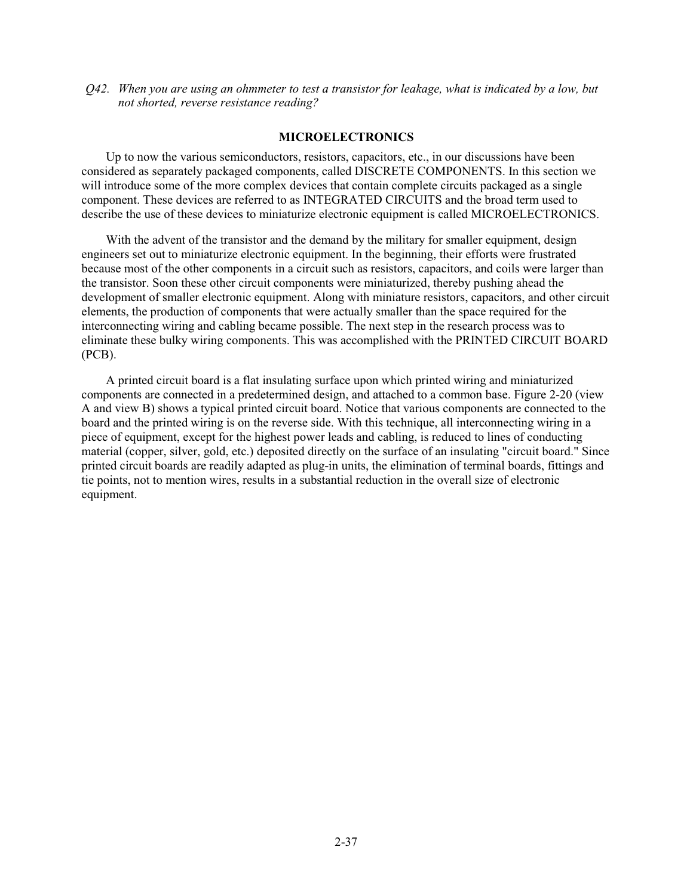*Q42. When you are using an ohmmeter to test a transistor for leakage, what is indicated by a low, but not shorted, reverse resistance reading?*

## MICROELECTRONICS

Up to now the various semiconductors, resistors, capacitors, etc., in our discussions have been considered as separately packaged components, called DISCRETE COMPONENTS. In this section we will introduce some of the more complex devices that contain complete circuits packaged as a single component. These devices are referred to as INTEGRATED CIRCUITS and the broad term used to describe the use of these devices to miniaturize electronic equipment is called MICROELECTRONICS.

With the advent of the transistor and the demand by the military for smaller equipment, design engineers set out to miniaturize electronic equipment. In the beginning, their efforts were frustrated because most of the other components in a circuit such as resistors, capacitors, and coils were larger than the transistor. Soon these other circuit components were miniaturized, thereby pushing ahead the development of smaller electronic equipment. Along with miniature resistors, capacitors, and other circuit elements, the production of components that were actually smaller than the space required for the interconnecting wiring and cabling became possible. The next step in the research process was to eliminate these bulky wiring components. This was accomplished with the PRINTED CIRCUIT BOARD (PCB).

A printed circuit board is a flat insulating surface upon which printed wiring and miniaturized components are connected in a predetermined design, and attached to a common base. Figure 2-20 (view A and view B) shows a typical printed circuit board. Notice that various components are connected to the board and the printed wiring is on the reverse side. With this technique, all interconnecting wiring in a piece of equipment, except for the highest power leads and cabling, is reduced to lines of conducting material (copper, silver, gold, etc.) deposited directly on the surface of an insulating "circuit board." Since printed circuit boards are readily adapted as plug-in units, the elimination of terminal boards, fittings and tie points, not to mention wires, results in a substantial reduction in the overall size of electronic equipment.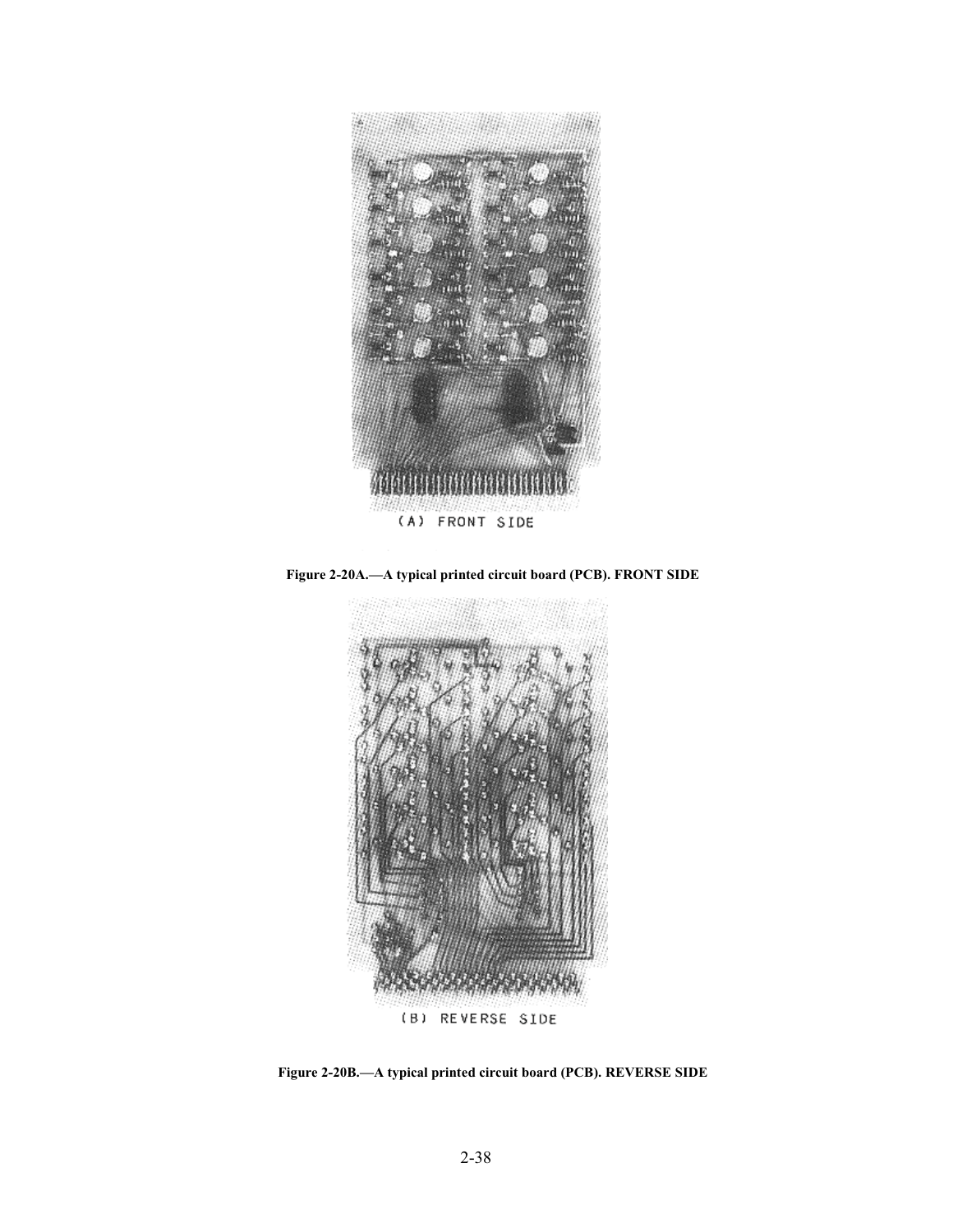(A) FRONT SIDE

**Figure 2-20A.—A typical printed circuit board (PCB). FRONT SIDE**

(B) REVERSE SIDE

**Figure 2-20B.—A typical printed circuit board (PCB). REVERSE SIDE**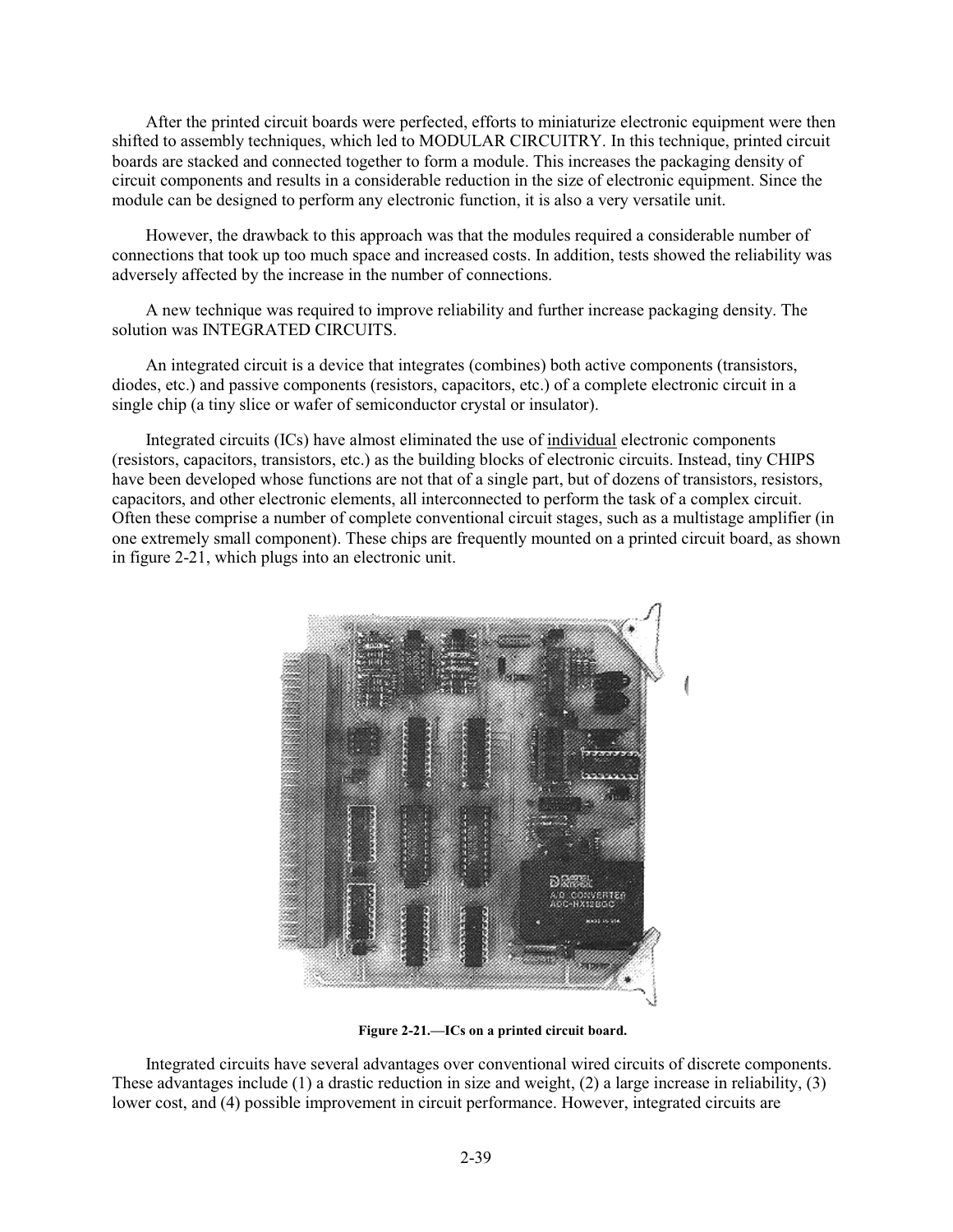After the printed circuit boards were perfected, efforts to miniaturize electronic equipment were then shifted to assembly techniques, which led to MODULAR CIRCUITRY. In this technique, printed circuit boards are stacked and connected together to form a module. This increases the packaging density of circuit components and results in a considerable reduction in the size of electronic equipment. Since the module can be designed to perform any electronic function, it is also a very versatile unit.

However, the drawback to this approach was that the modules required a considerable number of connections that took up too much space and increased costs. In addition, tests showed the reliability was adversely affected by the increase in the number of connections.

A new technique was required to improve reliability and further increase packaging density. The solution was INTEGRATED CIRCUITS.

An integrated circuit is a device that integrates (combines) both active components (transistors, diodes, etc.) and passive components (resistors, capacitors, etc.) of a complete electronic circuit in a single chip (a tiny slice or wafer of semiconductor crystal or insulator).

Integrated circuits (ICs) have almost eliminated the use of individual electronic components (resistors, capacitors, transistors, etc.) as the building blocks of electronic circuits. Instead, tiny CHIPS have been developed whose functions are not that of a single part, but of dozens of transistors, resistors, capacitors, and other electronic elements, all interconnected to perform the task of a complex circuit. Often these comprise a number of complete conventional circuit stages, such as a multistage amplifier (in one extremely small component). These chips are frequently mounted on a printed circuit board, as shown in figure 2-21, which plugs into an electronic unit.

**Figure 2-21.—ICs on a printed circuit board.**

Integrated circuits have several advantages over conventional wired circuits of discrete components. These advantages include (1) a drastic reduction in size and weight, (2) a large increase in reliability, (3) lower cost, and (4) possible improvement in circuit performance. However, integrated circuits are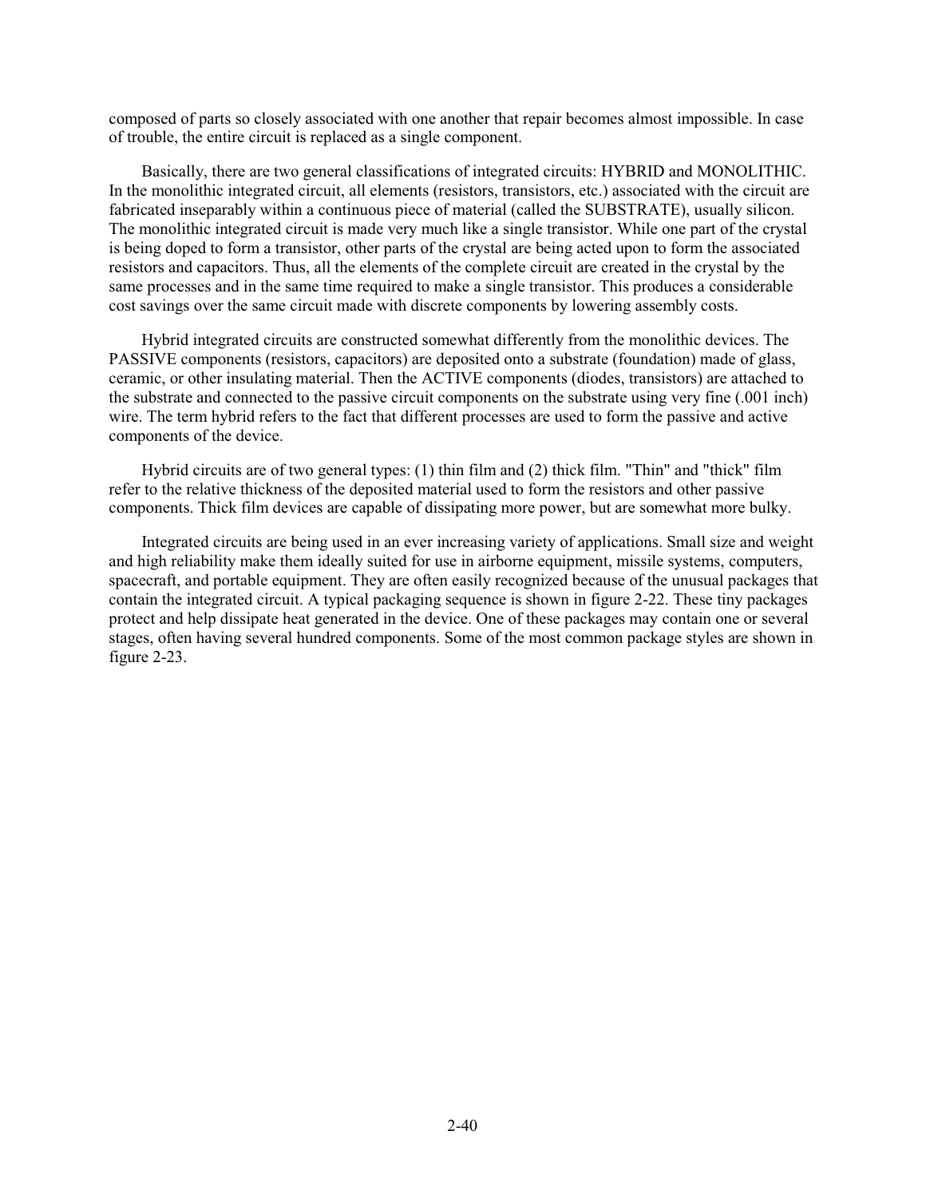composed of parts so closely associated with one another that repair becomes almost impossible. In case of trouble, the entire circuit is replaced as a single component.

Basically, there are two general classifications of integrated circuits: HYBRID and MONOLITHIC. In the monolithic integrated circuit, all elements (resistors, transistors, etc.) associated with the circuit are fabricated inseparably within a continuous piece of material (called the SUBSTRATE), usually silicon. The monolithic integrated circuit is made very much like a single transistor. While one part of the crystal is being doped to form a transistor, other parts of the crystal are being acted upon to form the associated resistors and capacitors. Thus, all the elements of the complete circuit are created in the crystal by the same processes and in the same time required to make a single transistor. This produces a considerable cost savings over the same circuit made with discrete components by lowering assembly costs.

Hybrid integrated circuits are constructed somewhat differently from the monolithic devices. The PASSIVE components (resistors, capacitors) are deposited onto a substrate (foundation) made of glass, ceramic, or other insulating material. Then the ACTIVE components (diodes, transistors) are attached to the substrate and connected to the passive circuit components on the substrate using very fine (.001 inch) wire. The term hybrid refers to the fact that different processes are used to form the passive and active components of the device.

Hybrid circuits are of two general types: (1) thin film and (2) thick film. "Thin" and "thick" film refer to the relative thickness of the deposited material used to form the resistors and other passive components. Thick film devices are capable of dissipating more power, but are somewhat more bulky.

Integrated circuits are being used in an ever increasing variety of applications. Small size and weight and high reliability make them ideally suited for use in airborne equipment, missile systems, computers, spacecraft, and portable equipment. They are often easily recognized because of the unusual packages that contain the integrated circuit. A typical packaging sequence is shown in figure 2-22. These tiny packages protect and help dissipate heat generated in the device. One of these packages may contain one or several stages, often having several hundred components. Some of the most common package styles are shown in figure 2-23.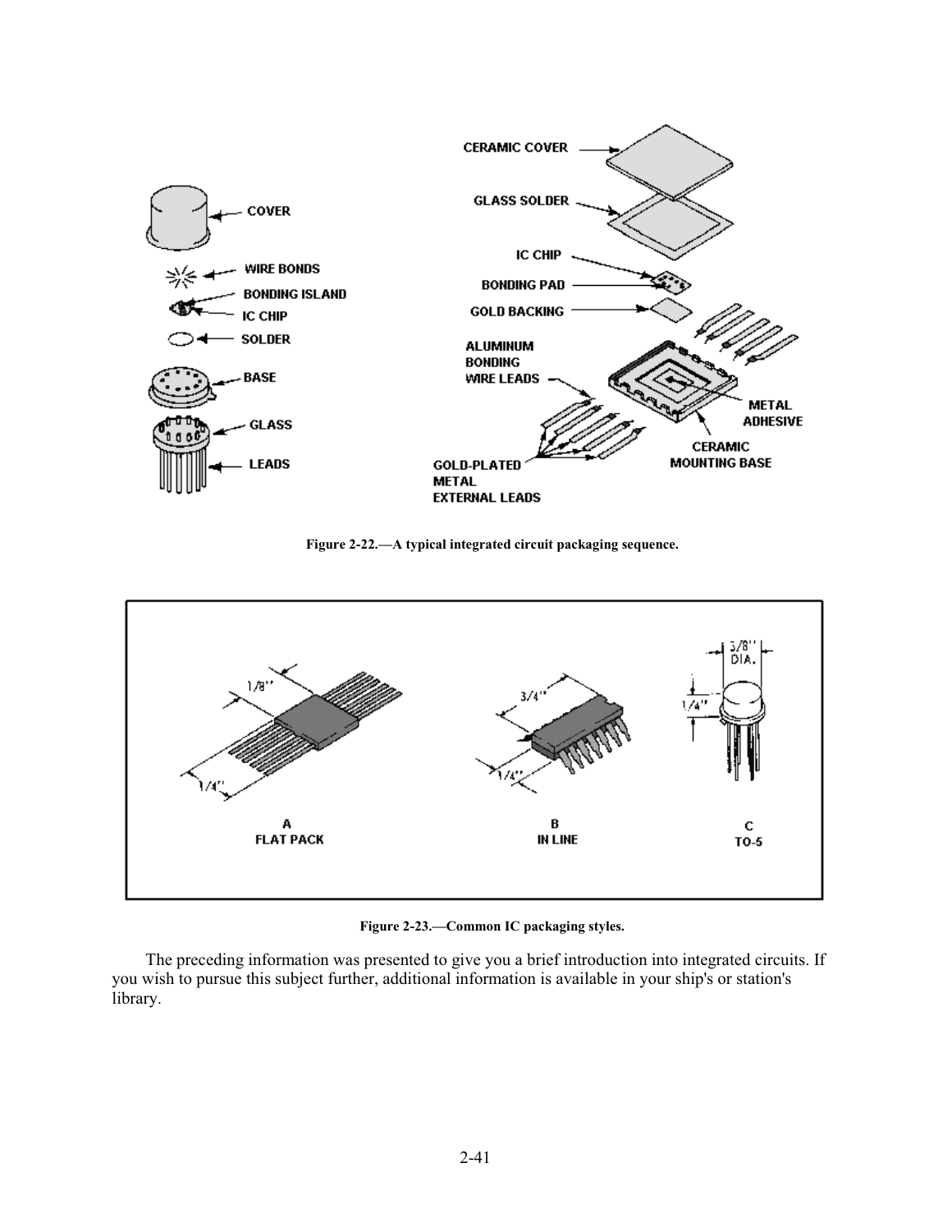Figure 2-22.—A typical integrated circuit packaging sequence.

Figure 2-23.—Common IC packaging styles.

The preceding information was presented to give you a brief introduction into integrated circuits. If you wish to pursue this subject further, additional information is available in your ship's or station's library.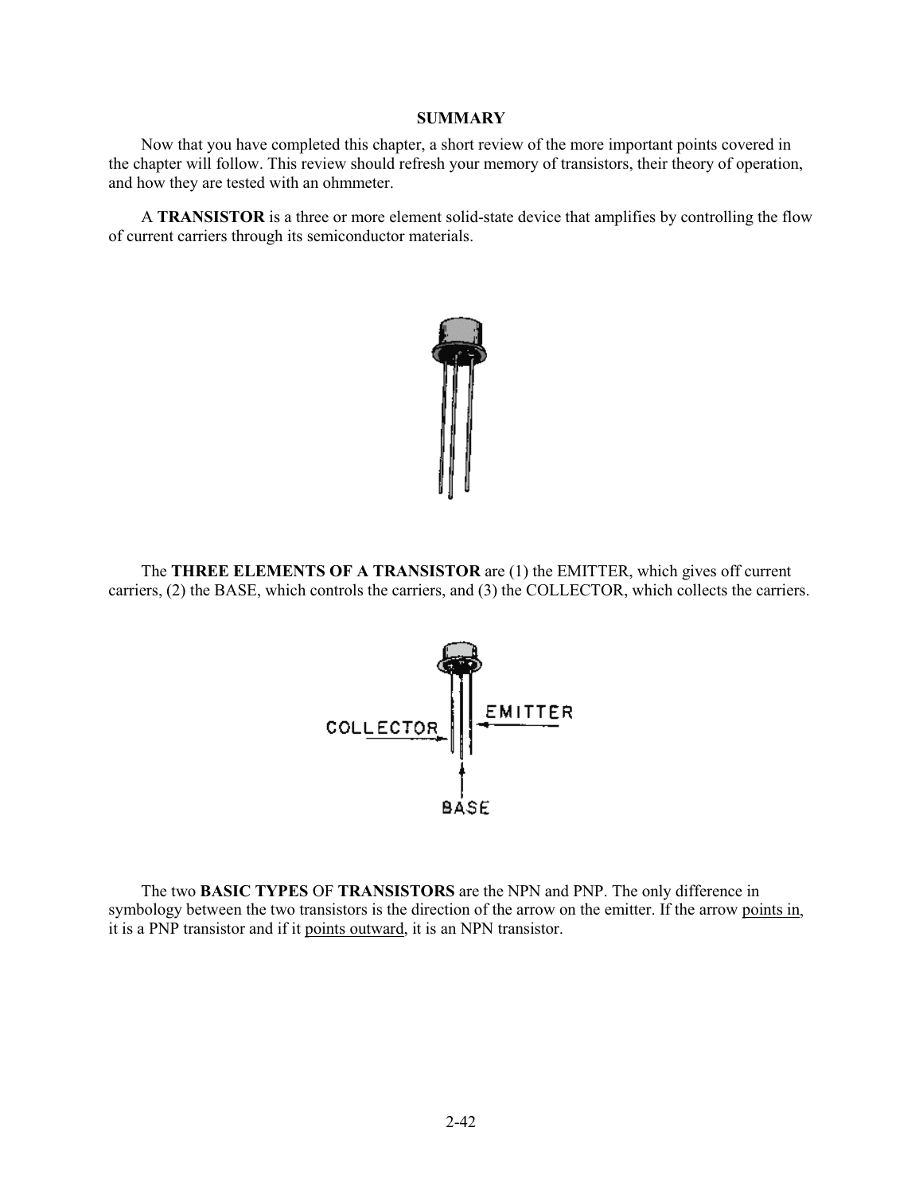## SUMMARY

Now that you have completed this chapter, a short review of the more important points covered in the chapter will follow. This review should refresh your memory of transistors, their theory of operation, and how they are tested with an ohmmeter.

A **TRANSISTOR** is a three or more element solid-state device that amplifies by controlling the flow of current carriers through its semiconductor materials.

The **THREE ELEMENTS OF A TRANSISTOR** are (1) the EMITTER, which gives off current carriers, (2) the BASE, which controls the carriers, and (3) the COLLECTOR, which collects the carriers.

The two **BASIC TYPES** OF **TRANSISTORS** are the NPN and PNP. The only difference in symbology between the two transistors is the direction of the arrow on the emitter. If the arrow points in, it is a PNP transistor and if it points outward, it is an NPN transistor.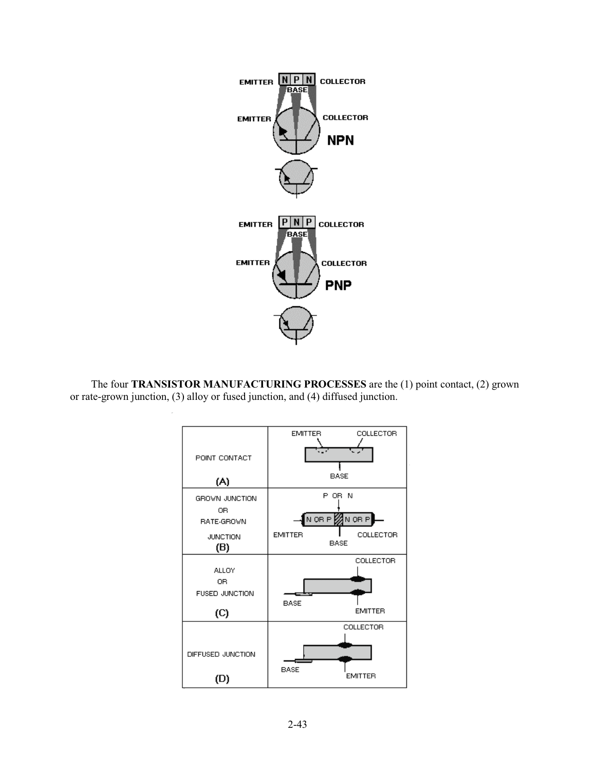The four **TRANSISTOR MANUFACTURING PROCESSES** are the (1) point contact, (2) grown or rate-grown junction, (3) alloy or fused junction, and (4) diffused junction.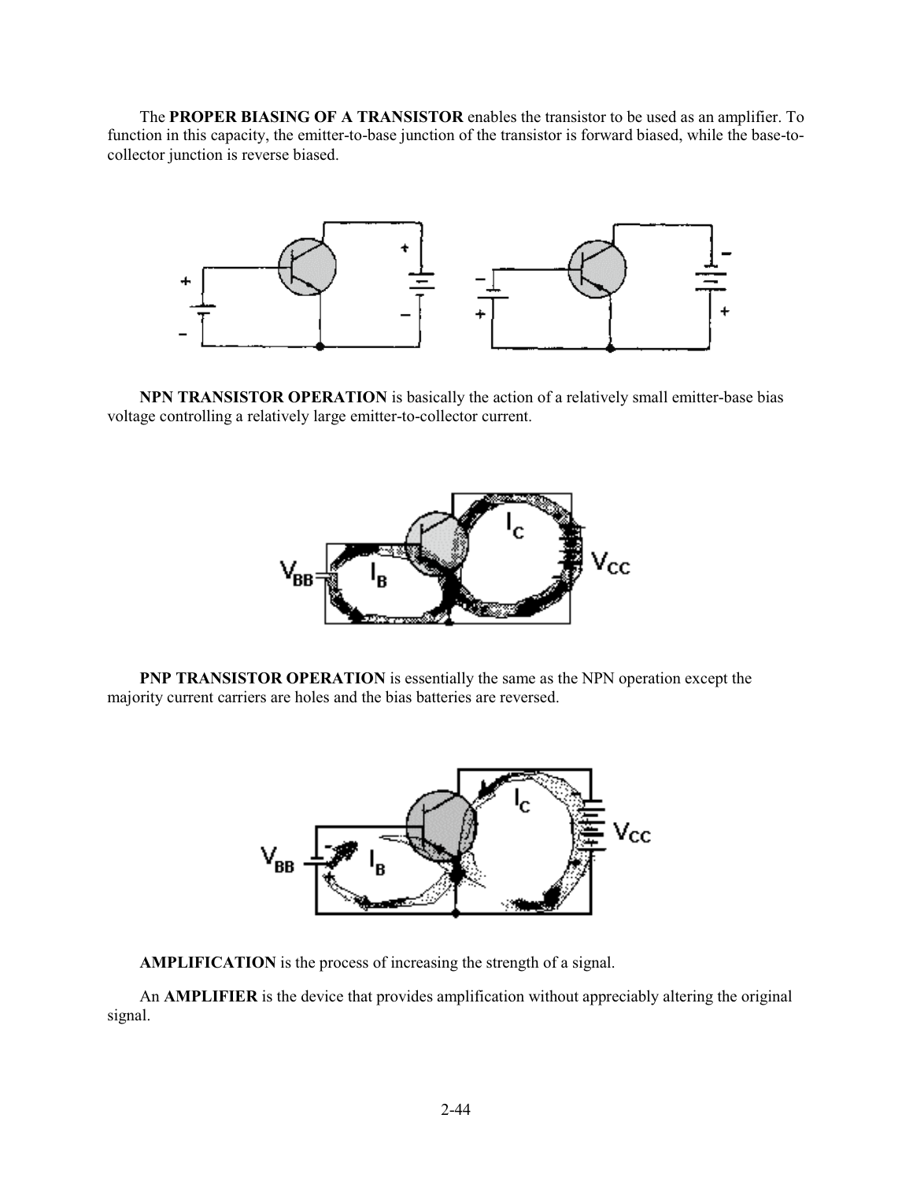The **PROPER BIASING OF A TRANSISTOR** enables the transistor to be used as an amplifier. To function in this capacity, the emitter-to-base junction of the transistor is forward biased, while the base-to-collector junction is reverse biased.

**NPN TRANSISTOR OPERATION** is basically the action of a relatively small emitter-base bias voltage controlling a relatively large emitter-to-collector current.

**PNP TRANSISTOR OPERATION** is essentially the same as the NPN operation except the majority current carriers are holes and the bias batteries are reversed.

**AMPLIFICATION** is the process of increasing the strength of a signal.

An **AMPLIFIER** is the device that provides amplification without appreciably altering the original signal.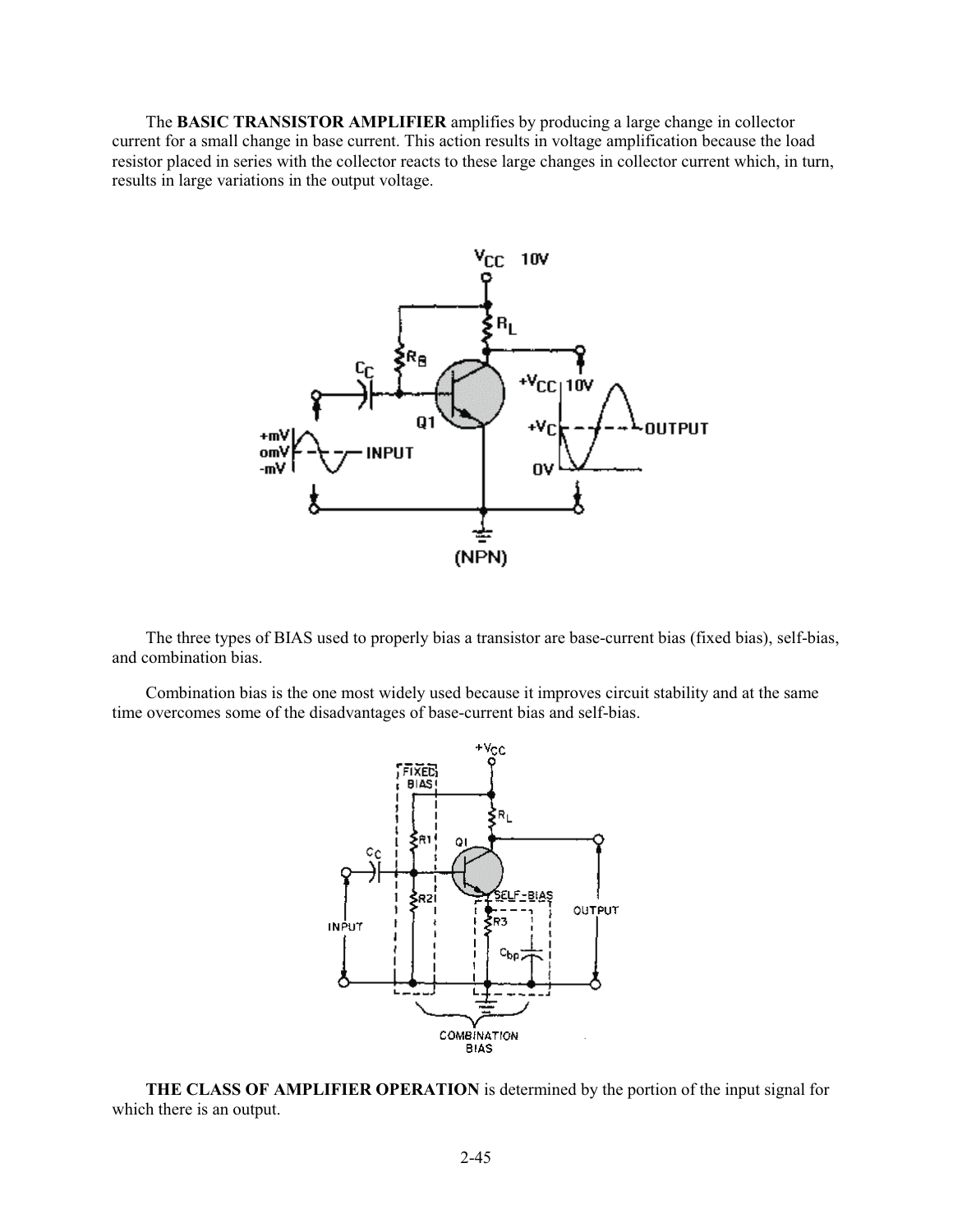The **BASIC TRANSISTOR AMPLIFIER** amplifies by producing a large change in collector current for a small change in base current. This action results in voltage amplification because the load resistor placed in series with the collector reacts to these large changes in collector current which, in turn, results in large variations in the output voltage.

The three types of BIAS used to properly bias a transistor are base-current bias (fixed bias), self-bias, and combination bias.

Combination bias is the one most widely used because it improves circuit stability and at the same time overcomes some of the disadvantages of base-current bias and self-bias.

**THE CLASS OF AMPLIFIER OPERATION** is determined by the portion of the input signal for which there is an output.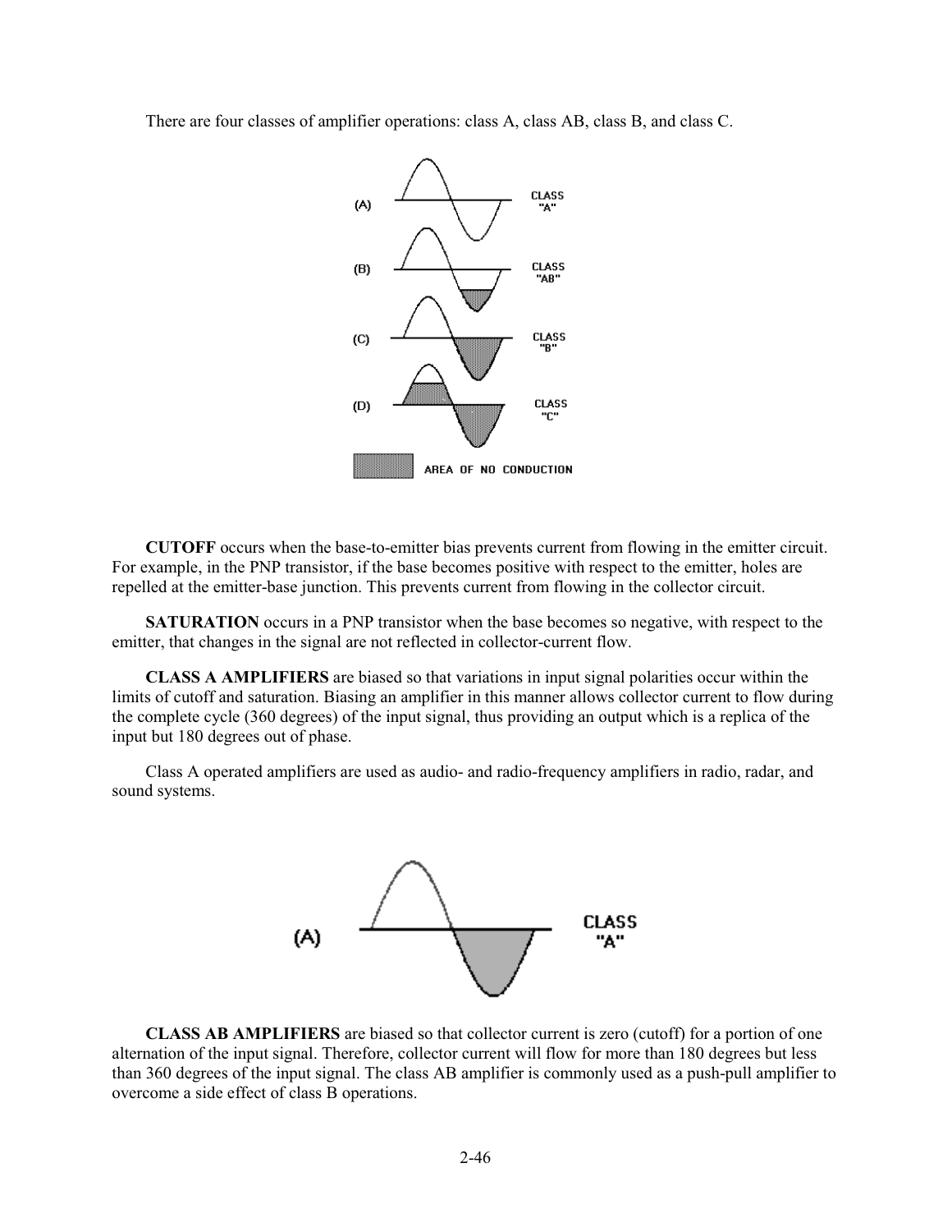There are four classes of amplifier operations: class A, class AB, class B, and class C.

**CUTOFF** occurs when the base-to-emitter bias prevents current from flowing in the emitter circuit. For example, in the PNP transistor, if the base becomes positive with respect to the emitter, holes are repelled at the emitter-base junction. This prevents current from flowing in the collector circuit.

**SATURATION** occurs in a PNP transistor when the base becomes so negative, with respect to the emitter, that changes in the signal are not reflected in collector-current flow.

**CLASS A AMPLIFIERS** are biased so that variations in input signal polarities occur within the limits of cutoff and saturation. Biasing an amplifier in this manner allows collector current to flow during the complete cycle (360 degrees) of the input signal, thus providing an output which is a replica of the input but 180 degrees out of phase.

Class A operated amplifiers are used as audio- and radio-frequency amplifiers in radio, radar, and sound systems.

**CLASS AB AMPLIFIERS** are biased so that collector current is zero (cutoff) for a portion of one alternation of the input signal. Therefore, collector current will flow for more than 180 degrees but less than 360 degrees of the input signal. The class AB amplifier is commonly used as a push-pull amplifier to overcome a side effect of class B operations.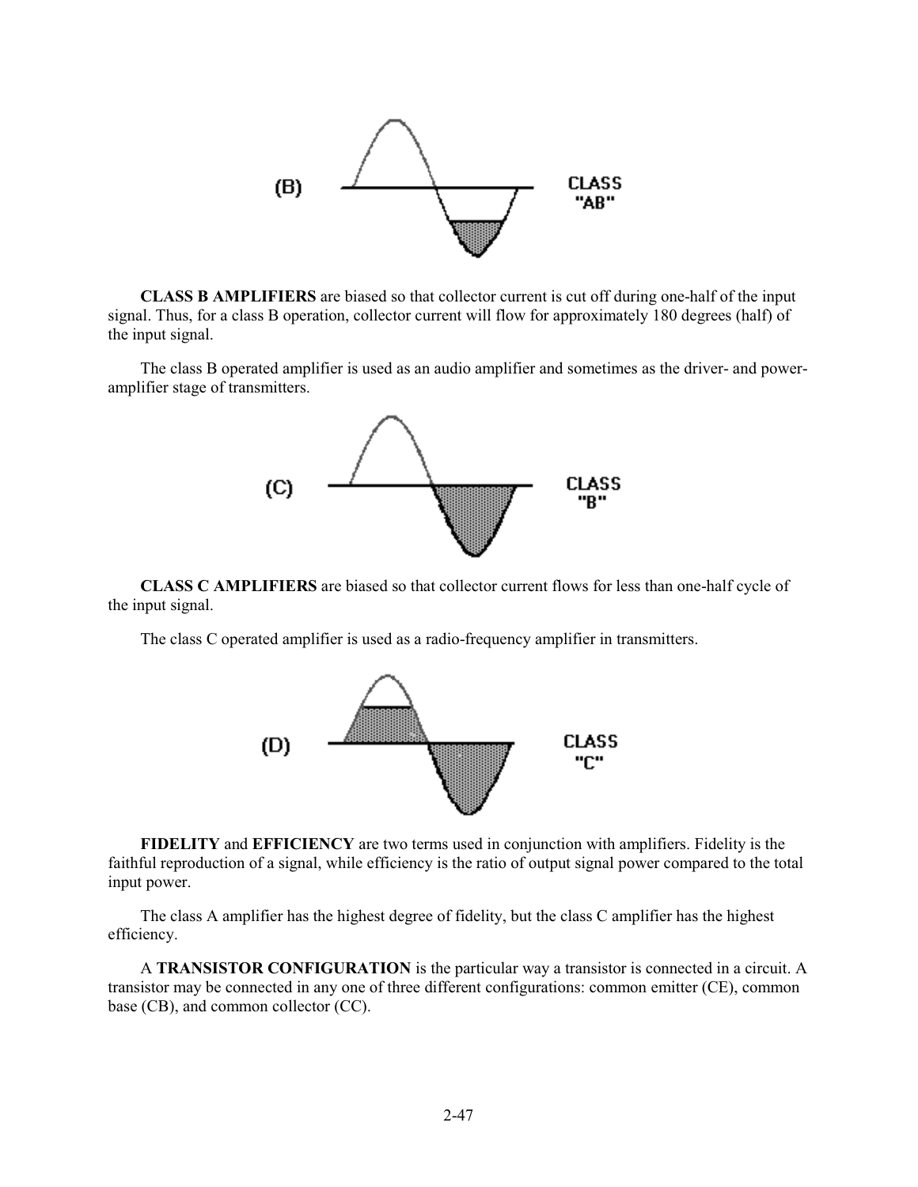**CLASS B AMPLIFIERS** are biased so that collector current is cut off during one-half of the input signal. Thus, for a class B operation, collector current will flow for approximately 180 degrees (half) of the input signal.

The class B operated amplifier is used as an audio amplifier and sometimes as the driver- and power-amplifier stage of transmitters.

**CLASS C AMPLIFIERS** are biased so that collector current flows for less than one-half cycle of the input signal.

The class C operated amplifier is used as a radio-frequency amplifier in transmitters.

**FIDELITY** and **EFFICIENCY** are two terms used in conjunction with amplifiers. Fidelity is the faithful reproduction of a signal, while efficiency is the ratio of output signal power compared to the total input power.

The class A amplifier has the highest degree of fidelity, but the class C amplifier has the highest efficiency.

A **TRANSISTOR CONFIGURATION** is the particular way a transistor is connected in a circuit. A transistor may be connected in any one of three different configurations: common emitter (CE), common base (CB), and common collector (CC).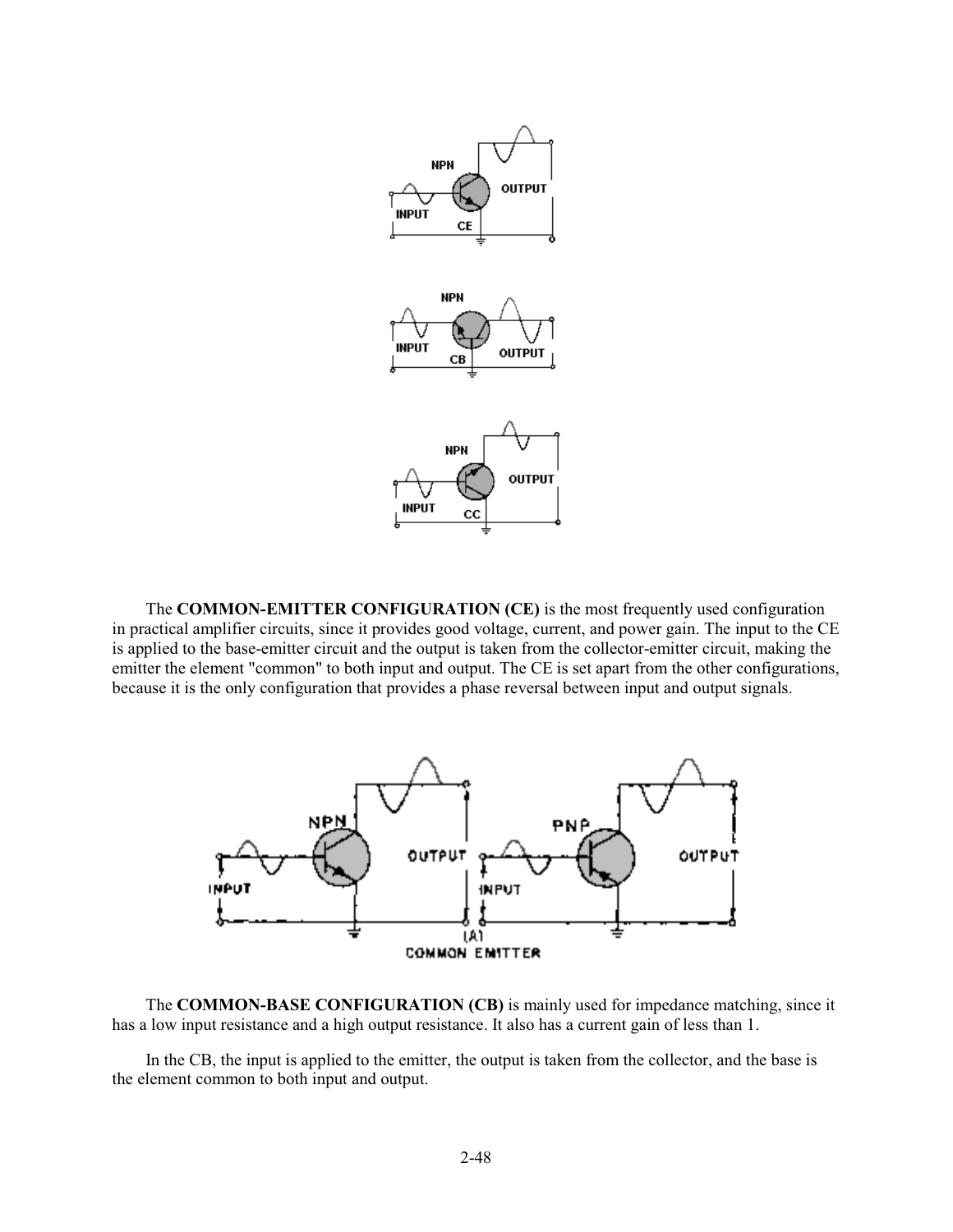The **COMMON-EMITTER CONFIGURATION (CE)** is the most frequently used configuration in practical amplifier circuits, since it provides good voltage, current, and power gain. The input to the CE is applied to the base-emitter circuit and the output is taken from the collector-emitter circuit, making the emitter the element "common" to both input and output. The CE is set apart from the other configurations, because it is the only configuration that provides a phase reversal between input and output signals.

The **COMMON-BASE CONFIGURATION (CB)** is mainly used for impedance matching, since it has a low input resistance and a high output resistance. It also has a current gain of less than 1.

In the CB, the input is applied to the emitter, the output is taken from the collector, and the base is the element common to both input and output.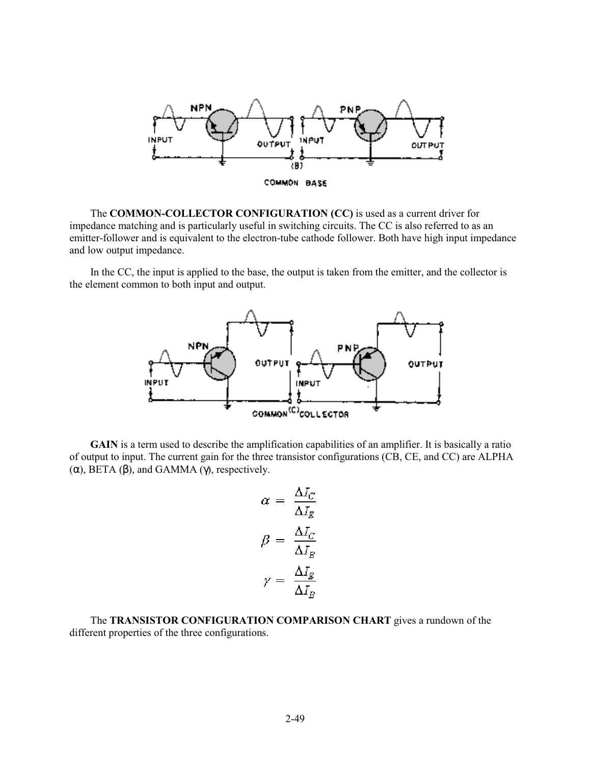(B)

COMMON BASE

The **COMMON-COLLECTOR CONFIGURATION (CC)** is used as a current driver for impedance matching and is particularly useful in switching circuits. The CC is also referred to as an emitter-follower and is equivalent to the electron-tube cathode follower. Both have high input impedance and low output impedance.

In the CC, the input is applied to the base, the output is taken from the emitter, and the collector is the element common to both input and output.

(C) COMMON COLLECTOR

**GAIN** is a term used to describe the amplification capabilities of an amplifier. It is basically a ratio of output to input. The current gain for the three transistor configurations (CB, CE, and CC) are ALPHA ($\alpha$), BETA ($\beta$), and GAMMA ($\gamma$), respectively.

$$\alpha = \frac{\Delta I_C}{\Delta I_E}$$

$$\beta = \frac{\Delta I_C}{\Delta I_B}$$

$$\gamma = \frac{\Delta I_E}{\Delta I_B}$$

The **TRANSISTOR CONFIGURATION COMPARISON CHART** gives a rundown of the different properties of the three configurations.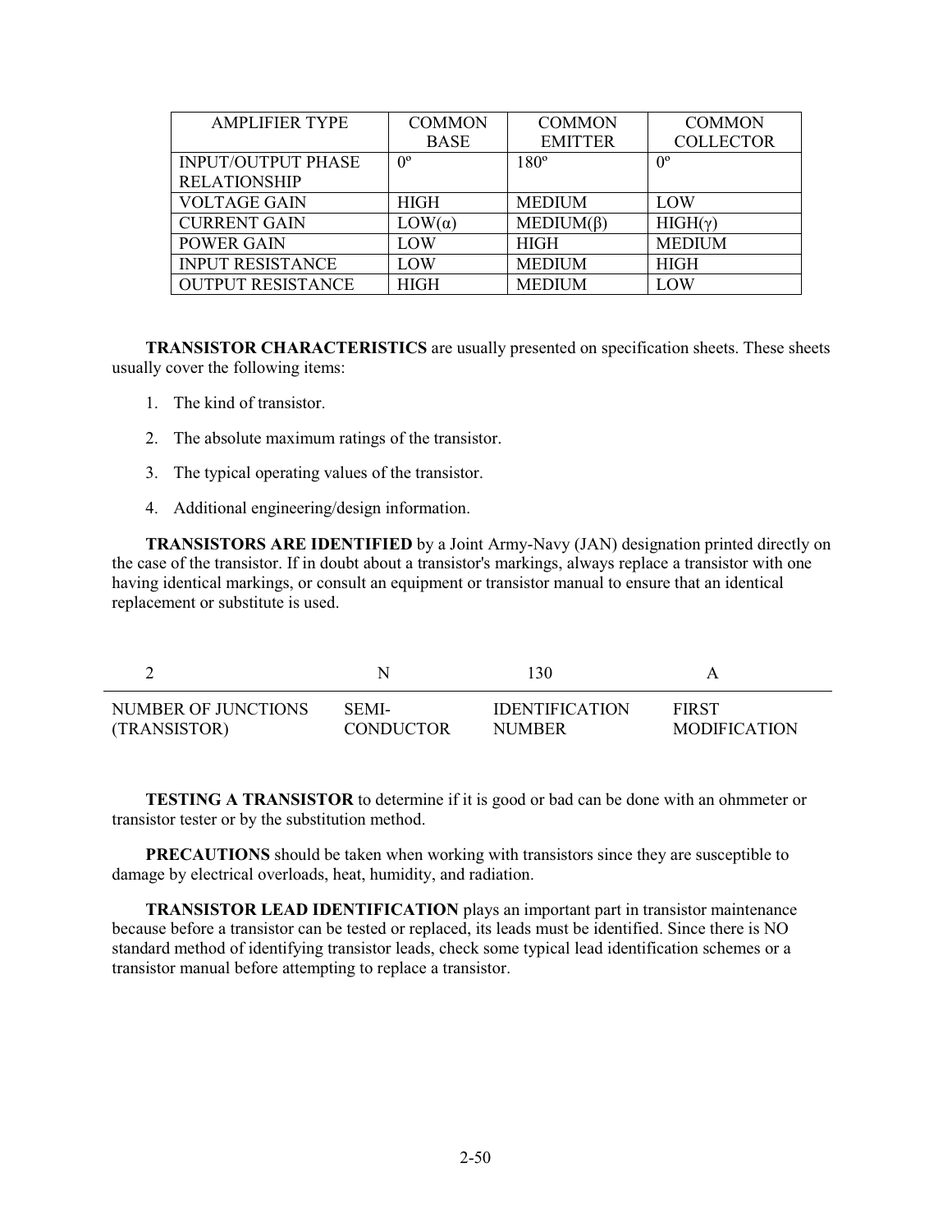| AMPLIFIER TYPE | COMMON BASE | COMMON EMITTER | COMMON COLLECTOR |
|---|---|---|---|
| INPUT/OUTPUT PHASE RELATIONSHIP | 0º | 180º | 0º |
| VOLTAGE GAIN | HIGH | MEDIUM | LOW |
| CURRENT GAIN | LOW($\alpha$) | MEDIUM($\beta$) | HIGH($\gamma$) |
| POWER GAIN | LOW | HIGH | MEDIUM |
| INPUT RESISTANCE | LOW | MEDIUM | HIGH |
| OUTPUT RESISTANCE | HIGH | MEDIUM | LOW |

**TRANSISTOR CHARACTERISTICS** are usually presented on specification sheets. These sheets usually cover the following items:

1. The kind of transistor.
2. The absolute maximum ratings of the transistor.
3. The typical operating values of the transistor.
4. Additional engineering/design information.

**TRANSISTORS ARE IDENTIFIED** by a Joint Army-Navy (JAN) designation printed directly on the case of the transistor. If in doubt about a transistor's markings, always replace a transistor with one having identical markings, or consult an equipment or transistor manual to ensure that an identical replacement or substitute is used.

| 2 | N | 130 | A |
|---|---|---|---|
| NUMBER OF JUNCTIONS (TRANSISTOR) | SEMI-CONDUCTOR | IDENTIFICATION NUMBER | FIRST MODIFICATION |

**TESTING A TRANSISTOR** to determine if it is good or bad can be done with an ohmmeter or transistor tester or by the substitution method.

**PRECAUTIONS** should be taken when working with transistors since they are susceptible to damage by electrical overloads, heat, humidity, and radiation.

**TRANSISTOR LEAD IDENTIFICATION** plays an important part in transistor maintenance because before a transistor can be tested or replaced, its leads must be identified. Since there is NO standard method of identifying transistor leads, check some typical lead identification schemes or a transistor manual before attempting to replace a transistor.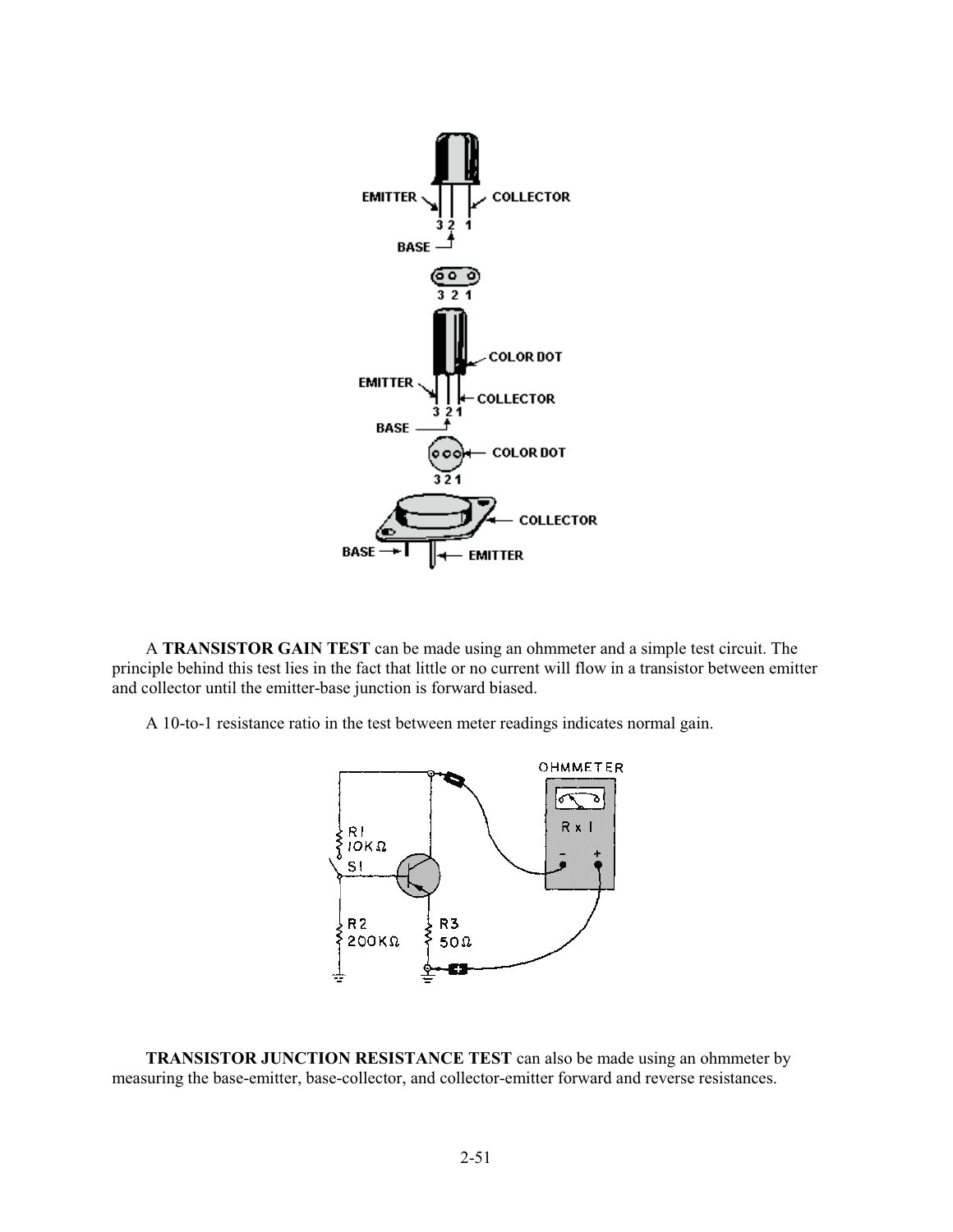A **TRANSISTOR GAIN TEST** can be made using an ohmmeter and a simple test circuit. The principle behind this test lies in the fact that little or no current will flow in a transistor between emitter and collector until the emitter-base junction is forward biased.

A 10-to-1 resistance ratio in the test between meter readings indicates normal gain.

**TRANSISTOR JUNCTION RESISTANCE TEST** can also be made using an ohmmeter by measuring the base-emitter, base-collector, and collector-emitter forward and reverse resistances.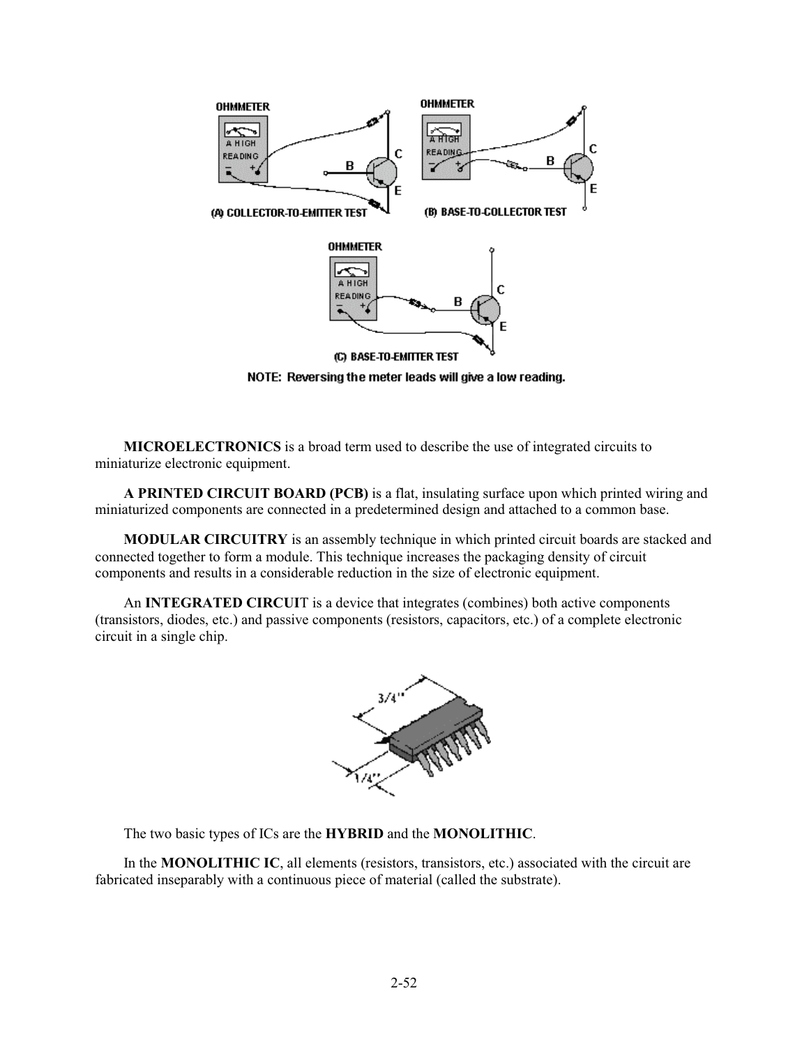(A) COLLECTOR-TO-EMITTER TEST

(B) BASE-TO-COLLECTOR TEST

(C) BASE-TO-EMITTER TEST

NOTE: Reversing the meter leads will give a low reading.

**MICROELECTRONICS** is a broad term used to describe the use of integrated circuits to miniaturize electronic equipment.

**A PRINTED CIRCUIT BOARD (PCB)** is a flat, insulating surface upon which printed wiring and miniaturized components are connected in a predetermined design and attached to a common base.

**MODULAR CIRCUITRY** is an assembly technique in which printed circuit boards are stacked and connected together to form a module. This technique increases the packaging density of circuit components and results in a considerable reduction in the size of electronic equipment.

An **INTEGRATED CIRCUIT** is a device that integrates (combines) both active components (transistors, diodes, etc.) and passive components (resistors, capacitors, etc.) of a complete electronic circuit in a single chip.

The two basic types of ICs are the **HYBRID** and the **MONOLITHIC**.

In the **MONOLITHIC IC**, all elements (resistors, transistors, etc.) associated with the circuit are fabricated inseparably with a continuous piece of material (called the substrate).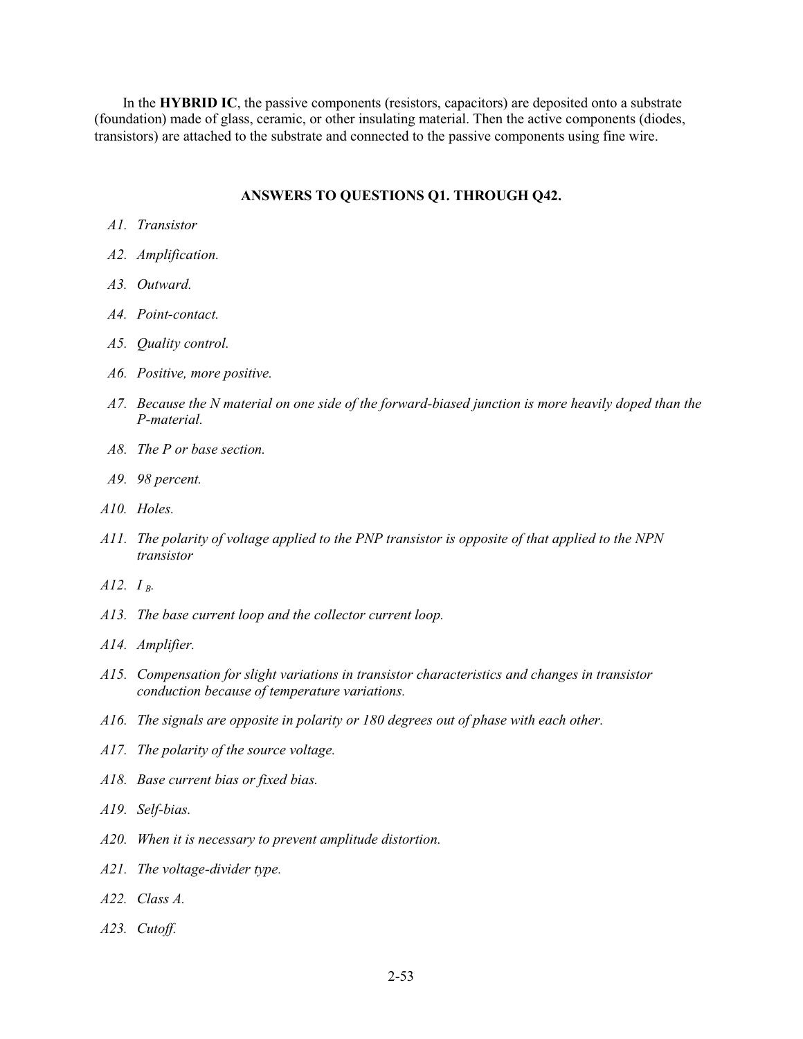In the **HYBRID IC**, the passive components (resistors, capacitors) are deposited onto a substrate (foundation) made of glass, ceramic, or other insulating material. Then the active components (diodes, transistors) are attached to the substrate and connected to the passive components using fine wire.

## ANSWERS TO QUESTIONS Q1. THROUGH Q42.

*A1. Transistor*

*A2. Amplification.*

*A3. Outward.*

*A4. Point-contact.*

*A5. Quality control.*

*A6. Positive, more positive.*

*A7. Because the N material on one side of the forward-biased junction is more heavily doped than the P-material.*

*A8. The P or base section.*

*A9. 98 percent.*

*A10. Holes.*

*A11. The polarity of voltage applied to the PNP transistor is opposite of that applied to the NPN transistor*

*A12.* $I_B$.

*A13. The base current loop and the collector current loop.*

*A14. Amplifier.*

*A15. Compensation for slight variations in transistor characteristics and changes in transistor conduction because of temperature variations.*

*A16. The signals are opposite in polarity or 180 degrees out of phase with each other.*

*A17. The polarity of the source voltage.*

*A18. Base current bias or fixed bias.*

*A19. Self-bias.*

*A20. When it is necessary to prevent amplitude distortion.*

*A21. The voltage-divider type.*

*A22. Class A.*

*A23. Cutoff.*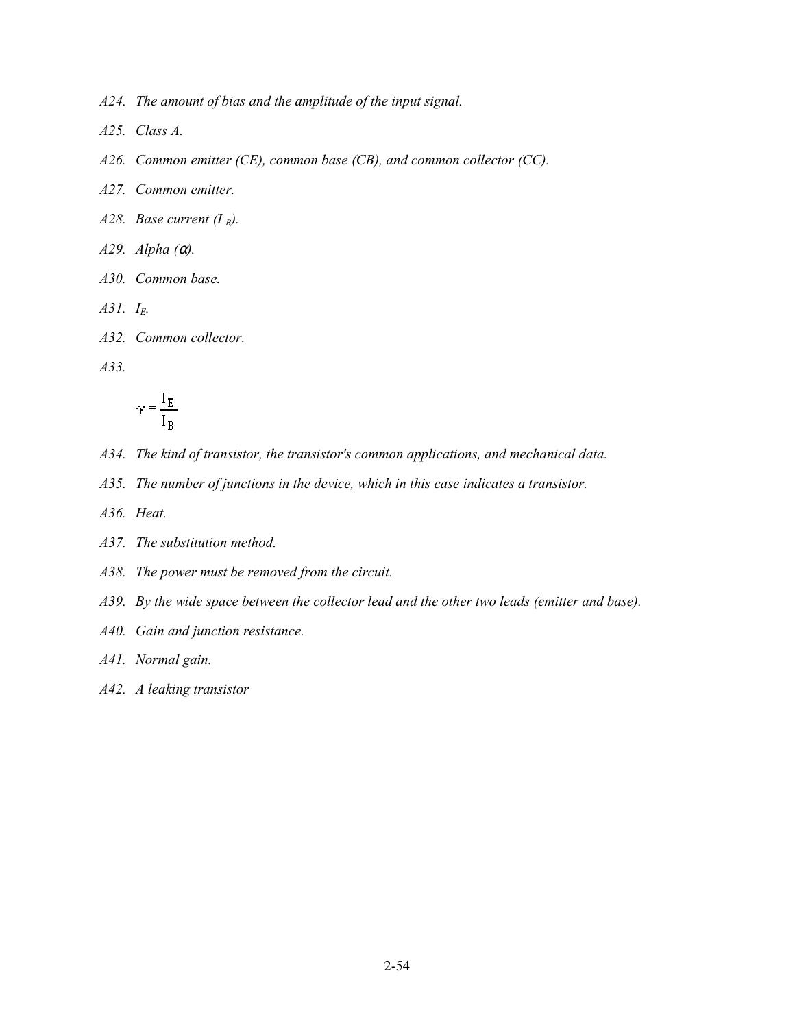*A24. The amount of bias and the amplitude of the input signal.*

*A25. Class A.*

*A26. Common emitter (CE), common base (CB), and common collector (CC).*

*A27. Common emitter.*

*A28. Base current ($I_B$).*

*A29. Alpha ($\alpha$).*

*A30. Common base.*

*A31. $I_E$.*

*A32. Common collector.*

*A33.*

$$\gamma = \frac{I_E}{I_B}$$

*A34. The kind of transistor, the transistor's common applications, and mechanical data.*

*A35. The number of junctions in the device, which in this case indicates a transistor.*

*A36. Heat.*

*A37. The substitution method.*

*A38. The power must be removed from the circuit.*

*A39. By the wide space between the collector lead and the other two leads (emitter and base).*

*A40. Gain and junction resistance.*

*A41. Normal gain.*

*A42. A leaking transistor*